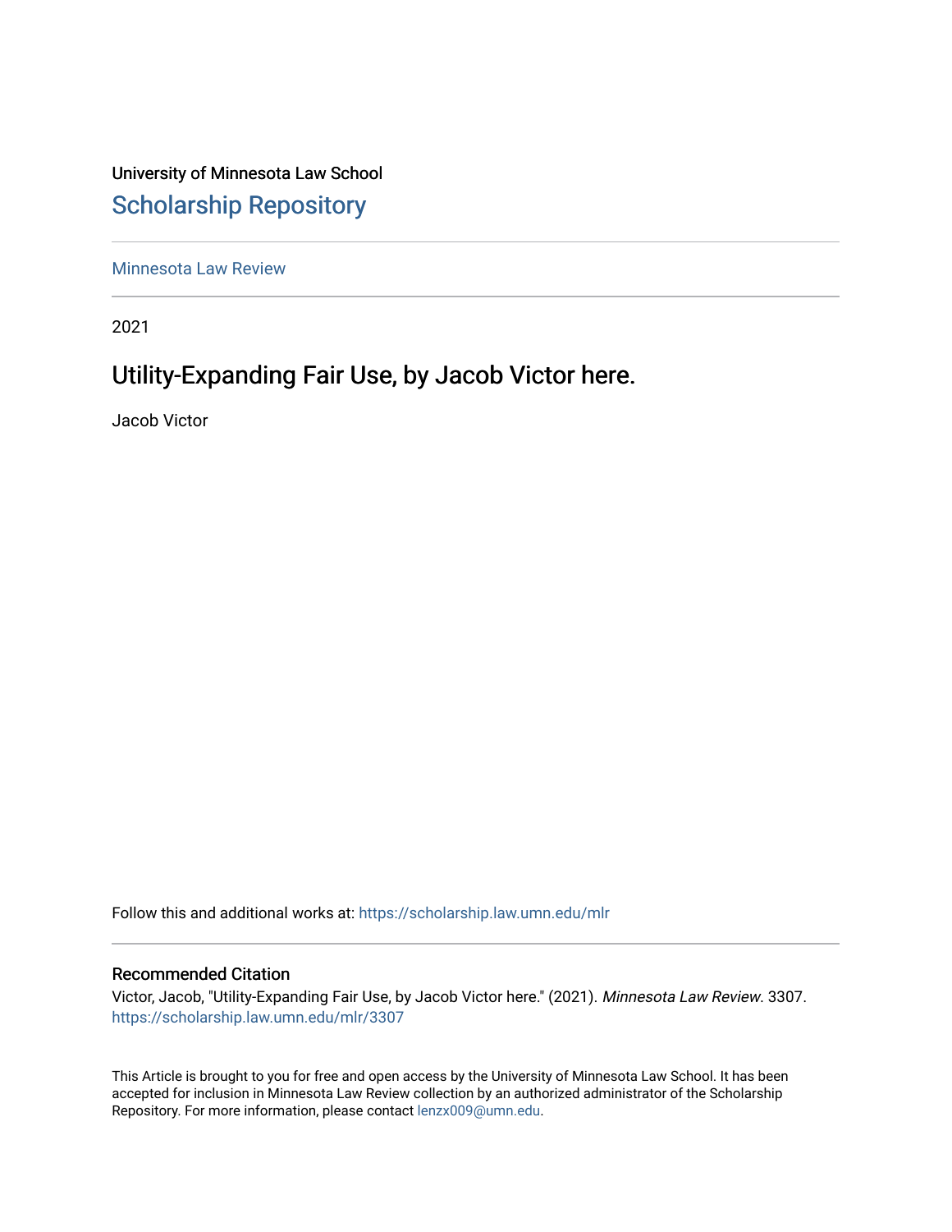University of Minnesota Law School

## Scholarship Repository

Minnesota Law Review

2021

# Utility-Expanding Fair Use, by Jacob Victor here.

Jacob Victor

Follow this and additional works at: https://scholarship.law.umn.edu/mlr

### Recommended Citation

Victor, Jacob, "Utility-Expanding Fair Use, by Jacob Victor here." (2021). *Minnesota Law Review*. 3307.
https://scholarship.law.umn.edu/mlr/3307

This Article is brought to you for free and open access by the University of Minnesota Law School. It has been accepted for inclusion in Minnesota Law Review collection by an authorized administrator of the Scholarship Repository. For more information, please contact lenzx009@umn.edu.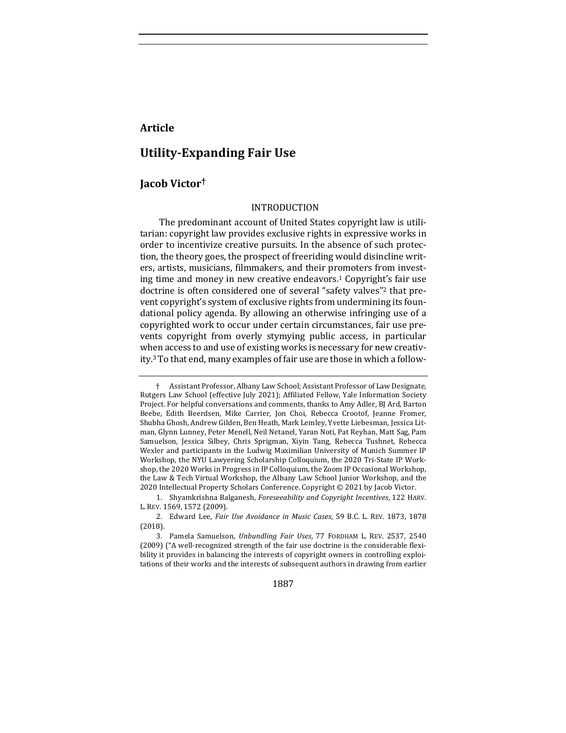**Article**

# Utility-Expanding Fair Use

## Jacob Victor†

### INTRODUCTION

The predominant account of United States copyright law is utilitarian: copyright law provides exclusive rights in expressive works in order to incentivize creative pursuits. In the absence of such protection, the theory goes, the prospect of freeriding would disincline writers, artists, musicians, filmmakers, and their promoters from investing time and money in new creative endeavors.[1] Copyright's fair use doctrine is often considered one of several "safety valves"[2] that prevent copyright's system of exclusive rights from undermining its foundational policy agenda. By allowing an otherwise infringing use of a copyrighted work to occur under certain circumstances, fair use prevents copyright from overly stymying public access, in particular when access to and use of existing works is necessary for new creativity.[3] To that end, many examples of fair use are those in which a follow-

---

† Assistant Professor, Albany Law School; Assistant Professor of Law Designate, Rutgers Law School (effective July 2021); Affiliated Fellow, Yale Information Society Project. For helpful conversations and comments, thanks to Amy Adler, BJ Ard, Barton Beebe, Edith Beerdsen, Mike Carrier, Jon Choi, Rebecca Crootof, Jeanne Fromer, Shubha Ghosh, Andrew Gilden, Ben Heath, Mark Lemley, Yvette Liebesman, Jessica Litman, Glynn Lunney, Peter Menell, Neil Netanel, Yaran Noti, Pat Reyhan, Matt Sag, Pam Samuelson, Jessica Silbey, Chris Sprigman, Xiyin Tang, Rebecca Tushnet, Rebecca Wexler and participants in the Ludwig Maximilian University of Munich Summer IP Workshop, the NYU Lawyering Scholarship Colloquium, the 2020 Tri-State IP Workshop, the 2020 Works in Progress in IP Colloquium, the Zoom IP Occasional Workshop, the Law & Tech Virtual Workshop, the Albany Law School Junior Workshop, and the 2020 Intellectual Property Scholars Conference. Copyright © 2021 by Jacob Victor.

1. Shyamkrishna Balganesh, *Foreseeability and Copyright Incentives*, 122 HARV. L. REV. 1569, 1572 (2009).

2. Edward Lee, *Fair Use Avoidance in Music Cases*, 59 B.C. L. REV. 1873, 1878 (2018).

3. Pamela Samuelson, *Unbundling Fair Uses*, 77 FORDHAM L. REV. 2537, 2540 (2009) ("A well-recognized strength of the fair use doctrine is the considerable flexibility it provides in balancing the interests of copyright owners in controlling exploitations of their works and the interests of subsequent authors in drawing from earlier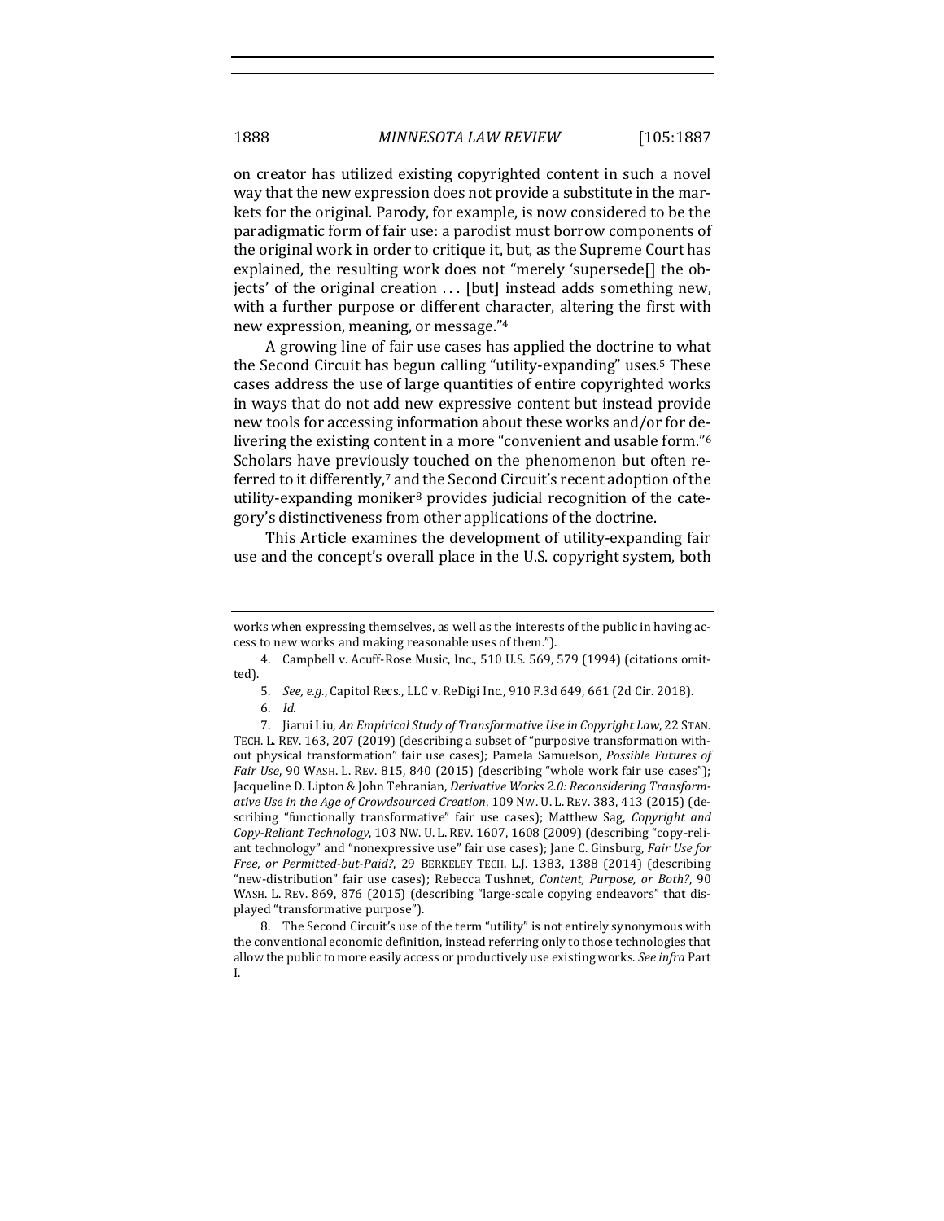on creator has utilized existing copyrighted content in such a novel way that the new expression does not provide a substitute in the markets for the original. Parody, for example, is now considered to be the paradigmatic form of fair use: a parodist must borrow components of the original work in order to critique it, but, as the Supreme Court has explained, the resulting work does not "merely 'supersede[] the objects' of the original creation . . . [but] instead adds something new, with a further purpose or different character, altering the first with new expression, meaning, or message."[4]

A growing line of fair use cases has applied the doctrine to what the Second Circuit has begun calling "utility-expanding" uses.[5] These cases address the use of large quantities of entire copyrighted works in ways that do not add new expressive content but instead provide new tools for accessing information about these works and/or for delivering the existing content in a more "convenient and usable form."[6] Scholars have previously touched on the phenomenon but often referred to it differently,[7] and the Second Circuit's recent adoption of the utility-expanding moniker[8] provides judicial recognition of the category's distinctiveness from other applications of the doctrine.

This Article examines the development of utility-expanding fair use and the concept's overall place in the U.S. copyright system, both

---

works when expressing themselves, as well as the interests of the public in having access to new works and making reasonable uses of them.").

4. Campbell v. Acuff-Rose Music, Inc., 510 U.S. 569, 579 (1994) (citations omitted).

5. *See, e.g.*, Capitol Recs., LLC v. ReDigi Inc., 910 F.3d 649, 661 (2d Cir. 2018).

6. *Id.*

7. Jiarui Liu, *An Empirical Study of Transformative Use in Copyright Law*, 22 STAN. TECH. L. REV. 163, 207 (2019) (describing a subset of "purposive transformation without physical transformation" fair use cases); Pamela Samuelson, *Possible Futures of Fair Use*, 90 WASH. L. REV. 815, 840 (2015) (describing "whole work fair use cases"); Jacqueline D. Lipton & John Tehranian, *Derivative Works 2.0: Reconsidering Transformative Use in the Age of Crowdsourced Creation*, 109 NW. U. L. REV. 383, 413 (2015) (describing "functionally transformative" fair use cases); Matthew Sag, *Copyright and Copy-Reliant Technology*, 103 NW. U. L. REV. 1607, 1608 (2009) (describing "copy-reliant technology" and "nonexpressive use" fair use cases); Jane C. Ginsburg, *Fair Use for Free, or Permitted-but-Paid?*, 29 BERKELEY TECH. L.J. 1383, 1388 (2014) (describing "new-distribution" fair use cases); Rebecca Tushnet, *Content, Purpose, or Both?*, 90 WASH. L. REV. 869, 876 (2015) (describing "large-scale copying endeavors" that displayed "transformative purpose").

8. The Second Circuit's use of the term "utility" is not entirely synonymous with the conventional economic definition, instead referring only to those technologies that allow the public to more easily access or productively use existing works. *See infra* Part I.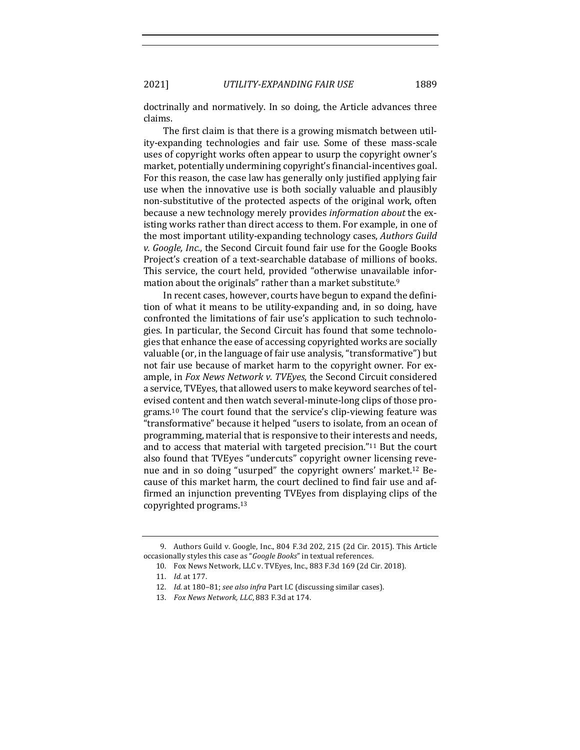doctrinally and normatively. In so doing, the Article advances three claims.

The first claim is that there is a growing mismatch between utility-expanding technologies and fair use. Some of these mass-scale uses of copyright works often appear to usurp the copyright owner's market, potentially undermining copyright's financial-incentives goal. For this reason, the case law has generally only justified applying fair use when the innovative use is both socially valuable and plausibly non-substitutive of the protected aspects of the original work, often because a new technology merely provides *information about* the existing works rather than direct access to them. For example, in one of the most important utility-expanding technology cases, *Authors Guild v. Google, Inc.*, the Second Circuit found fair use for the Google Books Project's creation of a text-searchable database of millions of books. This service, the court held, provided "otherwise unavailable information about the originals" rather than a market substitute.[9]

In recent cases, however, courts have begun to expand the definition of what it means to be utility-expanding and, in so doing, have confronted the limitations of fair use's application to such technologies. In particular, the Second Circuit has found that some technologies that enhance the ease of accessing copyrighted works are socially valuable (or, in the language of fair use analysis, "transformative") but not fair use because of market harm to the copyright owner. For example, in *Fox News Network v. TVEyes*, the Second Circuit considered a service, TVEyes, that allowed users to make keyword searches of televised content and then watch several-minute-long clips of those programs.[10] The court found that the service's clip-viewing feature was "transformative" because it helped "users to isolate, from an ocean of programming, material that is responsive to their interests and needs, and to access that material with targeted precision."[11] But the court also found that TVEyes "undercuts" copyright owner licensing revenue and in so doing "usurped" the copyright owners' market.[12] Because of this market harm, the court declined to find fair use and affirmed an injunction preventing TVEyes from displaying clips of the copyrighted programs.[13]

---

9. Authors Guild v. Google, Inc., 804 F.3d 202, 215 (2d Cir. 2015). This Article occasionally styles this case as "*Google Books*" in textual references.

10. Fox News Network, LLC v. TVEyes, Inc., 883 F.3d 169 (2d Cir. 2018).

11. *Id.* at 177.

12. *Id.* at 180–81; *see also infra* Part I.C (discussing similar cases).

13. *Fox News Network, LLC*, 883 F.3d at 174.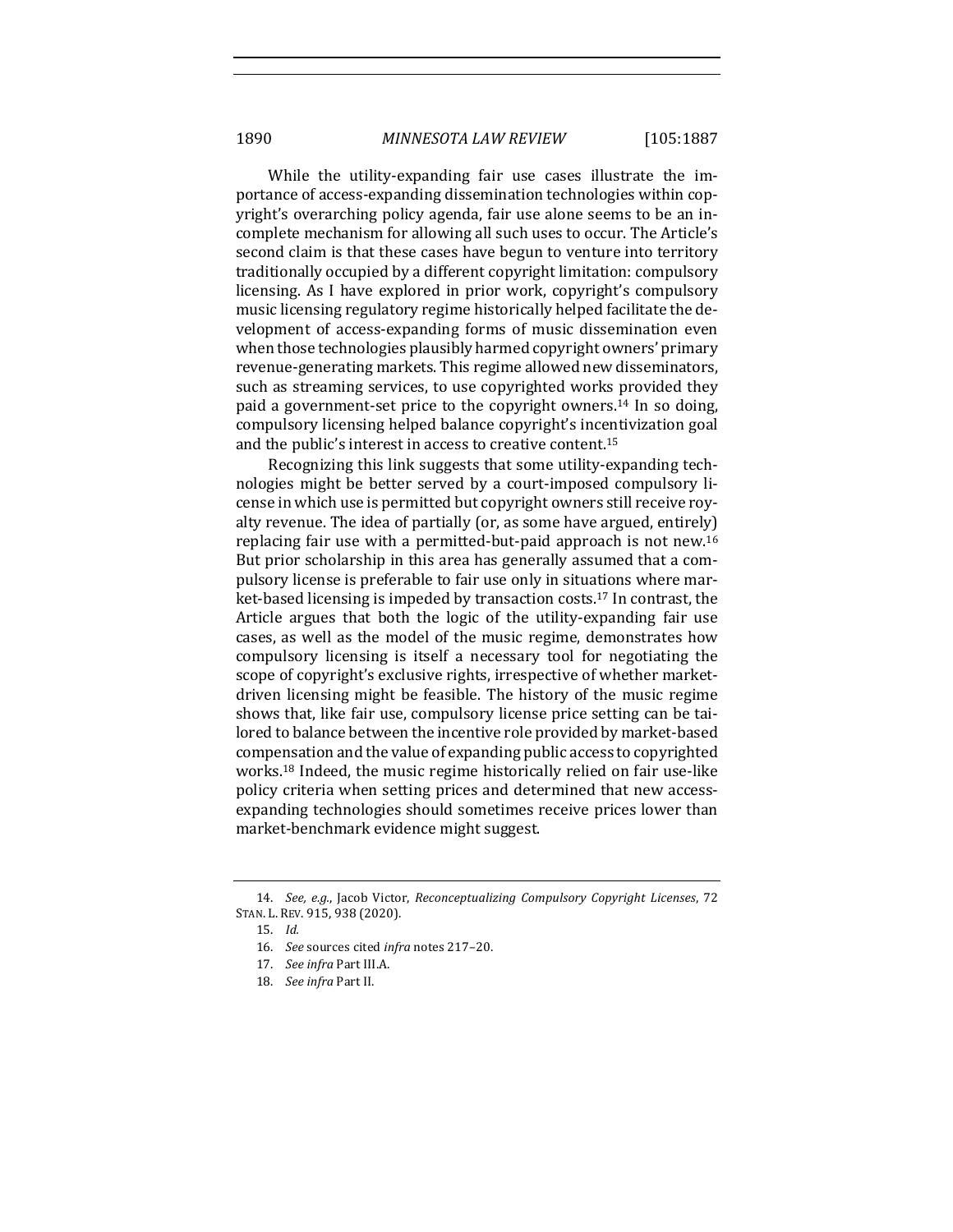While the utility-expanding fair use cases illustrate the importance of access-expanding dissemination technologies within copyright's overarching policy agenda, fair use alone seems to be an incomplete mechanism for allowing all such uses to occur. The Article's second claim is that these cases have begun to venture into territory traditionally occupied by a different copyright limitation: compulsory licensing. As I have explored in prior work, copyright's compulsory music licensing regulatory regime historically helped facilitate the development of access-expanding forms of music dissemination even when those technologies plausibly harmed copyright owners' primary revenue-generating markets. This regime allowed new disseminators, such as streaming services, to use copyrighted works provided they paid a government-set price to the copyright owners.[14] In so doing, compulsory licensing helped balance copyright's incentivization goal and the public's interest in access to creative content.[15]

Recognizing this link suggests that some utility-expanding technologies might be better served by a court-imposed compulsory license in which use is permitted but copyright owners still receive royalty revenue. The idea of partially (or, as some have argued, entirely) replacing fair use with a permitted-but-paid approach is not new.[16] But prior scholarship in this area has generally assumed that a compulsory license is preferable to fair use only in situations where market-based licensing is impeded by transaction costs.[17] In contrast, the Article argues that both the logic of the utility-expanding fair use cases, as well as the model of the music regime, demonstrates how compulsory licensing is itself a necessary tool for negotiating the scope of copyright's exclusive rights, irrespective of whether market-driven licensing might be feasible. The history of the music regime shows that, like fair use, compulsory license price setting can be tailored to balance between the incentive role provided by market-based compensation and the value of expanding public access to copyrighted works.[18] Indeed, the music regime historically relied on fair use-like policy criteria when setting prices and determined that new access-expanding technologies should sometimes receive prices lower than market-benchmark evidence might suggest.

---

14. *See, e.g.*, Jacob Victor, *Reconceptualizing Compulsory Copyright Licenses*, 72 STAN. L. REV. 915, 938 (2020).

15. *Id.*

16. *See* sources cited *infra* notes 217–20.

17. *See infra* Part III.A.

18. *See infra* Part II.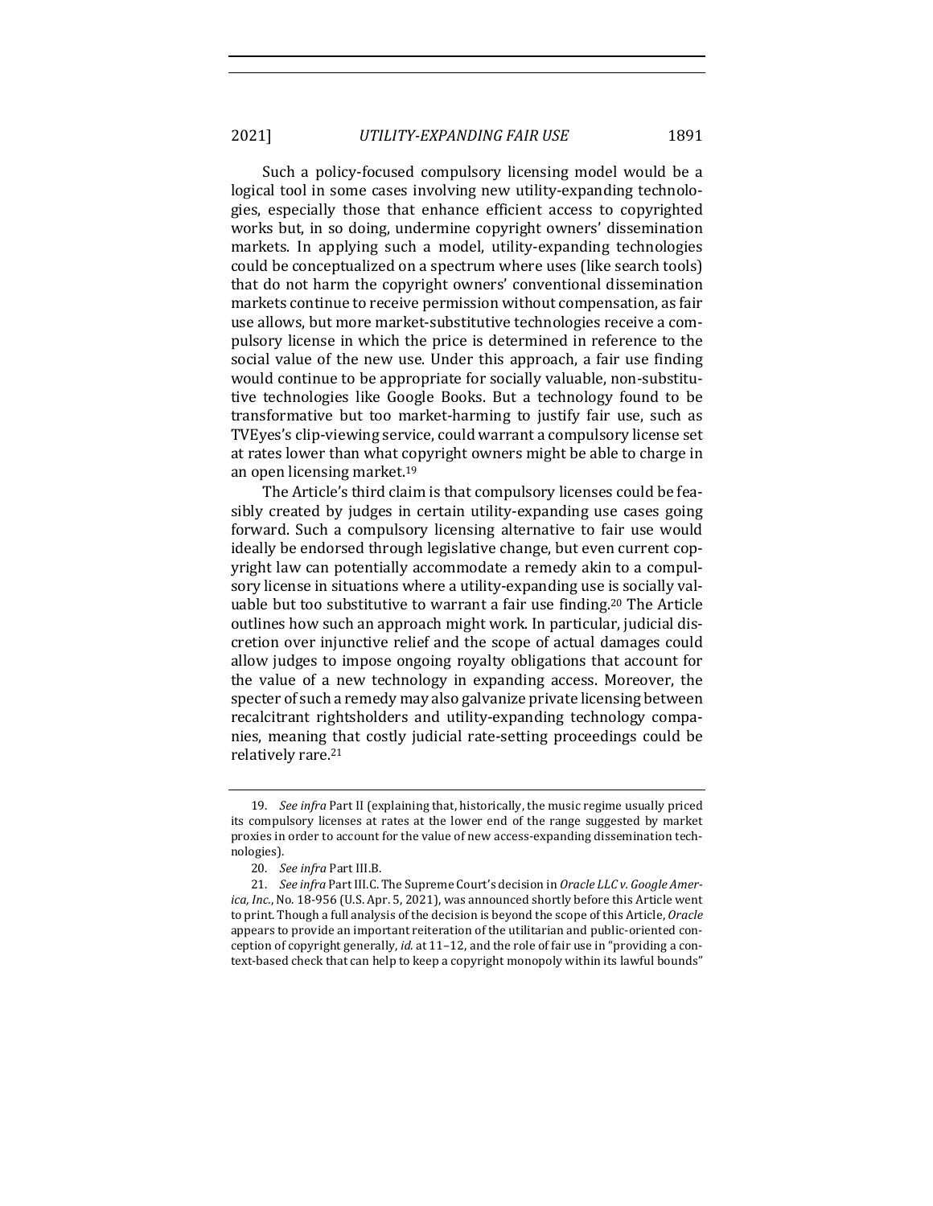Such a policy-focused compulsory licensing model would be a logical tool in some cases involving new utility-expanding technologies, especially those that enhance efficient access to copyrighted works but, in so doing, undermine copyright owners' dissemination markets. In applying such a model, utility-expanding technologies could be conceptualized on a spectrum where uses (like search tools) that do not harm the copyright owners' conventional dissemination markets continue to receive permission without compensation, as fair use allows, but more market-substitutive technologies receive a compulsory license in which the price is determined in reference to the social value of the new use. Under this approach, a fair use finding would continue to be appropriate for socially valuable, non-substitutive technologies like Google Books. But a technology found to be transformative but too market-harming to justify fair use, such as TVEyes's clip-viewing service, could warrant a compulsory license set at rates lower than what copyright owners might be able to charge in an open licensing market.[19]

The Article's third claim is that compulsory licenses could be feasibly created by judges in certain utility-expanding use cases going forward. Such a compulsory licensing alternative to fair use would ideally be endorsed through legislative change, but even current copyright law can potentially accommodate a remedy akin to a compulsory license in situations where a utility-expanding use is socially valuable but too substitutive to warrant a fair use finding.[20] The Article outlines how such an approach might work. In particular, judicial discretion over injunctive relief and the scope of actual damages could allow judges to impose ongoing royalty obligations that account for the value of a new technology in expanding access. Moreover, the specter of such a remedy may also galvanize private licensing between recalcitrant rightsholders and utility-expanding technology companies, meaning that costly judicial rate-setting proceedings could be relatively rare.[21]

---

19. *See infra* Part II (explaining that, historically, the music regime usually priced its compulsory licenses at rates at the lower end of the range suggested by market proxies in order to account for the value of new access-expanding dissemination technologies).

20. *See infra* Part III.B.

21. *See infra* Part III.C. The Supreme Court's decision in *Oracle LLC v. Google America, Inc.*, No. 18-956 (U.S. Apr. 5, 2021), was announced shortly before this Article went to print. Though a full analysis of the decision is beyond the scope of this Article, *Oracle* appears to provide an important reiteration of the utilitarian and public-oriented conception of copyright generally, *id.* at 11–12, and the role of fair use in "providing a context-based check that can help to keep a copyright monopoly within its lawful bounds"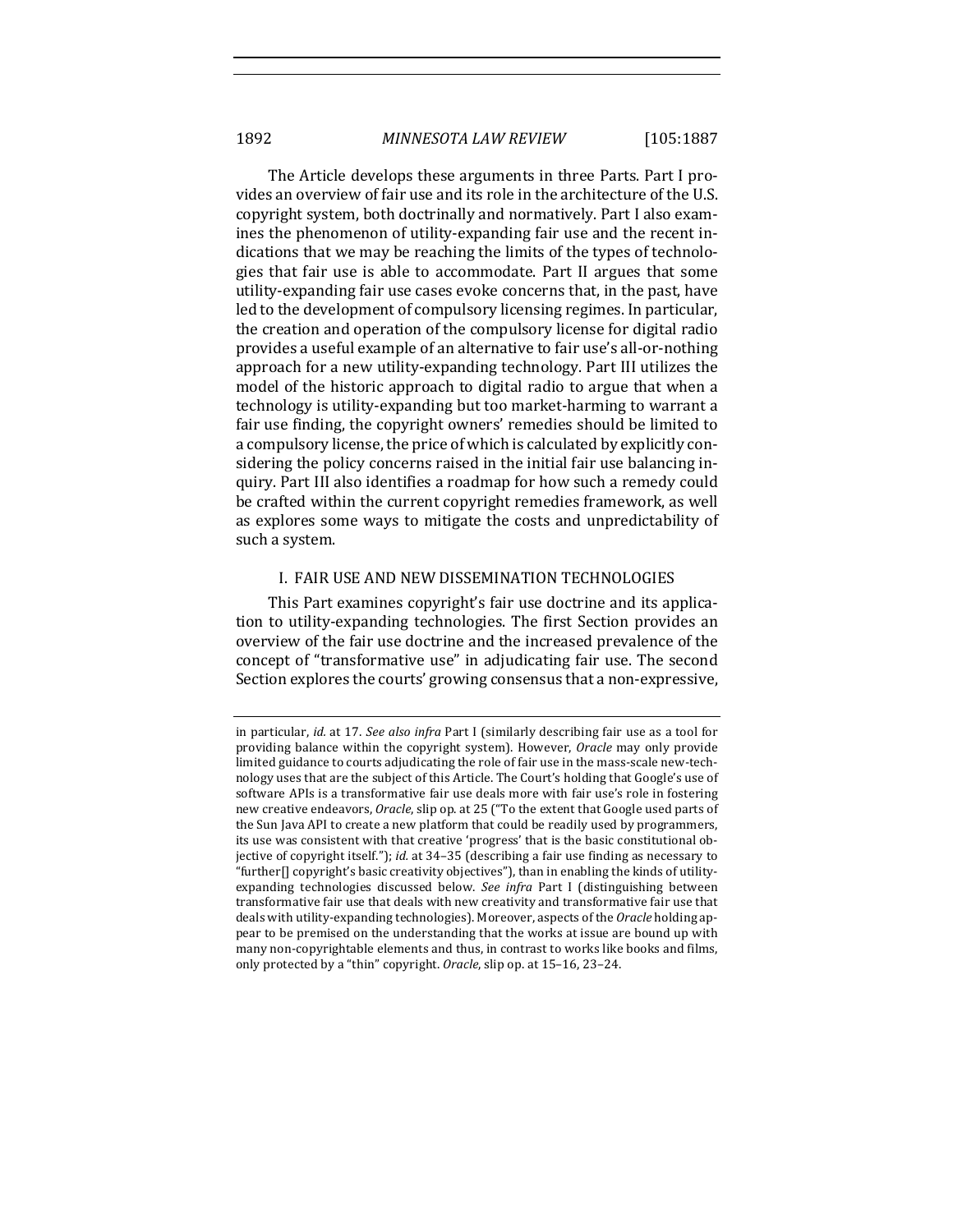The Article develops these arguments in three Parts. Part I provides an overview of fair use and its role in the architecture of the U.S. copyright system, both doctrinally and normatively. Part I also examines the phenomenon of utility-expanding fair use and the recent indications that we may be reaching the limits of the types of technologies that fair use is able to accommodate. Part II argues that some utility-expanding fair use cases evoke concerns that, in the past, have led to the development of compulsory licensing regimes. In particular, the creation and operation of the compulsory license for digital radio provides a useful example of an alternative to fair use's all-or-nothing approach for a new utility-expanding technology. Part III utilizes the model of the historic approach to digital radio to argue that when a technology is utility-expanding but too market-harming to warrant a fair use finding, the copyright owners' remedies should be limited to a compulsory license, the price of which is calculated by explicitly considering the policy concerns raised in the initial fair use balancing inquiry. Part III also identifies a roadmap for how such a remedy could be crafted within the current copyright remedies framework, as well as explores some ways to mitigate the costs and unpredictability of such a system.

## I. FAIR USE AND NEW DISSEMINATION TECHNOLOGIES

This Part examines copyright's fair use doctrine and its application to utility-expanding technologies. The first Section provides an overview of the fair use doctrine and the increased prevalence of the concept of "transformative use" in adjudicating fair use. The second Section explores the courts' growing consensus that a non-expressive,

---

in particular, *id.* at 17. *See also infra* Part I (similarly describing fair use as a tool for providing balance within the copyright system). However, *Oracle* may only provide limited guidance to courts adjudicating the role of fair use in the mass-scale new-technology uses that are the subject of this Article. The Court's holding that Google's use of software APIs is a transformative fair use deals more with fair use's role in fostering new creative endeavors, *Oracle*, slip op. at 25 ("To the extent that Google used parts of the Sun Java API to create a new platform that could be readily used by programmers, its use was consistent with that creative 'progress' that is the basic constitutional objective of copyright itself."); *id.* at 34–35 (describing a fair use finding as necessary to "further[] copyright's basic creativity objectives"), than in enabling the kinds of utility-expanding technologies discussed below. *See infra* Part I (distinguishing between transformative fair use that deals with new creativity and transformative fair use that deals with utility-expanding technologies). Moreover, aspects of the *Oracle* holding appear to be premised on the understanding that the works at issue are bound up with many non-copyrightable elements and thus, in contrast to works like books and films, only protected by a "thin" copyright. *Oracle*, slip op. at 15–16, 23–24.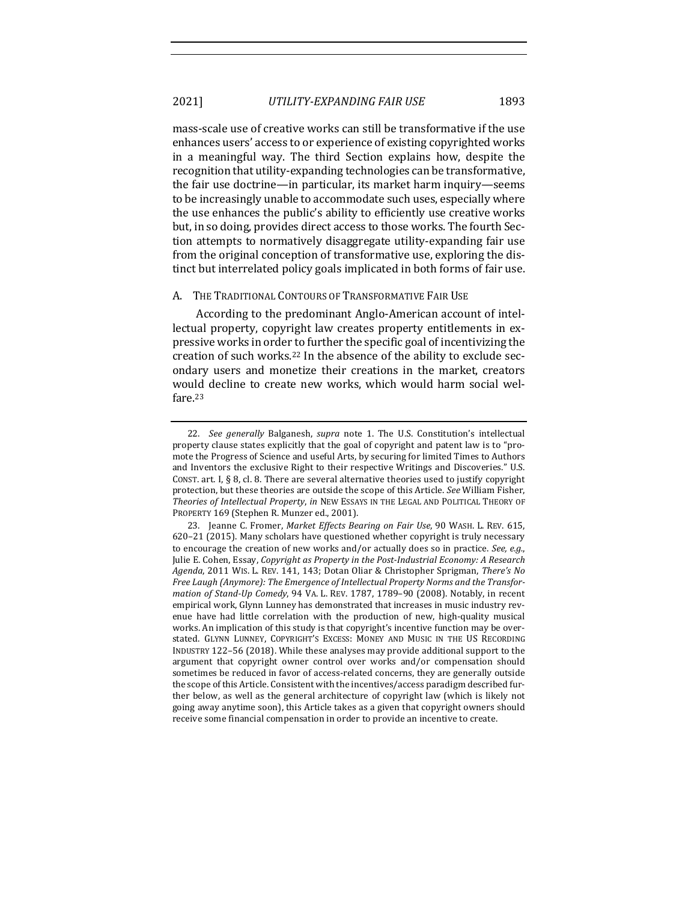mass-scale use of creative works can still be transformative if the use enhances users' access to or experience of existing copyrighted works in a meaningful way. The third Section explains how, despite the recognition that utility-expanding technologies can be transformative, the fair use doctrine—in particular, its market harm inquiry—seems to be increasingly unable to accommodate such uses, especially where the use enhances the public's ability to efficiently use creative works but, in so doing, provides direct access to those works. The fourth Section attempts to normatively disaggregate utility-expanding fair use from the original conception of transformative use, exploring the distinct but interrelated policy goals implicated in both forms of fair use.

### A. The Traditional Contours of Transformative Fair Use

According to the predominant Anglo-American account of intellectual property, copyright law creates property entitlements in expressive works in order to further the specific goal of incentivizing the creation of such works.[22] In the absence of the ability to exclude secondary users and monetize their creations in the market, creators would decline to create new works, which would harm social welfare.[23]

---

22. *See generally* Balganesh, *supra* note 1. The U.S. Constitution's intellectual property clause states explicitly that the goal of copyright and patent law is to "promote the Progress of Science and useful Arts, by securing for limited Times to Authors and Inventors the exclusive Right to their respective Writings and Discoveries." U.S. CONST. art. I, § 8, cl. 8. There are several alternative theories used to justify copyright protection, but these theories are outside the scope of this Article. *See* William Fisher, *Theories of Intellectual Property*, *in* NEW ESSAYS IN THE LEGAL AND POLITICAL THEORY OF PROPERTY 169 (Stephen R. Munzer ed., 2001).

23. Jeanne C. Fromer, *Market Effects Bearing on Fair Use*, 90 WASH. L. REV. 615, 620–21 (2015). Many scholars have questioned whether copyright is truly necessary to encourage the creation of new works and/or actually does so in practice. *See, e.g.*, Julie E. Cohen, Essay, *Copyright as Property in the Post-Industrial Economy: A Research Agenda*, 2011 WIS. L. REV. 141, 143; Dotan Oliar & Christopher Sprigman, *There's No Free Laugh (Anymore): The Emergence of Intellectual Property Norms and the Transformation of Stand-Up Comedy*, 94 VA. L. REV. 1787, 1789–90 (2008). Notably, in recent empirical work, Glynn Lunney has demonstrated that increases in music industry revenue have had little correlation with the production of new, high-quality musical works. An implication of this study is that copyright's incentive function may be overstated. GLYNN LUNNEY, COPYRIGHT'S EXCESS: MONEY AND MUSIC IN THE US RECORDING INDUSTRY 122–56 (2018). While these analyses may provide additional support to the argument that copyright owner control over works and/or compensation should sometimes be reduced in favor of access-related concerns, they are generally outside the scope of this Article. Consistent with the incentives/access paradigm described further below, as well as the general architecture of copyright law (which is likely not going away anytime soon), this Article takes as a given that copyright owners should receive some financial compensation in order to provide an incentive to create.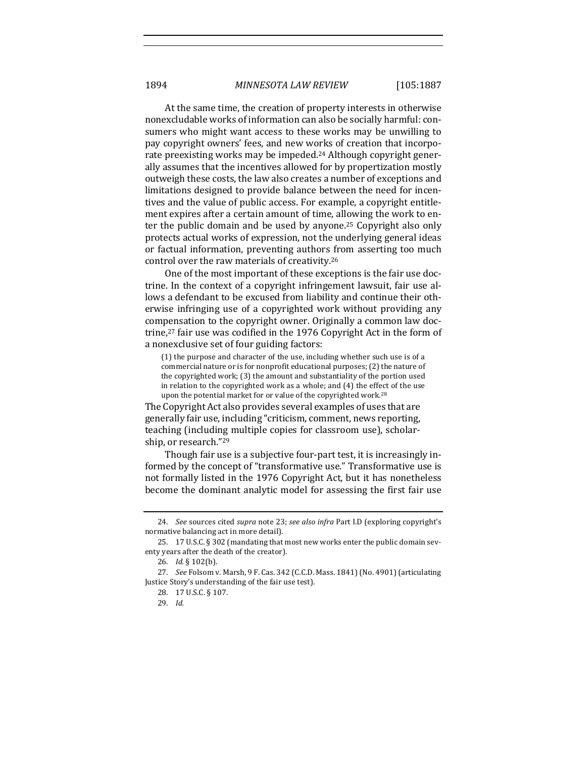At the same time, the creation of property interests in otherwise nonexcludable works of information can also be socially harmful: consumers who might want access to these works may be unwilling to pay copyright owners' fees, and new works of creation that incorporate preexisting works may be impeded.[24] Although copyright generally assumes that the incentives allowed for by propertization mostly outweigh these costs, the law also creates a number of exceptions and limitations designed to provide balance between the need for incentives and the value of public access. For example, a copyright entitlement expires after a certain amount of time, allowing the work to enter the public domain and be used by anyone.[25] Copyright also only protects actual works of expression, not the underlying general ideas or factual information, preventing authors from asserting too much control over the raw materials of creativity.[26]

One of the most important of these exceptions is the fair use doctrine. In the context of a copyright infringement lawsuit, fair use allows a defendant to be excused from liability and continue their otherwise infringing use of a copyrighted work without providing any compensation to the copyright owner. Originally a common law doctrine,[27] fair use was codified in the 1976 Copyright Act in the form of a nonexclusive set of four guiding factors:

> (1) the purpose and character of the use, including whether such use is of a commercial nature or is for nonprofit educational purposes; (2) the nature of the copyrighted work; (3) the amount and substantiality of the portion used in relation to the copyrighted work as a whole; and (4) the effect of the use upon the potential market for or value of the copyrighted work.[28]

The Copyright Act also provides several examples of uses that are generally fair use, including "criticism, comment, news reporting, teaching (including multiple copies for classroom use), scholarship, or research."[29]

Though fair use is a subjective four-part test, it is increasingly informed by the concept of "transformative use." Transformative use is not formally listed in the 1976 Copyright Act, but it has nonetheless become the dominant analytic model for assessing the first fair use

---

24. *See* sources cited *supra* note 23; *see also infra* Part I.D (exploring copyright's normative balancing act in more detail).

25. 17 U.S.C. § 302 (mandating that most new works enter the public domain seventy years after the death of the creator).

26. *Id.* § 102(b).

27. *See* Folsom v. Marsh, 9 F. Cas. 342 (C.C.D. Mass. 1841) (No. 4901) (articulating Justice Story's understanding of the fair use test).

28. 17 U.S.C. § 107.

29. *Id.*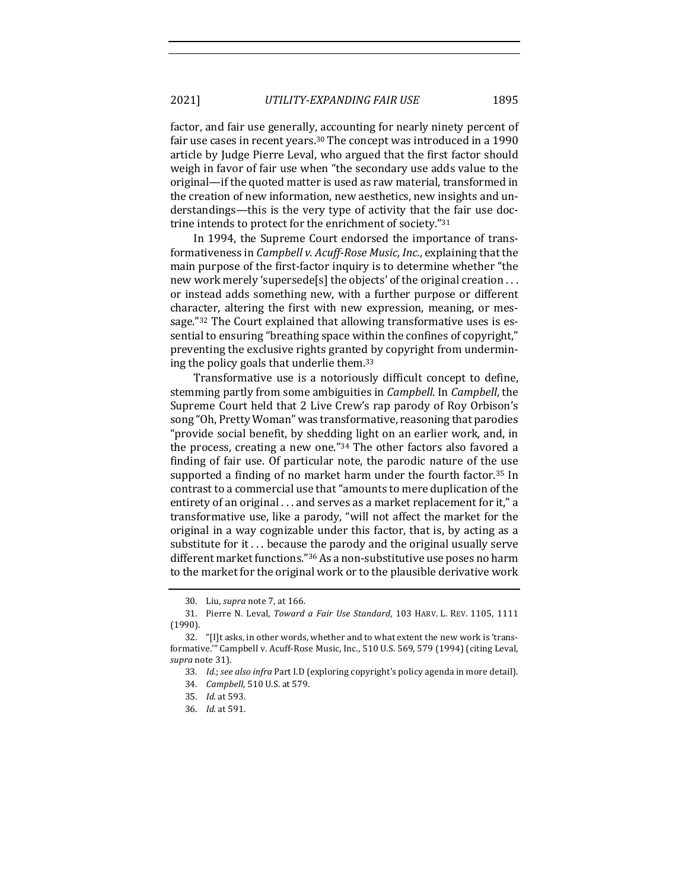factor, and fair use generally, accounting for nearly ninety percent of fair use cases in recent years.[30] The concept was introduced in a 1990 article by Judge Pierre Leval, who argued that the first factor should weigh in favor of fair use when "the secondary use adds value to the original—if the quoted matter is used as raw material, transformed in the creation of new information, new aesthetics, new insights and understandings—this is the very type of activity that the fair use doctrine intends to protect for the enrichment of society."[31]

In 1994, the Supreme Court endorsed the importance of transformativeness in *Campbell v. Acuff-Rose Music, Inc.*, explaining that the main purpose of the first-factor inquiry is to determine whether "the new work merely 'supersede[s] the objects' of the original creation . . . or instead adds something new, with a further purpose or different character, altering the first with new expression, meaning, or message."[32] The Court explained that allowing transformative uses is essential to ensuring "breathing space within the confines of copyright," preventing the exclusive rights granted by copyright from undermining the policy goals that underlie them.[33]

Transformative use is a notoriously difficult concept to define, stemming partly from some ambiguities in *Campbell*. In *Campbell*, the Supreme Court held that 2 Live Crew's rap parody of Roy Orbison's song "Oh, Pretty Woman" was transformative, reasoning that parodies "provide social benefit, by shedding light on an earlier work, and, in the process, creating a new one."[34] The other factors also favored a finding of fair use. Of particular note, the parodic nature of the use supported a finding of no market harm under the fourth factor.[35] In contrast to a commercial use that "amounts to mere duplication of the entirety of an original . . . and serves as a market replacement for it," a transformative use, like a parody, "will not affect the market for the original in a way cognizable under this factor, that is, by acting as a substitute for it . . . because the parody and the original usually serve different market functions."[36] As a non-substitutive use poses no harm to the market for the original work or to the plausible derivative work

---

30. Liu, *supra* note 7, at 166.

31. Pierre N. Leval, *Toward a Fair Use Standard*, 103 HARV. L. REV. 1105, 1111 (1990).

32. "[I]t asks, in other words, whether and to what extent the new work is 'transformative.'" Campbell v. Acuff-Rose Music, Inc., 510 U.S. 569, 579 (1994) (citing Leval, *supra* note 31).

33. *Id.*; *see also infra* Part I.D (exploring copyright's policy agenda in more detail).

34. *Campbell*, 510 U.S. at 579.

35. *Id.* at 593.

36. *Id.* at 591.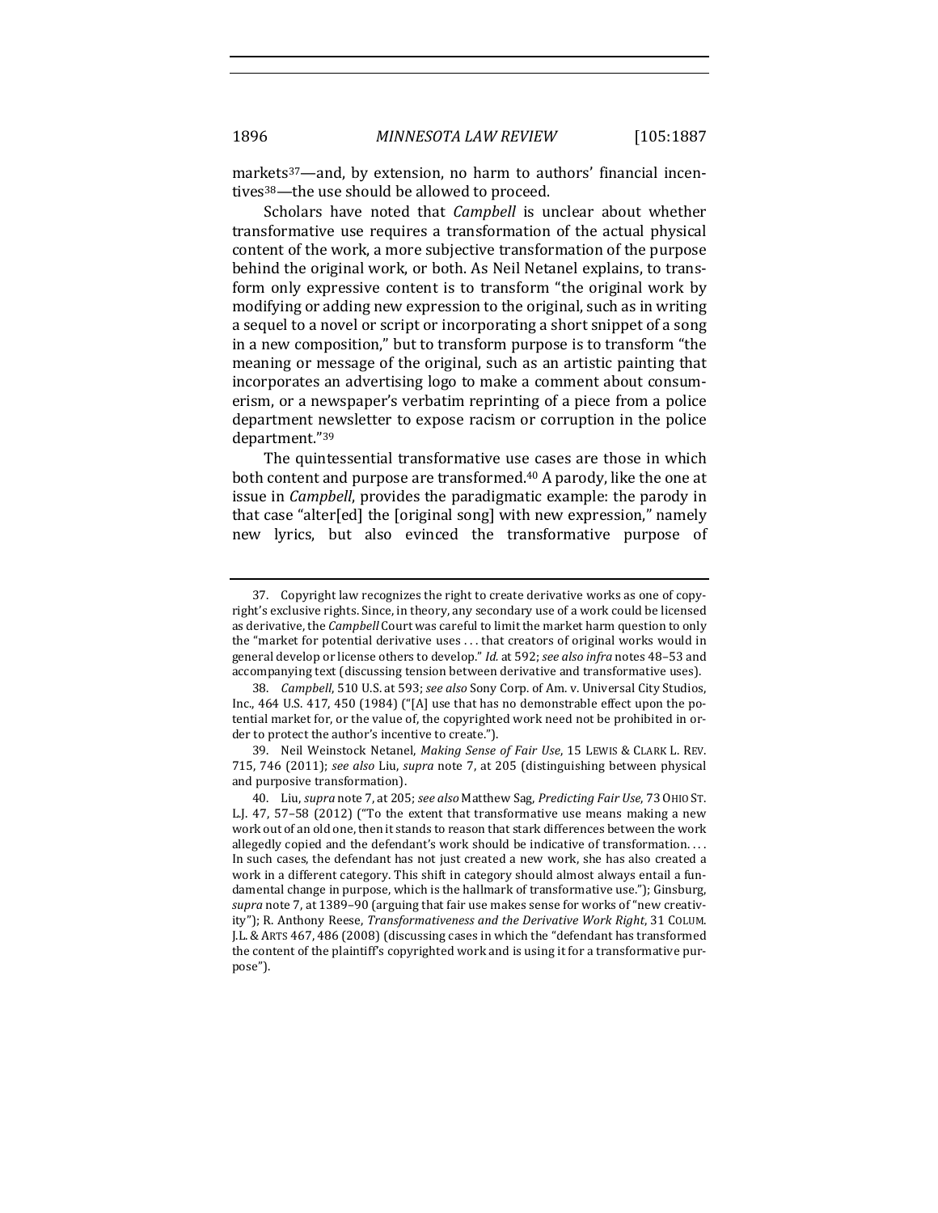markets[37]—and, by extension, no harm to authors' financial incentives[38]—the use should be allowed to proceed.

Scholars have noted that *Campbell* is unclear about whether transformative use requires a transformation of the actual physical content of the work, a more subjective transformation of the purpose behind the original work, or both. As Neil Netanel explains, to transform only expressive content is to transform "the original work by modifying or adding new expression to the original, such as in writing a sequel to a novel or script or incorporating a short snippet of a song in a new composition," but to transform purpose is to transform "the meaning or message of the original, such as an artistic painting that incorporates an advertising logo to make a comment about consumerism, or a newspaper's verbatim reprinting of a piece from a police department newsletter to expose racism or corruption in the police department."[39]

The quintessential transformative use cases are those in which both content and purpose are transformed.[40] A parody, like the one at issue in *Campbell*, provides the paradigmatic example: the parody in that case "alter[ed] the [original song] with new expression," namely new lyrics, but also evinced the transformative purpose of

---

37. Copyright law recognizes the right to create derivative works as one of copyright's exclusive rights. Since, in theory, any secondary use of a work could be licensed as derivative, the *Campbell* Court was careful to limit the market harm question to only the "market for potential derivative uses . . . that creators of original works would in general develop or license others to develop." *Id.* at 592; *see also infra* notes 48–53 and accompanying text (discussing tension between derivative and transformative uses).

38. *Campbell*, 510 U.S. at 593; *see also* Sony Corp. of Am. v. Universal City Studios, Inc., 464 U.S. 417, 450 (1984) ("[A] use that has no demonstrable effect upon the potential market for, or the value of, the copyrighted work need not be prohibited in order to protect the author's incentive to create.").

39. Neil Weinstock Netanel, *Making Sense of Fair Use*, 15 LEWIS & CLARK L. REV. 715, 746 (2011); *see also* Liu, *supra* note 7, at 205 (distinguishing between physical and purposive transformation).

40. Liu, *supra* note 7, at 205; *see also* Matthew Sag, *Predicting Fair Use*, 73 OHIO ST. L.J. 47, 57–58 (2012) ("To the extent that transformative use means making a new work out of an old one, then it stands to reason that stark differences between the work allegedly copied and the defendant's work should be indicative of transformation. . . . In such cases, the defendant has not just created a new work, she has also created a work in a different category. This shift in category should almost always entail a fundamental change in purpose, which is the hallmark of transformative use."); Ginsburg, *supra* note 7, at 1389–90 (arguing that fair use makes sense for works of "new creativity"); R. Anthony Reese, *Transformativeness and the Derivative Work Right*, 31 COLUM. J.L. & ARTS 467, 486 (2008) (discussing cases in which the "defendant has transformed the content of the plaintiff's copyrighted work and is using it for a transformative purpose").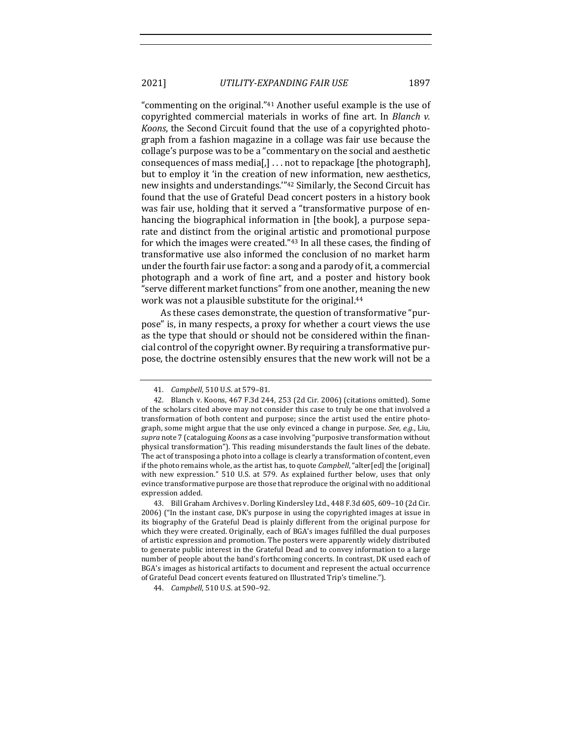"commenting on the original."[41] Another useful example is the use of copyrighted commercial materials in works of fine art. In *Blanch v. Koons*, the Second Circuit found that the use of a copyrighted photograph from a fashion magazine in a collage was fair use because the collage's purpose was to be a "commentary on the social and aesthetic consequences of mass media[,] . . . not to repackage [the photograph], but to employ it 'in the creation of new information, new aesthetics, new insights and understandings.'"[42] Similarly, the Second Circuit has found that the use of Grateful Dead concert posters in a history book was fair use, holding that it served a "transformative purpose of enhancing the biographical information in [the book], a purpose separate and distinct from the original artistic and promotional purpose for which the images were created."[43] In all these cases, the finding of transformative use also informed the conclusion of no market harm under the fourth fair use factor: a song and a parody of it, a commercial photograph and a work of fine art, and a poster and history book "serve different market functions" from one another, meaning the new work was not a plausible substitute for the original.[44]

As these cases demonstrate, the question of transformative "purpose" is, in many respects, a proxy for whether a court views the use as the type that should or should not be considered within the financial control of the copyright owner. By requiring a transformative purpose, the doctrine ostensibly ensures that the new work will not be a

41. *Campbell*, 510 U.S. at 579–81.

42. Blanch v. Koons, 467 F.3d 244, 253 (2d Cir. 2006) (citations omitted). Some of the scholars cited above may not consider this case to truly be one that involved a transformation of both content and purpose; since the artist used the entire photograph, some might argue that the use only evinced a change in purpose. *See, e.g.*, Liu, *supra* note 7 (cataloguing *Koons* as a case involving "purposive transformation without physical transformation"). This reading misunderstands the fault lines of the debate. The act of transposing a photo into a collage is clearly a transformation of content, even if the photo remains whole, as the artist has, to quote *Campbell*, "alter[ed] the [original] with new expression." 510 U.S. at 579. As explained further below, uses that only evince transformative purpose are those that reproduce the original with no additional expression added.

43. Bill Graham Archives v. Dorling Kindersley Ltd., 448 F.3d 605, 609–10 (2d Cir. 2006) ("In the instant case, DK's purpose in using the copyrighted images at issue in its biography of the Grateful Dead is plainly different from the original purpose for which they were created. Originally, each of BGA's images fulfilled the dual purposes of artistic expression and promotion. The posters were apparently widely distributed to generate public interest in the Grateful Dead and to convey information to a large number of people about the band's forthcoming concerts. In contrast, DK used each of BGA's images as historical artifacts to document and represent the actual occurrence of Grateful Dead concert events featured on Illustrated Trip's timeline.").

44. *Campbell*, 510 U.S. at 590–92.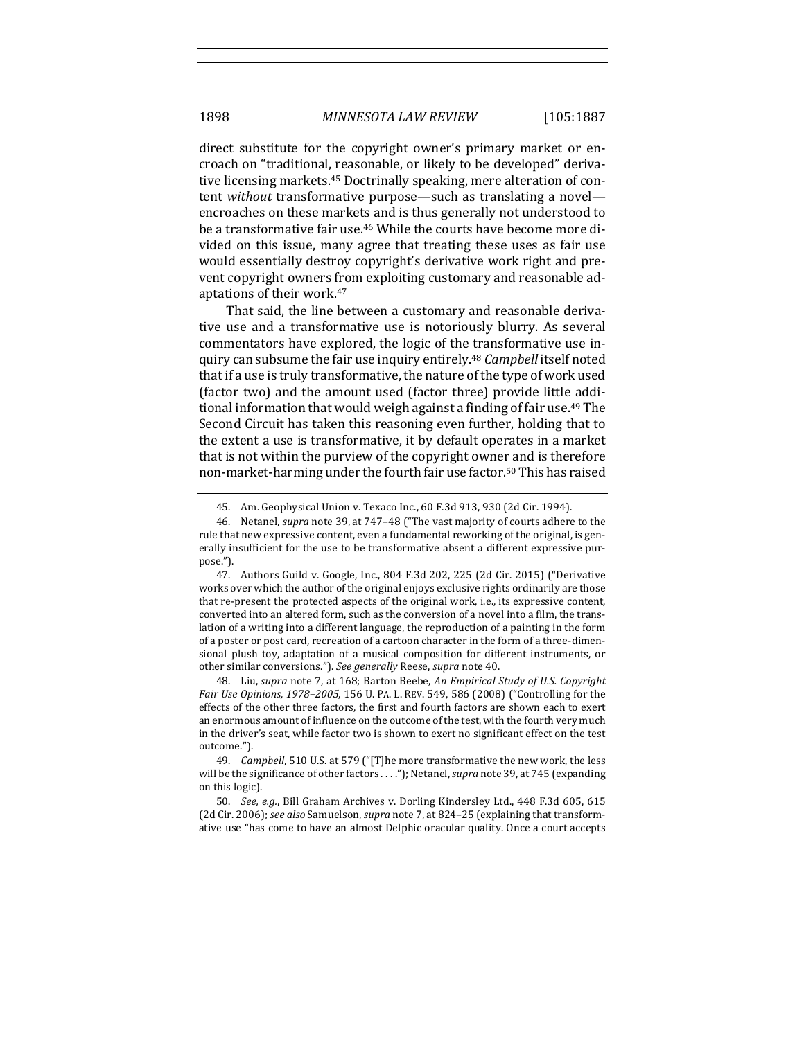direct substitute for the copyright owner's primary market or encroach on "traditional, reasonable, or likely to be developed" derivative licensing markets.[45] Doctrinally speaking, mere alteration of content *without* transformative purpose—such as translating a novel—encroaches on these markets and is thus generally not understood to be a transformative fair use.[46] While the courts have become more divided on this issue, many agree that treating these uses as fair use would essentially destroy copyright's derivative work right and prevent copyright owners from exploiting customary and reasonable adaptations of their work.[47]

That said, the line between a customary and reasonable derivative use and a transformative use is notoriously blurry. As several commentators have explored, the logic of the transformative use inquiry can subsume the fair use inquiry entirely.[48] *Campbell* itself noted that if a use is truly transformative, the nature of the type of work used (factor two) and the amount used (factor three) provide little additional information that would weigh against a finding of fair use.[49] The Second Circuit has taken this reasoning even further, holding that to the extent a use is transformative, it by default operates in a market that is not within the purview of the copyright owner and is therefore non-market-harming under the fourth fair use factor.[50] This has raised

---

45. Am. Geophysical Union v. Texaco Inc., 60 F.3d 913, 930 (2d Cir. 1994).

46. Netanel, *supra* note 39, at 747–48 ("The vast majority of courts adhere to the rule that new expressive content, even a fundamental reworking of the original, is generally insufficient for the use to be transformative absent a different expressive purpose.").

47. Authors Guild v. Google, Inc., 804 F.3d 202, 225 (2d Cir. 2015) ("Derivative works over which the author of the original enjoys exclusive rights ordinarily are those that re-present the protected aspects of the original work, i.e., its expressive content, converted into an altered form, such as the conversion of a novel into a film, the translation of a writing into a different language, the reproduction of a painting in the form of a poster or post card, recreation of a cartoon character in the form of a three-dimensional plush toy, adaptation of a musical composition for different instruments, or other similar conversions."). *See generally* Reese, *supra* note 40.

48. Liu, *supra* note 7, at 168; Barton Beebe, *An Empirical Study of U.S. Copyright Fair Use Opinions, 1978–2005*, 156 U. PA. L. REV. 549, 586 (2008) ("Controlling for the effects of the other three factors, the first and fourth factors are shown each to exert an enormous amount of influence on the outcome of the test, with the fourth very much in the driver's seat, while factor two is shown to exert no significant effect on the test outcome.").

49. *Campbell*, 510 U.S. at 579 ("[T]he more transformative the new work, the less will be the significance of other factors . . . ."); Netanel, *supra* note 39, at 745 (expanding on this logic).

50. *See, e.g.*, Bill Graham Archives v. Dorling Kindersley Ltd., 448 F.3d 605, 615 (2d Cir. 2006); *see also* Samuelson, *supra* note 7, at 824–25 (explaining that transformative use "has come to have an almost Delphic oracular quality. Once a court accepts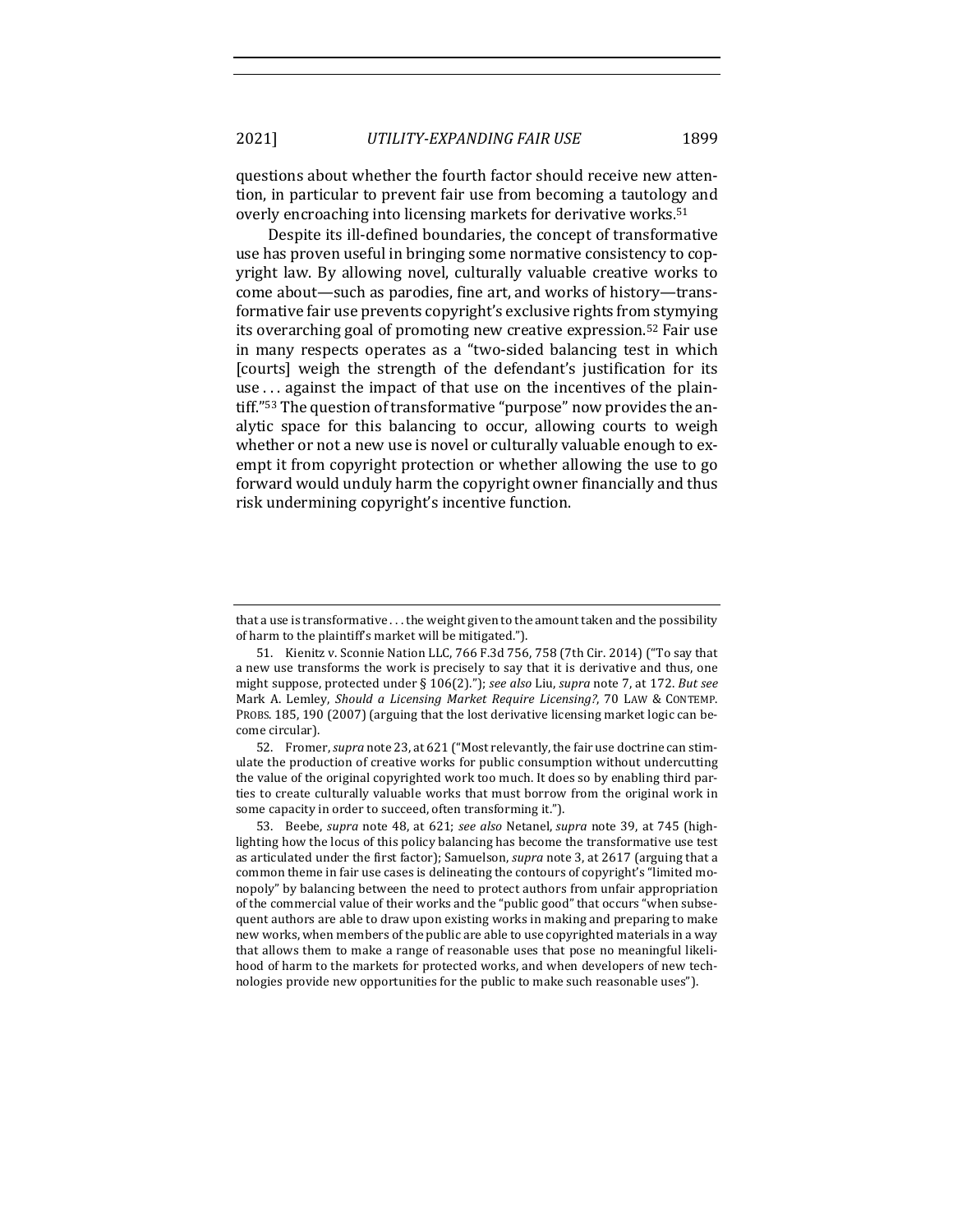questions about whether the fourth factor should receive new attention, in particular to prevent fair use from becoming a tautology and overly encroaching into licensing markets for derivative works.[51]

Despite its ill-defined boundaries, the concept of transformative use has proven useful in bringing some normative consistency to copyright law. By allowing novel, culturally valuable creative works to come about—such as parodies, fine art, and works of history—transformative fair use prevents copyright's exclusive rights from stymying its overarching goal of promoting new creative expression.[52] Fair use in many respects operates as a "two-sided balancing test in which [courts] weigh the strength of the defendant's justification for its use . . . against the impact of that use on the incentives of the plaintiff."[53] The question of transformative "purpose" now provides the analytic space for this balancing to occur, allowing courts to weigh whether or not a new use is novel or culturally valuable enough to exempt it from copyright protection or whether allowing the use to go forward would unduly harm the copyright owner financially and thus risk undermining copyright's incentive function.

---

that a use is transformative . . . the weight given to the amount taken and the possibility of harm to the plaintiff's market will be mitigated.").

51. Kienitz v. Sconnie Nation LLC, 766 F.3d 756, 758 (7th Cir. 2014) ("To say that a new use transforms the work is precisely to say that it is derivative and thus, one might suppose, protected under § 106(2)."); *see also* Liu, *supra* note 7, at 172. *But see* Mark A. Lemley, *Should a Licensing Market Require Licensing?*, 70 LAW & CONTEMP. PROBS. 185, 190 (2007) (arguing that the lost derivative licensing market logic can become circular).

52. Fromer, *supra* note 23, at 621 ("Most relevantly, the fair use doctrine can stimulate the production of creative works for public consumption without undercutting the value of the original copyrighted work too much. It does so by enabling third parties to create culturally valuable works that must borrow from the original work in some capacity in order to succeed, often transforming it.").

53. Beebe, *supra* note 48, at 621; *see also* Netanel, *supra* note 39, at 745 (highlighting how the locus of this policy balancing has become the transformative use test as articulated under the first factor); Samuelson, *supra* note 3, at 2617 (arguing that a common theme in fair use cases is delineating the contours of copyright's "limited monopoly" by balancing between the need to protect authors from unfair appropriation of the commercial value of their works and the "public good" that occurs "when subsequent authors are able to draw upon existing works in making and preparing to make new works, when members of the public are able to use copyrighted materials in a way that allows them to make a range of reasonable uses that pose no meaningful likelihood of harm to the markets for protected works, and when developers of new technologies provide new opportunities for the public to make such reasonable uses").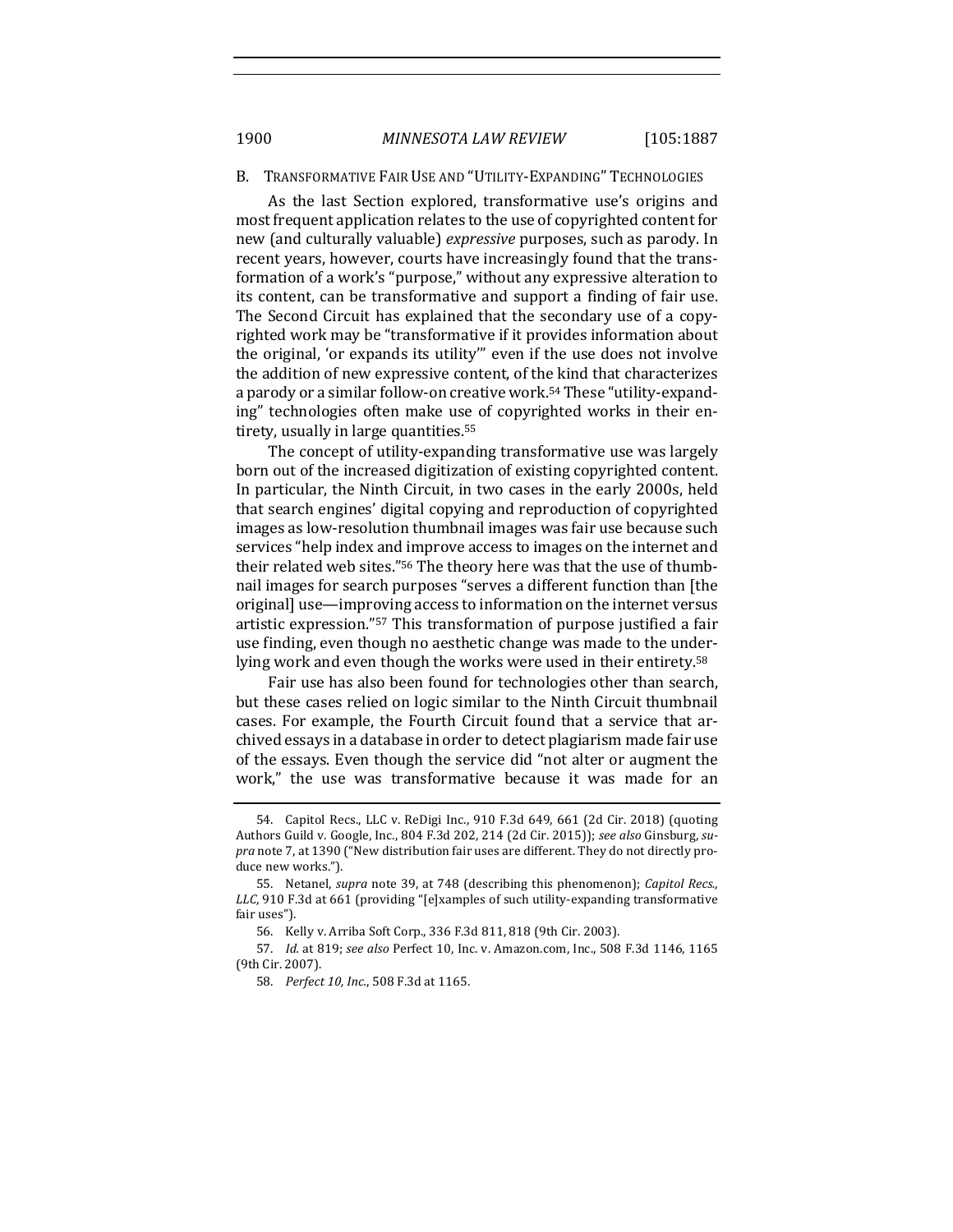## B. TRANSFORMATIVE FAIR USE AND "UTILITY-EXPANDING" TECHNOLOGIES

As the last Section explored, transformative use's origins and most frequent application relates to the use of copyrighted content for new (and culturally valuable) *expressive* purposes, such as parody. In recent years, however, courts have increasingly found that the transformation of a work's "purpose," without any expressive alteration to its content, can be transformative and support a finding of fair use. The Second Circuit has explained that the secondary use of a copyrighted work may be "transformative if it provides information about the original, 'or expands its utility'" even if the use does not involve the addition of new expressive content, of the kind that characterizes a parody or a similar follow-on creative work.[54] These "utility-expanding" technologies often make use of copyrighted works in their entirety, usually in large quantities.[55]

The concept of utility-expanding transformative use was largely born out of the increased digitization of existing copyrighted content. In particular, the Ninth Circuit, in two cases in the early 2000s, held that search engines' digital copying and reproduction of copyrighted images as low-resolution thumbnail images was fair use because such services "help index and improve access to images on the internet and their related web sites."[56] The theory here was that the use of thumbnail images for search purposes "serves a different function than [the original] use—improving access to information on the internet versus artistic expression."[57] This transformation of purpose justified a fair use finding, even though no aesthetic change was made to the underlying work and even though the works were used in their entirety.[58]

Fair use has also been found for technologies other than search, but these cases relied on logic similar to the Ninth Circuit thumbnail cases. For example, the Fourth Circuit found that a service that archived essays in a database in order to detect plagiarism made fair use of the essays. Even though the service did "not alter or augment the work," the use was transformative because it was made for an

---

54. Capitol Recs., LLC v. ReDigi Inc., 910 F.3d 649, 661 (2d Cir. 2018) (quoting Authors Guild v. Google, Inc., 804 F.3d 202, 214 (2d Cir. 2015)); *see also* Ginsburg, *supra* note 7, at 1390 ("New distribution fair uses are different. They do not directly produce new works.").

55. Netanel, *supra* note 39, at 748 (describing this phenomenon); *Capitol Recs., LLC*, 910 F.3d at 661 (providing "[e]xamples of such utility-expanding transformative fair uses").

56. Kelly v. Arriba Soft Corp., 336 F.3d 811, 818 (9th Cir. 2003).

57. *Id.* at 819; *see also* Perfect 10, Inc. v. Amazon.com, Inc., 508 F.3d 1146, 1165 (9th Cir. 2007).

58. *Perfect 10, Inc.*, 508 F.3d at 1165.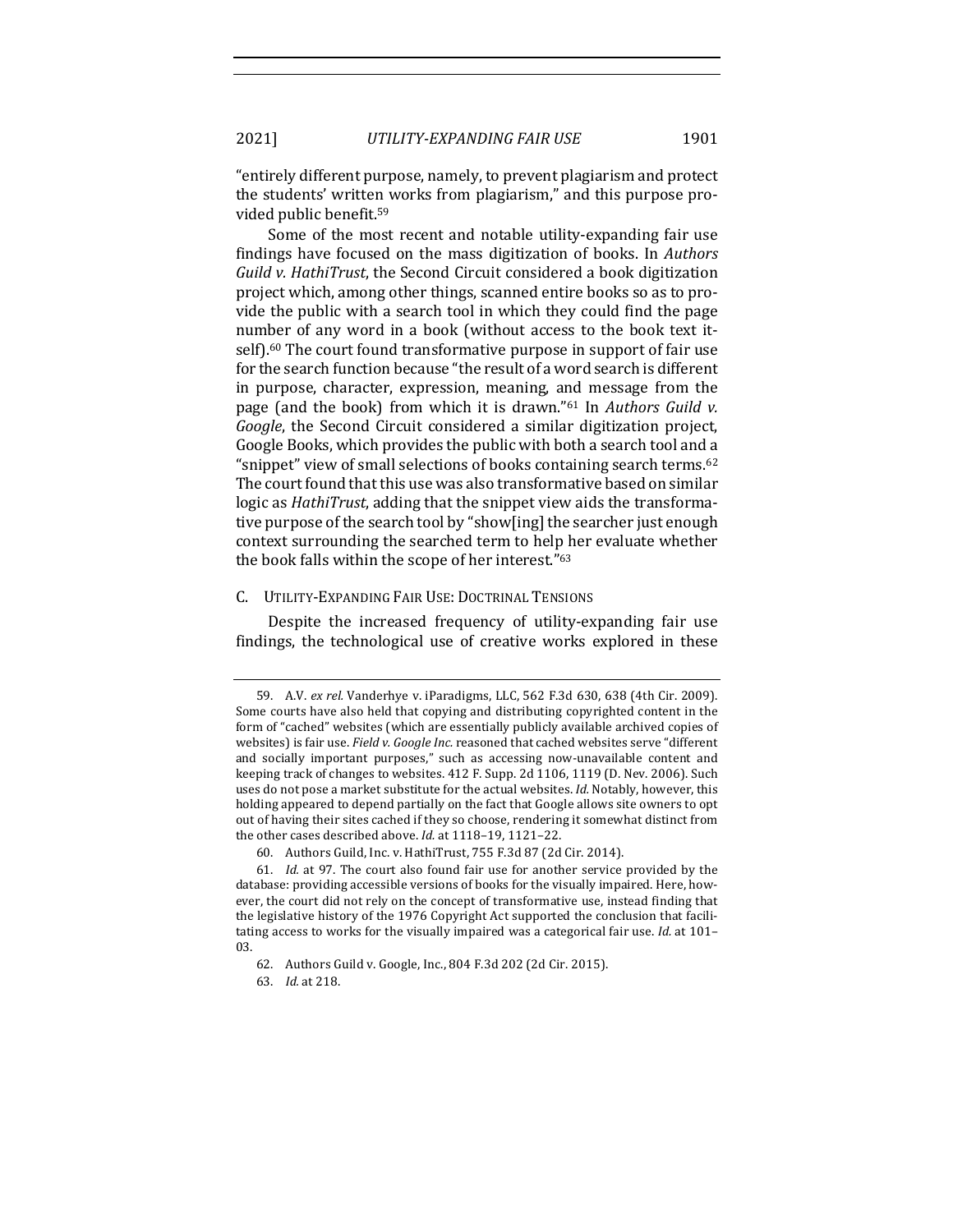"entirely different purpose, namely, to prevent plagiarism and protect the students' written works from plagiarism," and this purpose provided public benefit.[59]

Some of the most recent and notable utility-expanding fair use findings have focused on the mass digitization of books. In *Authors Guild v. HathiTrust*, the Second Circuit considered a book digitization project which, among other things, scanned entire books so as to provide the public with a search tool in which they could find the page number of any word in a book (without access to the book text itself).[60] The court found transformative purpose in support of fair use for the search function because "the result of a word search is different in purpose, character, expression, meaning, and message from the page (and the book) from which it is drawn."[61] In *Authors Guild v. Google*, the Second Circuit considered a similar digitization project, Google Books, which provides the public with both a search tool and a "snippet" view of small selections of books containing search terms.[62] The court found that this use was also transformative based on similar logic as *HathiTrust*, adding that the snippet view aids the transformative purpose of the search tool by "show[ing] the searcher just enough context surrounding the searched term to help her evaluate whether the book falls within the scope of her interest."[63]

### C. Utility-Expanding Fair Use: Doctrinal Tensions

Despite the increased frequency of utility-expanding fair use findings, the technological use of creative works explored in these

---

59. A.V. *ex rel.* Vanderhye v. iParadigms, LLC, 562 F.3d 630, 638 (4th Cir. 2009). Some courts have also held that copying and distributing copyrighted content in the form of "cached" websites (which are essentially publicly available archived copies of websites) is fair use. *Field v. Google Inc.* reasoned that cached websites serve "different and socially important purposes," such as accessing now-unavailable content and keeping track of changes to websites. 412 F. Supp. 2d 1106, 1119 (D. Nev. 2006). Such uses do not pose a market substitute for the actual websites. *Id.* Notably, however, this holding appeared to depend partially on the fact that Google allows site owners to opt out of having their sites cached if they so choose, rendering it somewhat distinct from the other cases described above. *Id.* at 1118–19, 1121–22.

60. Authors Guild, Inc. v. HathiTrust, 755 F.3d 87 (2d Cir. 2014).

61. *Id.* at 97. The court also found fair use for another service provided by the database: providing accessible versions of books for the visually impaired. Here, however, the court did not rely on the concept of transformative use, instead finding that the legislative history of the 1976 Copyright Act supported the conclusion that facilitating access to works for the visually impaired was a categorical fair use. *Id.* at 101–03.

62. Authors Guild v. Google, Inc., 804 F.3d 202 (2d Cir. 2015).

63. *Id.* at 218.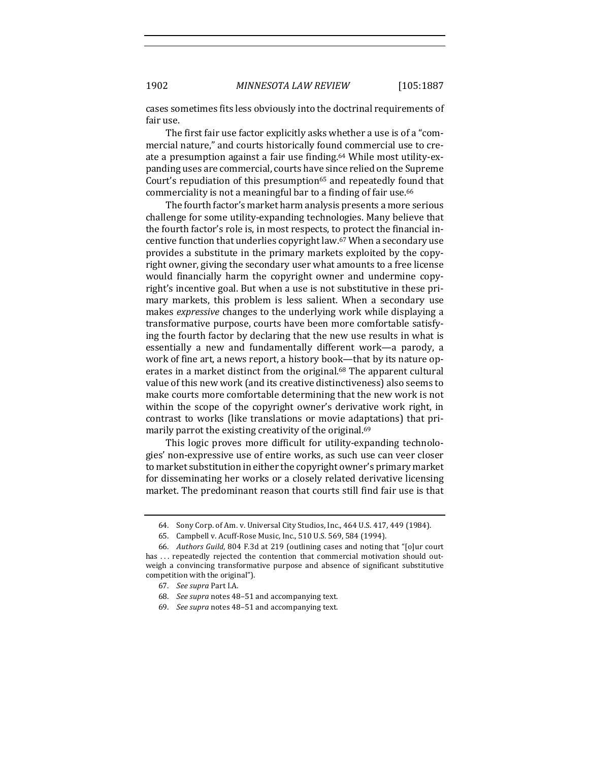cases sometimes fits less obviously into the doctrinal requirements of fair use.

The first fair use factor explicitly asks whether a use is of a "commercial nature," and courts historically found commercial use to create a presumption against a fair use finding.[64] While most utility-expanding uses are commercial, courts have since relied on the Supreme Court's repudiation of this presumption[65] and repeatedly found that commerciality is not a meaningful bar to a finding of fair use.[66]

The fourth factor's market harm analysis presents a more serious challenge for some utility-expanding technologies. Many believe that the fourth factor's role is, in most respects, to protect the financial incentive function that underlies copyright law.[67] When a secondary use provides a substitute in the primary markets exploited by the copyright owner, giving the secondary user what amounts to a free license would financially harm the copyright owner and undermine copyright's incentive goal. But when a use is not substitutive in these primary markets, this problem is less salient. When a secondary use makes *expressive* changes to the underlying work while displaying a transformative purpose, courts have been more comfortable satisfying the fourth factor by declaring that the new use results in what is essentially a new and fundamentally different work—a parody, a work of fine art, a news report, a history book—that by its nature operates in a market distinct from the original.[68] The apparent cultural value of this new work (and its creative distinctiveness) also seems to make courts more comfortable determining that the new work is not within the scope of the copyright owner's derivative work right, in contrast to works (like translations or movie adaptations) that primarily parrot the existing creativity of the original.[69]

This logic proves more difficult for utility-expanding technologies' non-expressive use of entire works, as such use can veer closer to market substitution in either the copyright owner's primary market for disseminating her works or a closely related derivative licensing market. The predominant reason that courts still find fair use is that

---

64. Sony Corp. of Am. v. Universal City Studios, Inc., 464 U.S. 417, 449 (1984).

65. Campbell v. Acuff-Rose Music, Inc., 510 U.S. 569, 584 (1994).

66. *Authors Guild*, 804 F.3d at 219 (outlining cases and noting that "[o]ur court has . . . repeatedly rejected the contention that commercial motivation should outweigh a convincing transformative purpose and absence of significant substitutive competition with the original").

67. *See supra* Part I.A.

68. *See supra* notes 48–51 and accompanying text.

69. *See supra* notes 48–51 and accompanying text.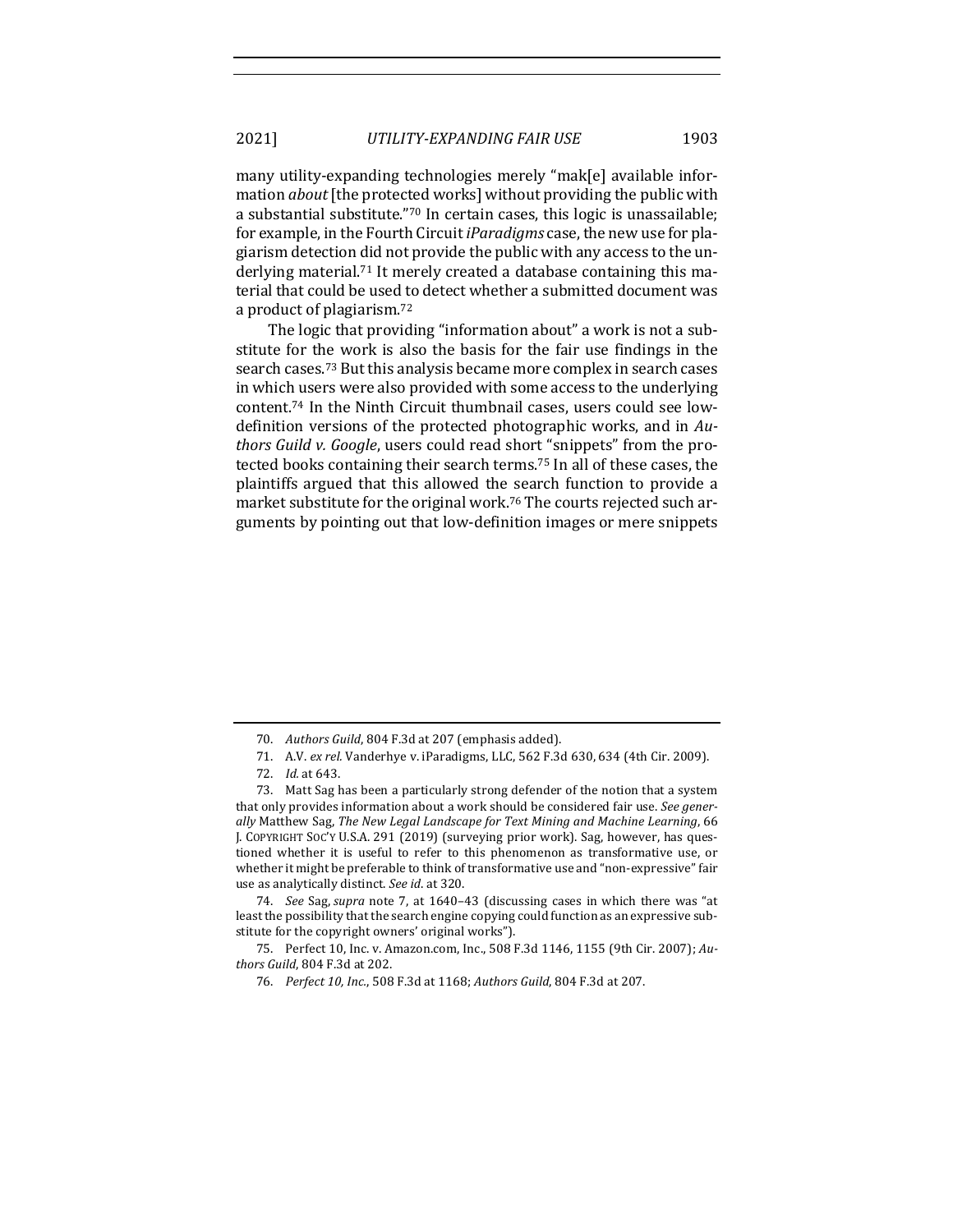many utility-expanding technologies merely "mak[e] available information *about* [the protected works] without providing the public with a substantial substitute."[70] In certain cases, this logic is unassailable; for example, in the Fourth Circuit *iParadigms* case, the new use for plagiarism detection did not provide the public with any access to the underlying material.[71] It merely created a database containing this material that could be used to detect whether a submitted document was a product of plagiarism.[72]

The logic that providing "information about" a work is not a substitute for the work is also the basis for the fair use findings in the search cases.[73] But this analysis became more complex in search cases in which users were also provided with some access to the underlying content.[74] In the Ninth Circuit thumbnail cases, users could see low-definition versions of the protected photographic works, and in *Authors Guild v. Google*, users could read short "snippets" from the protected books containing their search terms.[75] In all of these cases, the plaintiffs argued that this allowed the search function to provide a market substitute for the original work.[76] The courts rejected such arguments by pointing out that low-definition images or mere snippets

---

70. *Authors Guild*, 804 F.3d at 207 (emphasis added).

71. A.V. *ex rel.* Vanderhye v. iParadigms, LLC, 562 F.3d 630, 634 (4th Cir. 2009).

72. *Id.* at 643.

73. Matt Sag has been a particularly strong defender of the notion that a system that only provides information about a work should be considered fair use. *See generally* Matthew Sag, *The New Legal Landscape for Text Mining and Machine Learning*, 66 J. COPYRIGHT SOC'Y U.S.A. 291 (2019) (surveying prior work). Sag, however, has questioned whether it is useful to refer to this phenomenon as transformative use, or whether it might be preferable to think of transformative use and "non-expressive" fair use as analytically distinct. *See id.* at 320.

74. *See* Sag, *supra* note 7, at 1640–43 (discussing cases in which there was "at least the possibility that the search engine copying could function as an expressive substitute for the copyright owners' original works").

75. Perfect 10, Inc. v. Amazon.com, Inc., 508 F.3d 1146, 1155 (9th Cir. 2007); *Authors Guild*, 804 F.3d at 202.

76. *Perfect 10, Inc.*, 508 F.3d at 1168; *Authors Guild*, 804 F.3d at 207.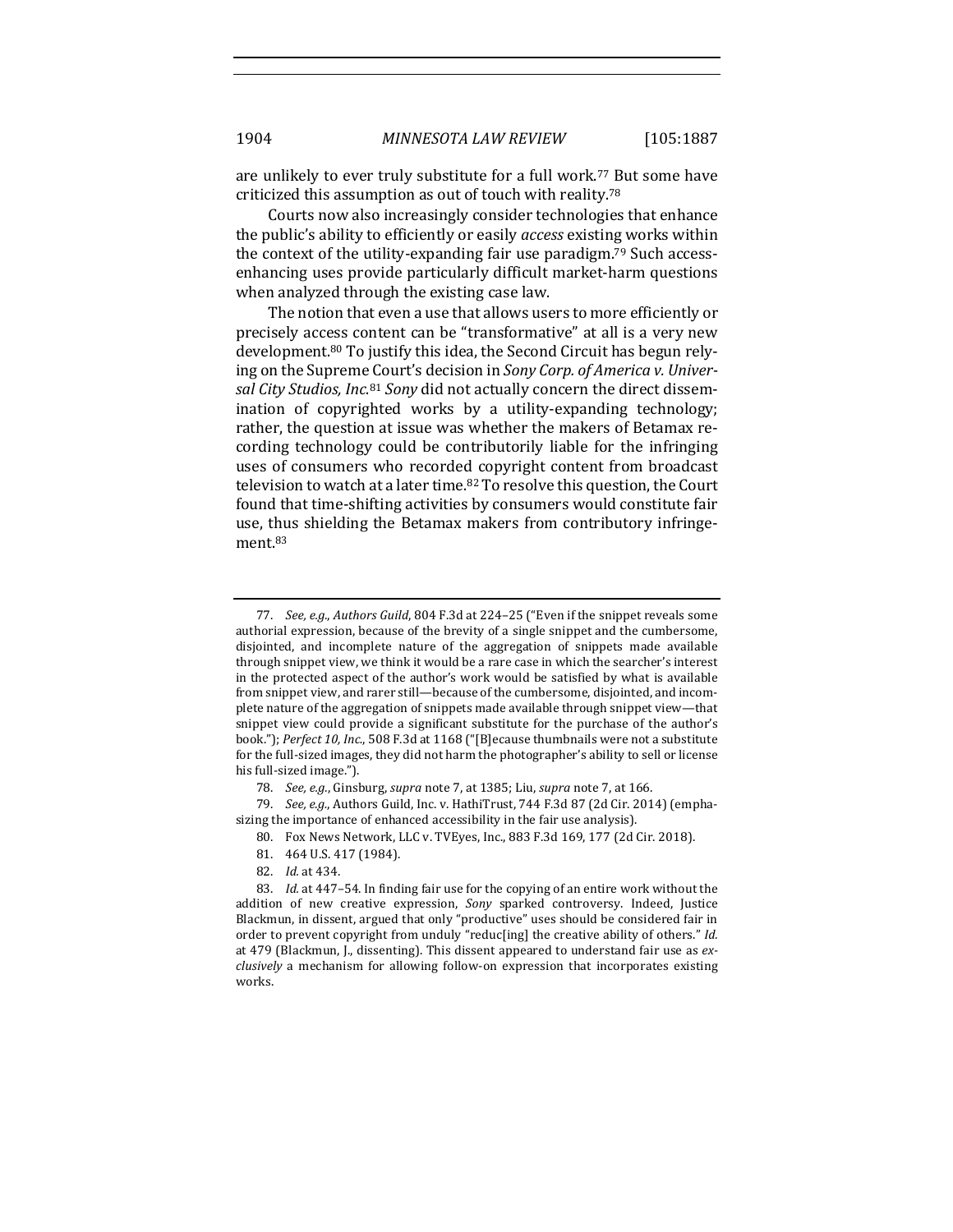are unlikely to ever truly substitute for a full work.[77] But some have criticized this assumption as out of touch with reality.[78]

Courts now also increasingly consider technologies that enhance the public's ability to efficiently or easily *access* existing works within the context of the utility-expanding fair use paradigm.[79] Such access-enhancing uses provide particularly difficult market-harm questions when analyzed through the existing case law.

The notion that even a use that allows users to more efficiently or precisely access content can be "transformative" at all is a very new development.[80] To justify this idea, the Second Circuit has begun relying on the Supreme Court's decision in *Sony Corp. of America v. Universal City Studios, Inc.*[81] *Sony* did not actually concern the direct dissemination of copyrighted works by a utility-expanding technology; rather, the question at issue was whether the makers of Betamax recording technology could be contributorily liable for the infringing uses of consumers who recorded copyright content from broadcast television to watch at a later time.[82] To resolve this question, the Court found that time-shifting activities by consumers would constitute fair use, thus shielding the Betamax makers from contributory infringement.[83]

---

77. *See, e.g.*, *Authors Guild*, 804 F.3d at 224–25 ("Even if the snippet reveals some authorial expression, because of the brevity of a single snippet and the cumbersome, disjointed, and incomplete nature of the aggregation of snippets made available through snippet view, we think it would be a rare case in which the searcher's interest in the protected aspect of the author's work would be satisfied by what is available from snippet view, and rarer still—because of the cumbersome, disjointed, and incomplete nature of the aggregation of snippets made available through snippet view—that snippet view could provide a significant substitute for the purchase of the author's book."); *Perfect 10, Inc.*, 508 F.3d at 1168 ("[B]ecause thumbnails were not a substitute for the full-sized images, they did not harm the photographer's ability to sell or license his full-sized image.").

78. *See, e.g.*, Ginsburg, *supra* note 7, at 1385; Liu, *supra* note 7, at 166.

79. *See, e.g.*, Authors Guild, Inc. v. HathiTrust, 744 F.3d 87 (2d Cir. 2014) (emphasizing the importance of enhanced accessibility in the fair use analysis).

80. Fox News Network, LLC v. TVEyes, Inc., 883 F.3d 169, 177 (2d Cir. 2018).

81. 464 U.S. 417 (1984).

82. *Id.* at 434.

83. *Id.* at 447–54. In finding fair use for the copying of an entire work without the addition of new creative expression, *Sony* sparked controversy. Indeed, Justice Blackmun, in dissent, argued that only "productive" uses should be considered fair in order to prevent copyright from unduly "reduc[ing] the creative ability of others." *Id.* at 479 (Blackmun, J., dissenting). This dissent appeared to understand fair use as *exclusively* a mechanism for allowing follow-on expression that incorporates existing works.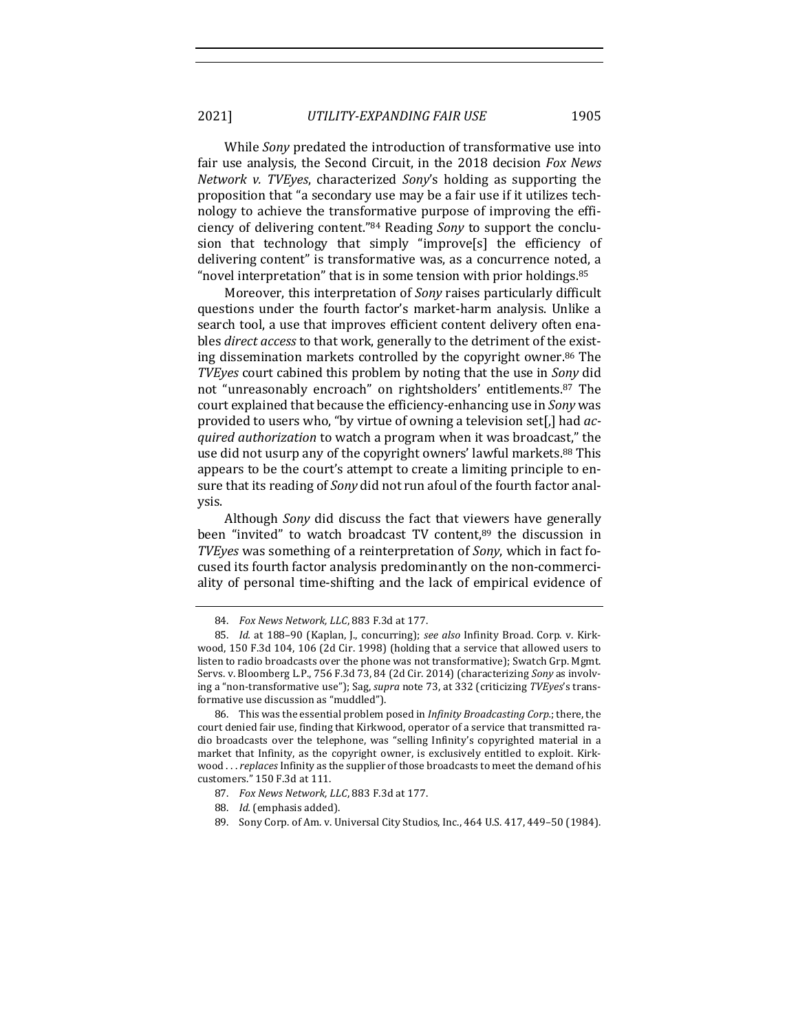While *Sony* predated the introduction of transformative use into fair use analysis, the Second Circuit, in the 2018 decision *Fox News Network v. TVEyes*, characterized *Sony*'s holding as supporting the proposition that "a secondary use may be a fair use if it utilizes technology to achieve the transformative purpose of improving the efficiency of delivering content."[84] Reading *Sony* to support the conclusion that technology that simply "improve[s] the efficiency of delivering content" is transformative was, as a concurrence noted, a "novel interpretation" that is in some tension with prior holdings.[85]

Moreover, this interpretation of *Sony* raises particularly difficult questions under the fourth factor's market-harm analysis. Unlike a search tool, a use that improves efficient content delivery often enables *direct access* to that work, generally to the detriment of the existing dissemination markets controlled by the copyright owner.[86] The *TVEyes* court cabined this problem by noting that the use in *Sony* did not "unreasonably encroach" on rightsholders' entitlements.[87] The court explained that because the efficiency-enhancing use in *Sony* was provided to users who, "by virtue of owning a television set[,] had *acquired authorization* to watch a program when it was broadcast," the use did not usurp any of the copyright owners' lawful markets.[88] This appears to be the court's attempt to create a limiting principle to ensure that its reading of *Sony* did not run afoul of the fourth factor analysis.

Although *Sony* did discuss the fact that viewers have generally been "invited" to watch broadcast TV content,[89] the discussion in *TVEyes* was something of a reinterpretation of *Sony*, which in fact focused its fourth factor analysis predominantly on the non-commerciality of personal time-shifting and the lack of empirical evidence of

---

84. *Fox News Network, LLC*, 883 F.3d at 177.

85. *Id.* at 188–90 (Kaplan, J., concurring); *see also* Infinity Broad. Corp. v. Kirkwood, 150 F.3d 104, 106 (2d Cir. 1998) (holding that a service that allowed users to listen to radio broadcasts over the phone was not transformative); Swatch Grp. Mgmt. Servs. v. Bloomberg L.P., 756 F.3d 73, 84 (2d Cir. 2014) (characterizing *Sony* as involving a "non-transformative use"); Sag, *supra* note 73, at 332 (criticizing *TVEyes*'s transformative use discussion as "muddled").

86. This was the essential problem posed in *Infinity Broadcasting Corp.*; there, the court denied fair use, finding that Kirkwood, operator of a service that transmitted radio broadcasts over the telephone, was "selling Infinity's copyrighted material in a market that Infinity, as the copyright owner, is exclusively entitled to exploit. Kirkwood . . . *replaces* Infinity as the supplier of those broadcasts to meet the demand of his customers." 150 F.3d at 111.

87. *Fox News Network, LLC*, 883 F.3d at 177.

88. *Id.* (emphasis added).

89. Sony Corp. of Am. v. Universal City Studios, Inc., 464 U.S. 417, 449–50 (1984).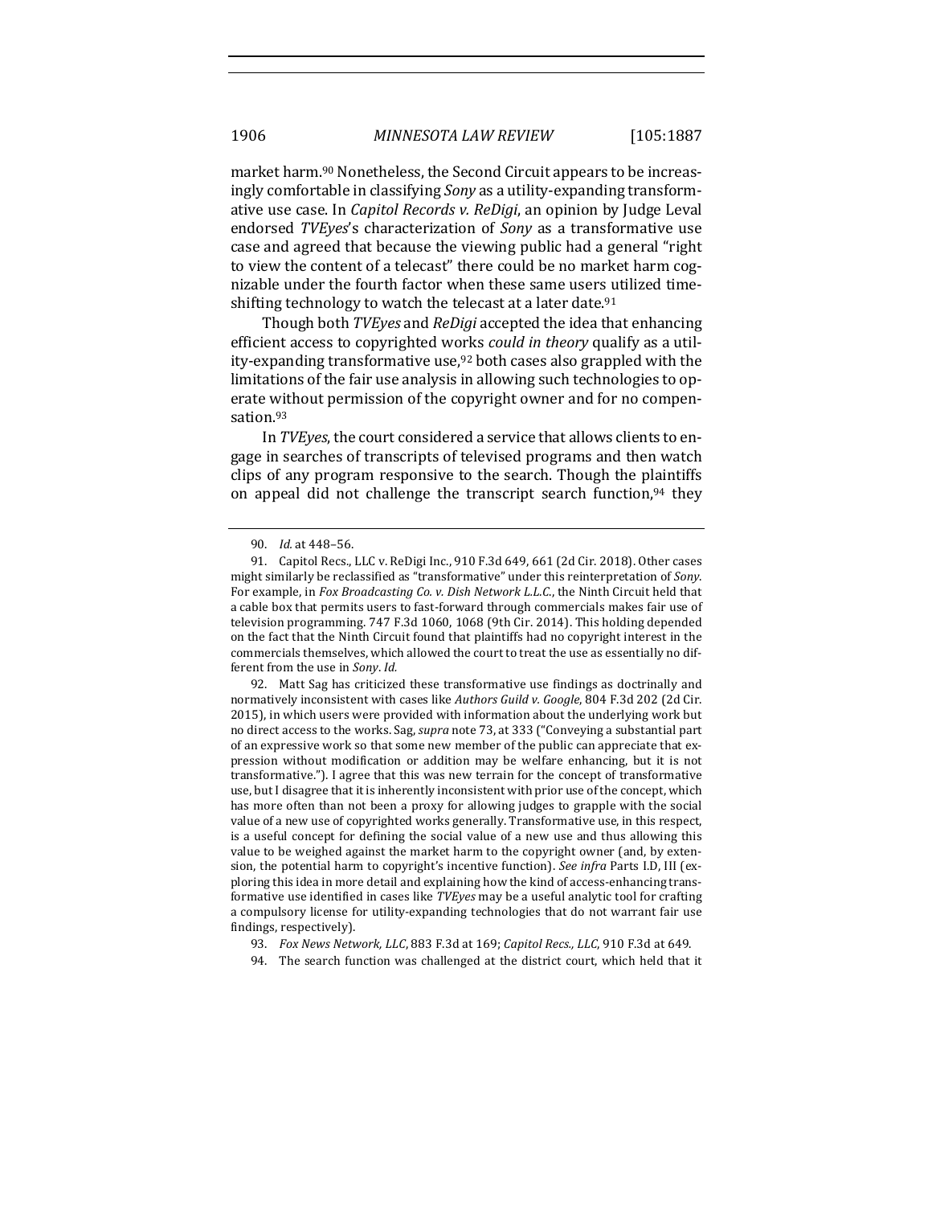market harm.[90] Nonetheless, the Second Circuit appears to be increasingly comfortable in classifying *Sony* as a utility-expanding transformative use case. In *Capitol Records v. ReDigi*, an opinion by Judge Leval endorsed *TVEyes*'s characterization of *Sony* as a transformative use case and agreed that because the viewing public had a general "right to view the content of a telecast" there could be no market harm cognizable under the fourth factor when these same users utilized time-shifting technology to watch the telecast at a later date.[91]

Though both *TVEyes* and *ReDigi* accepted the idea that enhancing efficient access to copyrighted works *could in theory* qualify as a utility-expanding transformative use,[92] both cases also grappled with the limitations of the fair use analysis in allowing such technologies to operate without permission of the copyright owner and for no compensation.[93]

In *TVEyes*, the court considered a service that allows clients to engage in searches of transcripts of televised programs and then watch clips of any program responsive to the search. Though the plaintiffs on appeal did not challenge the transcript search function,[94] they

---

90. *Id.* at 448–56.

91. Capitol Recs., LLC v. ReDigi Inc., 910 F.3d 649, 661 (2d Cir. 2018). Other cases might similarly be reclassified as "transformative" under this reinterpretation of *Sony*. For example, in *Fox Broadcasting Co. v. Dish Network L.L.C.*, the Ninth Circuit held that a cable box that permits users to fast-forward through commercials makes fair use of television programming. 747 F.3d 1060, 1068 (9th Cir. 2014). This holding depended on the fact that the Ninth Circuit found that plaintiffs had no copyright interest in the commercials themselves, which allowed the court to treat the use as essentially no different from the use in *Sony*. *Id.*

92. Matt Sag has criticized these transformative use findings as doctrinally and normatively inconsistent with cases like *Authors Guild v. Google*, 804 F.3d 202 (2d Cir. 2015), in which users were provided with information about the underlying work but no direct access to the works. Sag, *supra* note 73, at 333 ("Conveying a substantial part of an expressive work so that some new member of the public can appreciate that expression without modification or addition may be welfare enhancing, but it is not transformative."). I agree that this was new terrain for the concept of transformative use, but I disagree that it is inherently inconsistent with prior use of the concept, which has more often than not been a proxy for allowing judges to grapple with the social value of a new use of copyrighted works generally. Transformative use, in this respect, is a useful concept for defining the social value of a new use and thus allowing this value to be weighed against the market harm to the copyright owner (and, by extension, the potential harm to copyright's incentive function). *See infra* Parts I.D, III (exploring this idea in more detail and explaining how the kind of access-enhancing transformative use identified in cases like *TVEyes* may be a useful analytic tool for crafting a compulsory license for utility-expanding technologies that do not warrant fair use findings, respectively).

93. *Fox News Network, LLC*, 883 F.3d at 169; *Capitol Recs., LLC*, 910 F.3d at 649.

94. The search function was challenged at the district court, which held that it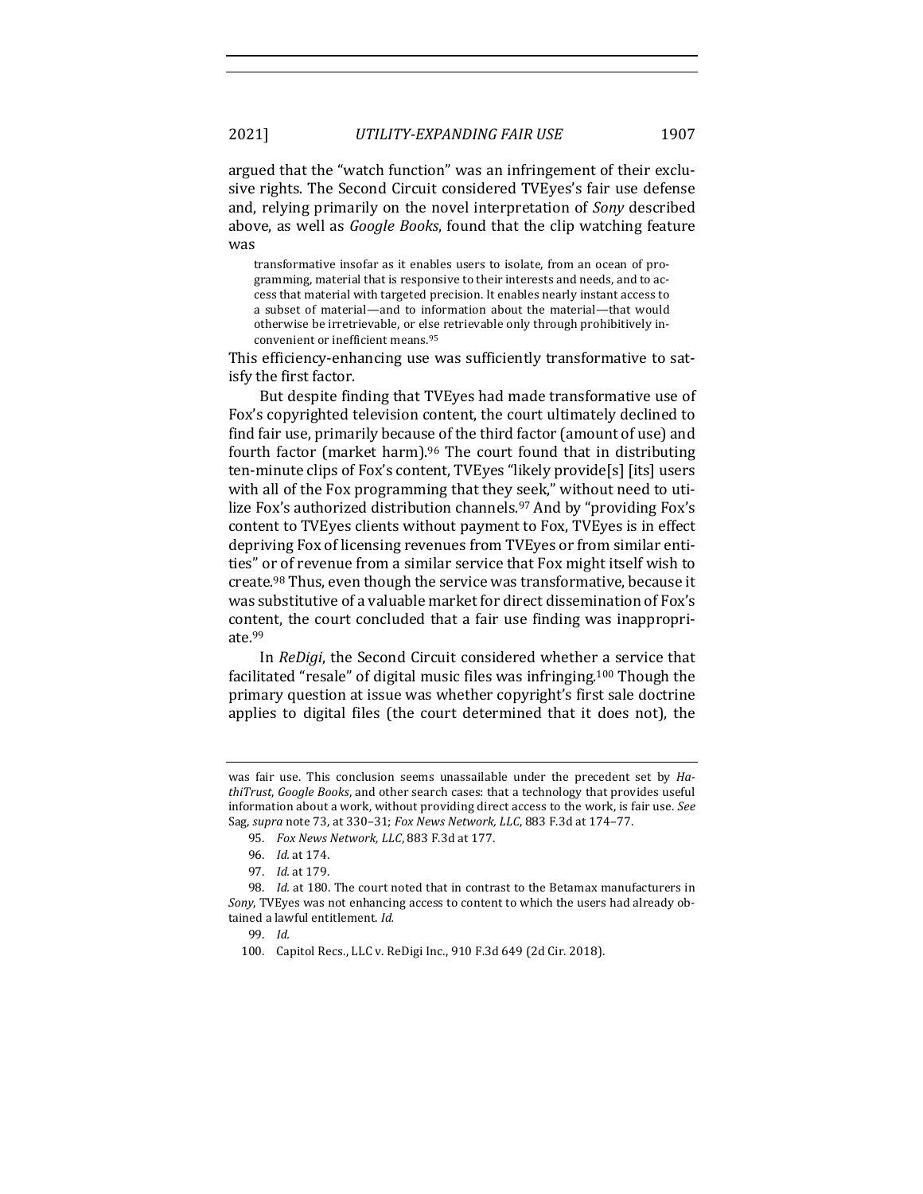argued that the "watch function" was an infringement of their exclusive rights. The Second Circuit considered TVEyes's fair use defense and, relying primarily on the novel interpretation of *Sony* described above, as well as *Google Books*, found that the clip watching feature was

> transformative insofar as it enables users to isolate, from an ocean of programming, material that is responsive to their interests and needs, and to access that material with targeted precision. It enables nearly instant access to a subset of material—and to information about the material—that would otherwise be irretrievable, or else retrievable only through prohibitively inconvenient or inefficient means.[95]

This efficiency-enhancing use was sufficiently transformative to satisfy the first factor.

But despite finding that TVEyes had made transformative use of Fox's copyrighted television content, the court ultimately declined to find fair use, primarily because of the third factor (amount of use) and fourth factor (market harm).[96] The court found that in distributing ten-minute clips of Fox's content, TVEyes "likely provide[s] [its] users with all of the Fox programming that they seek," without need to utilize Fox's authorized distribution channels.[97] And by "providing Fox's content to TVEyes clients without payment to Fox, TVEyes is in effect depriving Fox of licensing revenues from TVEyes or from similar entities" or of revenue from a similar service that Fox might itself wish to create.[98] Thus, even though the service was transformative, because it was substitutive of a valuable market for direct dissemination of Fox's content, the court concluded that a fair use finding was inappropriate.[99]

In *ReDigi*, the Second Circuit considered whether a service that facilitated "resale" of digital music files was infringing.[100] Though the primary question at issue was whether copyright's first sale doctrine applies to digital files (the court determined that it does not), the

---

was fair use. This conclusion seems unassailable under the precedent set by *HathiTrust*, *Google Books*, and other search cases: that a technology that provides useful information about a work, without providing direct access to the work, is fair use. *See* Sag, *supra* note 73, at 330–31; *Fox News Network, LLC*, 883 F.3d at 174–77.

95. *Fox News Network, LLC*, 883 F.3d at 177.

96. *Id.* at 174.

97. *Id.* at 179.

98. *Id.* at 180. The court noted that in contrast to the Betamax manufacturers in *Sony*, TVEyes was not enhancing access to content to which the users had already obtained a lawful entitlement. *Id.*

99. *Id.*

100. Capitol Recs., LLC v. ReDigi Inc., 910 F.3d 649 (2d Cir. 2018).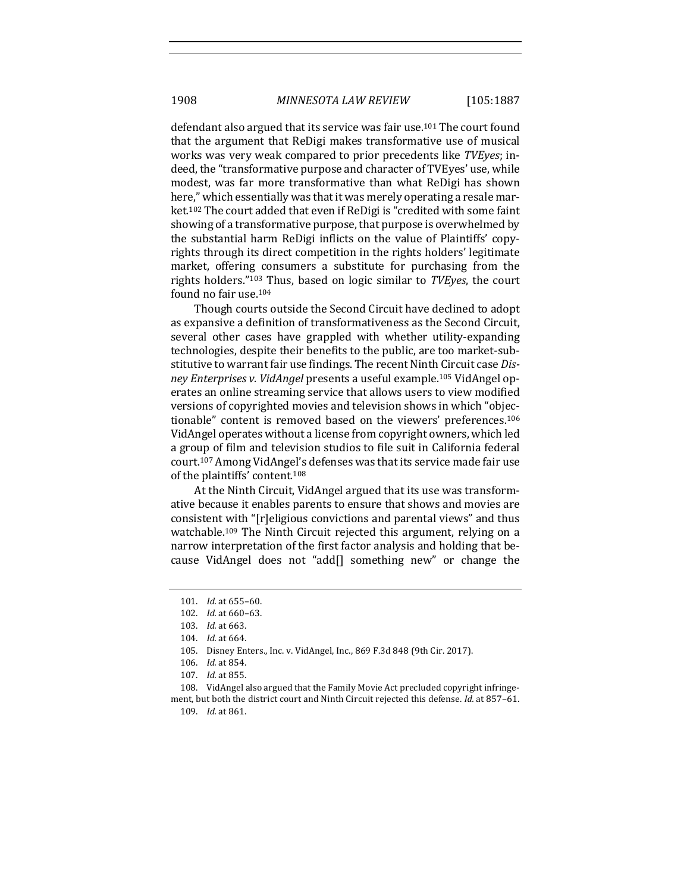defendant also argued that its service was fair use.[101] The court found that the argument that ReDigi makes transformative use of musical works was very weak compared to prior precedents like *TVEyes*; indeed, the "transformative purpose and character of TVEyes' use, while modest, was far more transformative than what ReDigi has shown here," which essentially was that it was merely operating a resale market.[102] The court added that even if ReDigi is "credited with some faint showing of a transformative purpose, that purpose is overwhelmed by the substantial harm ReDigi inflicts on the value of Plaintiffs' copyrights through its direct competition in the rights holders' legitimate market, offering consumers a substitute for purchasing from the rights holders."[103] Thus, based on logic similar to *TVEyes*, the court found no fair use.[104]

Though courts outside the Second Circuit have declined to adopt as expansive a definition of transformativeness as the Second Circuit, several other cases have grappled with whether utility-expanding technologies, despite their benefits to the public, are too market-substitutive to warrant fair use findings. The recent Ninth Circuit case *Disney Enterprises v. VidAngel* presents a useful example.[105] VidAngel operates an online streaming service that allows users to view modified versions of copyrighted movies and television shows in which "objectionable" content is removed based on the viewers' preferences.[106] VidAngel operates without a license from copyright owners, which led a group of film and television studios to file suit in California federal court.[107] Among VidAngel's defenses was that its service made fair use of the plaintiffs' content.[108]

At the Ninth Circuit, VidAngel argued that its use was transformative because it enables parents to ensure that shows and movies are consistent with "[r]eligious convictions and parental views" and thus watchable.[109] The Ninth Circuit rejected this argument, relying on a narrow interpretation of the first factor analysis and holding that because VidAngel does not "add[] something new" or change the

---

101. *Id.* at 655–60.

102. *Id.* at 660–63.

103. *Id.* at 663.

104. *Id.* at 664.

105. Disney Enters., Inc. v. VidAngel, Inc., 869 F.3d 848 (9th Cir. 2017).

106. *Id.* at 854.

107. *Id.* at 855.

108. VidAngel also argued that the Family Movie Act precluded copyright infringement, but both the district court and Ninth Circuit rejected this defense. *Id.* at 857–61.

109. *Id.* at 861.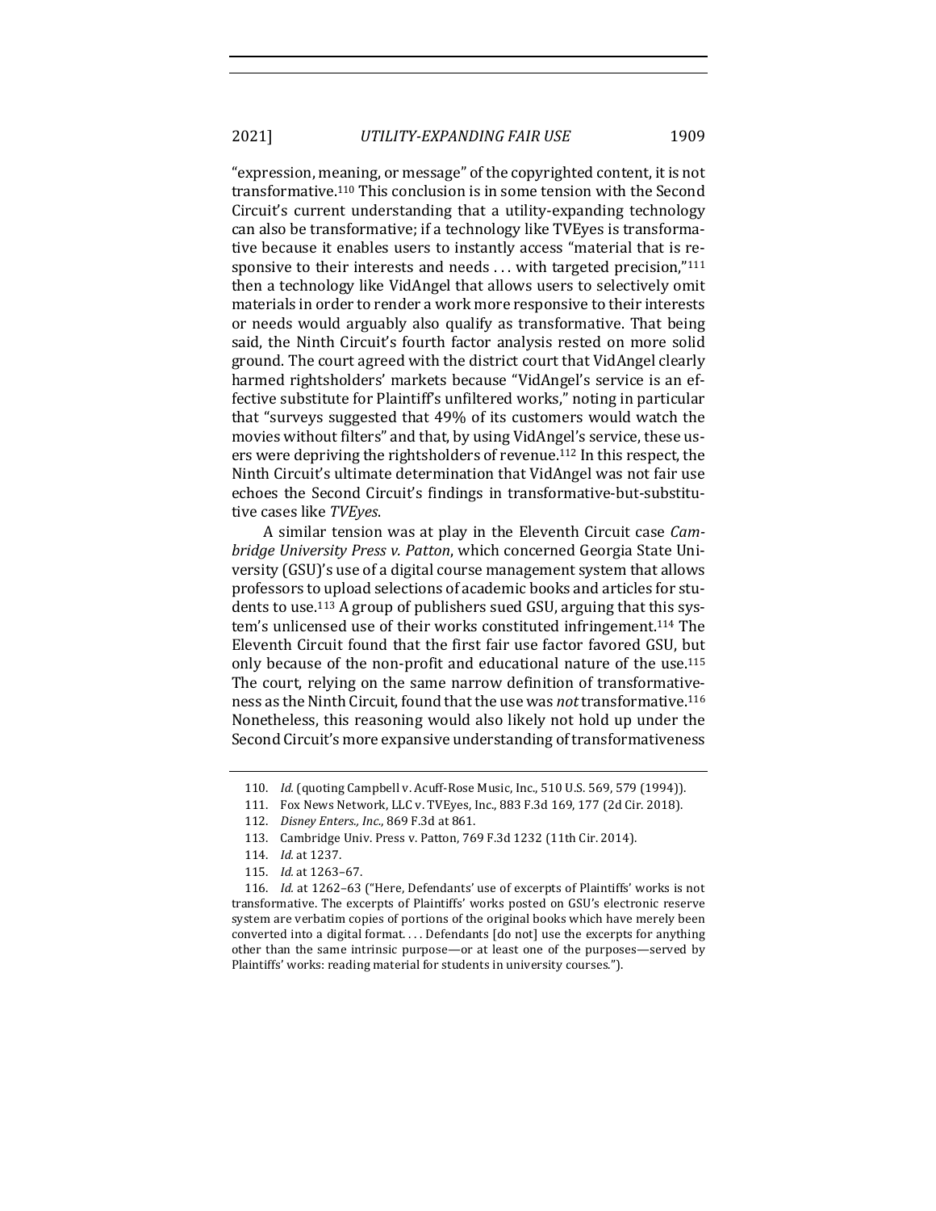"expression, meaning, or message" of the copyrighted content, it is not transformative.[110] This conclusion is in some tension with the Second Circuit's current understanding that a utility-expanding technology can also be transformative; if a technology like TVEyes is transformative because it enables users to instantly access "material that is responsive to their interests and needs . . . with targeted precision,"[111] then a technology like VidAngel that allows users to selectively omit materials in order to render a work more responsive to their interests or needs would arguably also qualify as transformative. That being said, the Ninth Circuit's fourth factor analysis rested on more solid ground. The court agreed with the district court that VidAngel clearly harmed rightsholders' markets because "VidAngel's service is an effective substitute for Plaintiff's unfiltered works," noting in particular that "surveys suggested that 49% of its customers would watch the movies without filters" and that, by using VidAngel's service, these users were depriving the rightsholders of revenue.[112] In this respect, the Ninth Circuit's ultimate determination that VidAngel was not fair use echoes the Second Circuit's findings in transformative-but-substitutive cases like *TVEyes*.

A similar tension was at play in the Eleventh Circuit case *Cambridge University Press v. Patton*, which concerned Georgia State University (GSU)'s use of a digital course management system that allows professors to upload selections of academic books and articles for students to use.[113] A group of publishers sued GSU, arguing that this system's unlicensed use of their works constituted infringement.[114] The Eleventh Circuit found that the first fair use factor favored GSU, but only because of the non-profit and educational nature of the use.[115] The court, relying on the same narrow definition of transformativeness as the Ninth Circuit, found that the use was *not* transformative.[116] Nonetheless, this reasoning would also likely not hold up under the Second Circuit's more expansive understanding of transformativeness

110. *Id.* (quoting Campbell v. Acuff-Rose Music, Inc., 510 U.S. 569, 579 (1994)).

111. Fox News Network, LLC v. TVEyes, Inc., 883 F.3d 169, 177 (2d Cir. 2018).

112. *Disney Enters., Inc.*, 869 F.3d at 861.

113. Cambridge Univ. Press v. Patton, 769 F.3d 1232 (11th Cir. 2014).

114. *Id.* at 1237.

115. *Id.* at 1263–67.

116. *Id.* at 1262–63 ("Here, Defendants' use of excerpts of Plaintiffs' works is not transformative. The excerpts of Plaintiffs' works posted on GSU's electronic reserve system are verbatim copies of portions of the original books which have merely been converted into a digital format. . . . Defendants [do not] use the excerpts for anything other than the same intrinsic purpose—or at least one of the purposes—served by Plaintiffs' works: reading material for students in university courses.").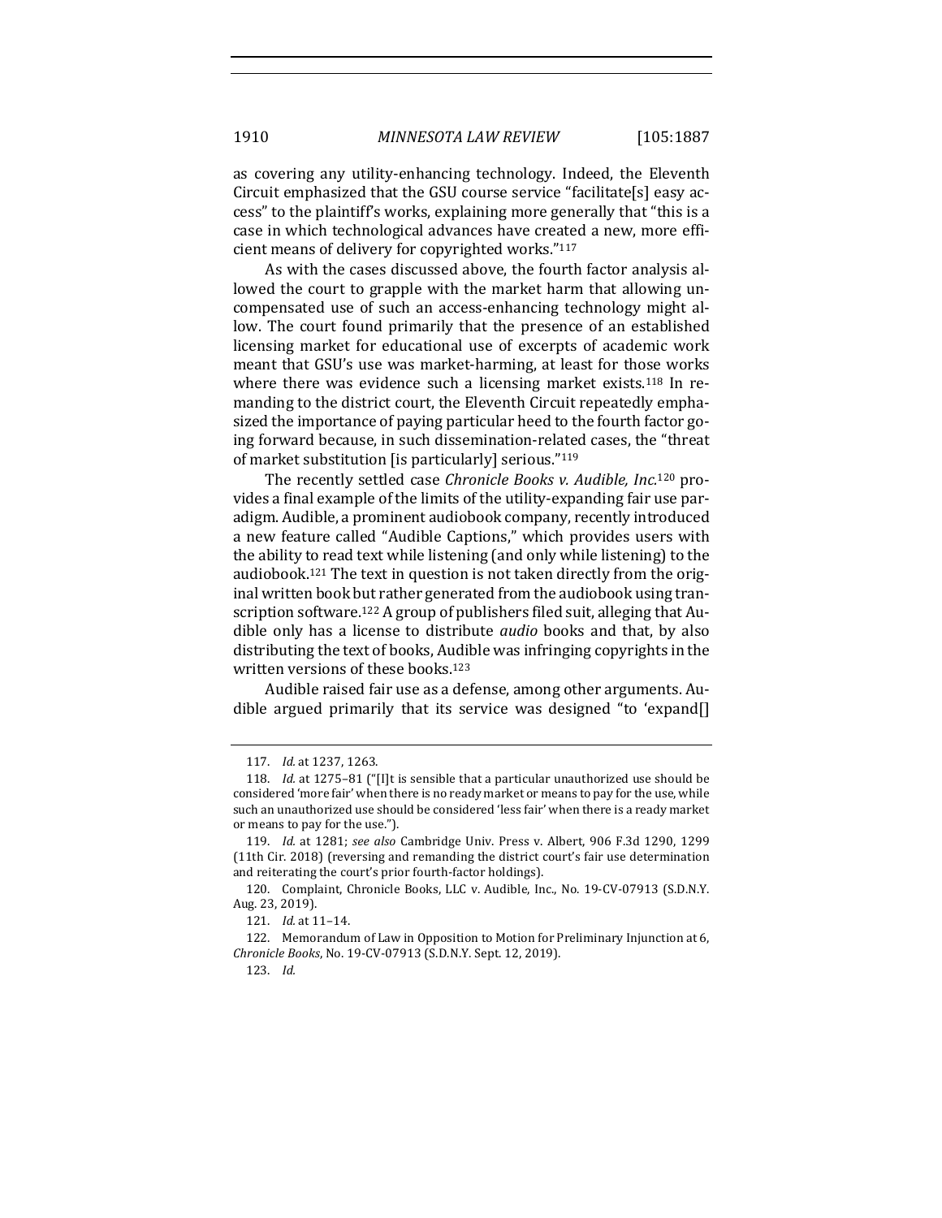as covering any utility-enhancing technology. Indeed, the Eleventh Circuit emphasized that the GSU course service "facilitate[s] easy access" to the plaintiff's works, explaining more generally that "this is a case in which technological advances have created a new, more efficient means of delivery for copyrighted works."[117]

As with the cases discussed above, the fourth factor analysis allowed the court to grapple with the market harm that allowing uncompensated use of such an access-enhancing technology might allow. The court found primarily that the presence of an established licensing market for educational use of excerpts of academic work meant that GSU's use was market-harming, at least for those works where there was evidence such a licensing market exists.[118] In remanding to the district court, the Eleventh Circuit repeatedly emphasized the importance of paying particular heed to the fourth factor going forward because, in such dissemination-related cases, the "threat of market substitution [is particularly] serious."[119]

The recently settled case *Chronicle Books v. Audible, Inc.*[120] provides a final example of the limits of the utility-expanding fair use paradigm. Audible, a prominent audiobook company, recently introduced a new feature called "Audible Captions," which provides users with the ability to read text while listening (and only while listening) to the audiobook.[121] The text in question is not taken directly from the original written book but rather generated from the audiobook using transcription software.[122] A group of publishers filed suit, alleging that Audible only has a license to distribute *audio* books and that, by also distributing the text of books, Audible was infringing copyrights in the written versions of these books.[123]

Audible raised fair use as a defense, among other arguments. Audible argued primarily that its service was designed "to 'expand[]

117. *Id.* at 1237, 1263.

118. *Id.* at 1275–81 ("[I]t is sensible that a particular unauthorized use should be considered 'more fair' when there is no ready market or means to pay for the use, while such an unauthorized use should be considered 'less fair' when there is a ready market or means to pay for the use.").

119. *Id.* at 1281; *see also* Cambridge Univ. Press v. Albert, 906 F.3d 1290, 1299 (11th Cir. 2018) (reversing and remanding the district court's fair use determination and reiterating the court's prior fourth-factor holdings).

120. Complaint, Chronicle Books, LLC v. Audible, Inc., No. 19-CV-07913 (S.D.N.Y. Aug. 23, 2019).

121. *Id.* at 11–14.

122. Memorandum of Law in Opposition to Motion for Preliminary Injunction at 6, *Chronicle Books*, No. 19-CV-07913 (S.D.N.Y. Sept. 12, 2019).

123. *Id.*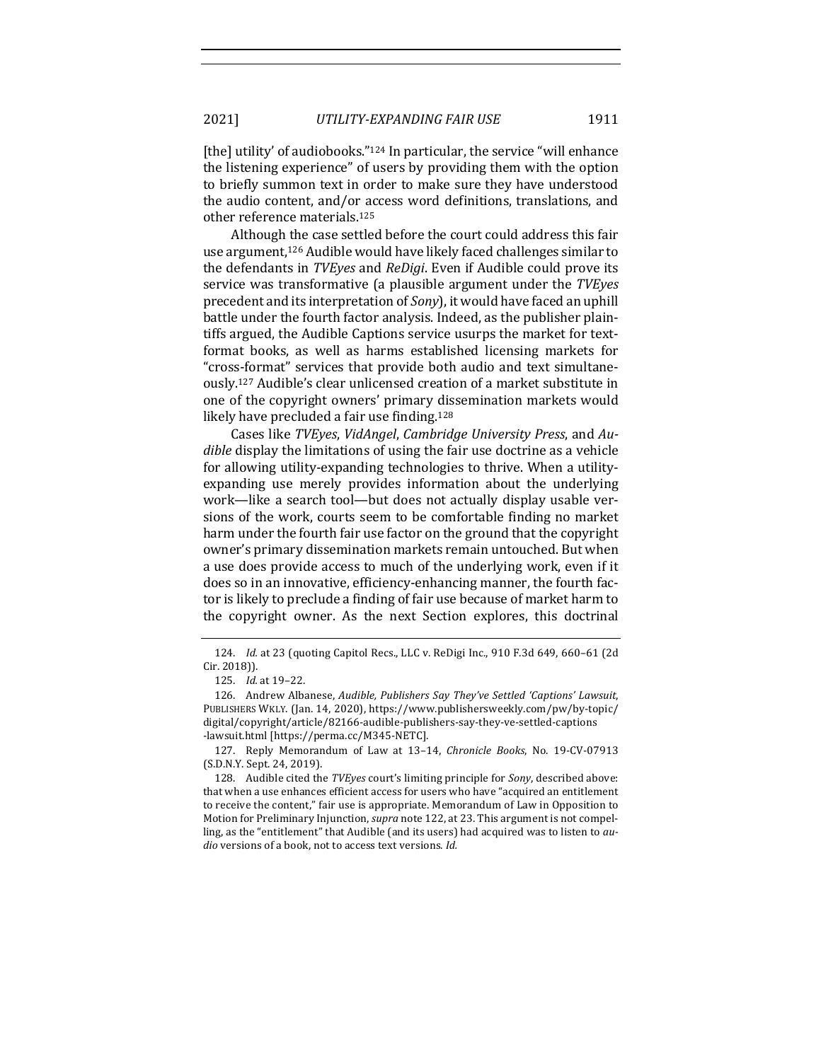[the] utility' of audiobooks."[124] In particular, the service "will enhance the listening experience" of users by providing them with the option to briefly summon text in order to make sure they have understood the audio content, and/or access word definitions, translations, and other reference materials.[125]

Although the case settled before the court could address this fair use argument,[126] Audible would have likely faced challenges similar to the defendants in *TVEyes* and *ReDigi*. Even if Audible could prove its service was transformative (a plausible argument under the *TVEyes* precedent and its interpretation of *Sony*), it would have faced an uphill battle under the fourth factor analysis. Indeed, as the publisher plaintiffs argued, the Audible Captions service usurps the market for text-format books, as well as harms established licensing markets for "cross-format" services that provide both audio and text simultaneously.[127] Audible's clear unlicensed creation of a market substitute in one of the copyright owners' primary dissemination markets would likely have precluded a fair use finding.[128]

Cases like *TVEyes*, *VidAngel*, *Cambridge University Press*, and *Audible* display the limitations of using the fair use doctrine as a vehicle for allowing utility-expanding technologies to thrive. When a utility-expanding use merely provides information about the underlying work—like a search tool—but does not actually display usable versions of the work, courts seem to be comfortable finding no market harm under the fourth fair use factor on the ground that the copyright owner's primary dissemination markets remain untouched. But when a use does provide access to much of the underlying work, even if it does so in an innovative, efficiency-enhancing manner, the fourth factor is likely to preclude a finding of fair use because of market harm to the copyright owner. As the next Section explores, this doctrinal

124. *Id.* at 23 (quoting Capitol Recs., LLC v. ReDigi Inc., 910 F.3d 649, 660–61 (2d Cir. 2018)).

125. *Id.* at 19–22.

126. Andrew Albanese, *Audible, Publishers Say They've Settled 'Captions' Lawsuit*, PUBLISHERS WKLY. (Jan. 14, 2020), https://www.publishersweekly.com/pw/by-topic/digital/copyright/article/82166-audible-publishers-say-they-ve-settled-captions-lawsuit.html [https://perma.cc/M345-NETC].

127. Reply Memorandum of Law at 13–14, *Chronicle Books*, No. 19-CV-07913 (S.D.N.Y. Sept. 24, 2019).

128. Audible cited the *TVEyes* court's limiting principle for *Sony*, described above: that when a use enhances efficient access for users who have "acquired an entitlement to receive the content," fair use is appropriate. Memorandum of Law in Opposition to Motion for Preliminary Injunction, *supra* note 122, at 23. This argument is not compelling, as the "entitlement" that Audible (and its users) had acquired was to listen to *audio* versions of a book, not to access text versions. *Id.*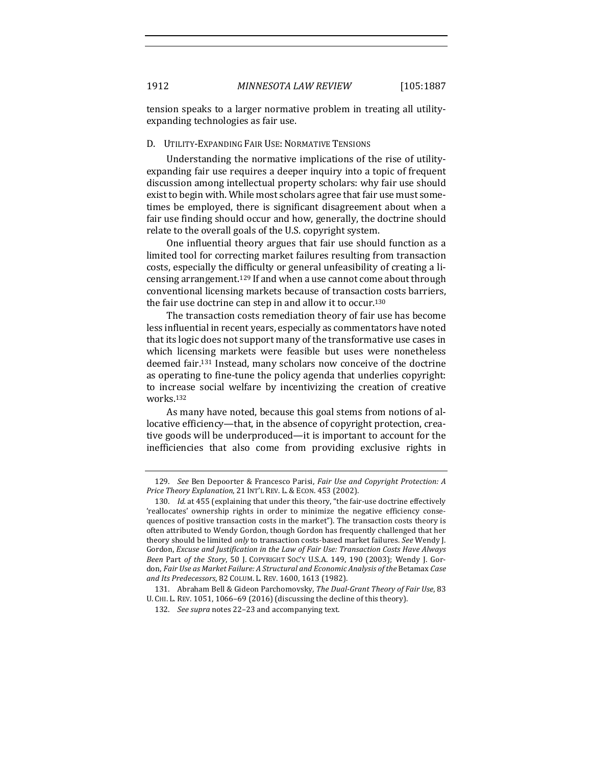tension speaks to a larger normative problem in treating all utility-expanding technologies as fair use.

### D. Utility-Expanding Fair Use: Normative Tensions

Understanding the normative implications of the rise of utility-expanding fair use requires a deeper inquiry into a topic of frequent discussion among intellectual property scholars: why fair use should exist to begin with. While most scholars agree that fair use must sometimes be employed, there is significant disagreement about when a fair use finding should occur and how, generally, the doctrine should relate to the overall goals of the U.S. copyright system.

One influential theory argues that fair use should function as a limited tool for correcting market failures resulting from transaction costs, especially the difficulty or general unfeasibility of creating a licensing arrangement.[129] If and when a use cannot come about through conventional licensing markets because of transaction costs barriers, the fair use doctrine can step in and allow it to occur.[130]

The transaction costs remediation theory of fair use has become less influential in recent years, especially as commentators have noted that its logic does not support many of the transformative use cases in which licensing markets were feasible but uses were nonetheless deemed fair.[131] Instead, many scholars now conceive of the doctrine as operating to fine-tune the policy agenda that underlies copyright: to increase social welfare by incentivizing the creation of creative works.[132]

As many have noted, because this goal stems from notions of allocative efficiency—that, in the absence of copyright protection, creative goods will be underproduced—it is important to account for the inefficiencies that also come from providing exclusive rights in

---

129. *See* Ben Depoorter & Francesco Parisi, *Fair Use and Copyright Protection: A Price Theory Explanation*, 21 INT'L REV. L. & ECON. 453 (2002).

130. *Id.* at 455 (explaining that under this theory, "the fair-use doctrine effectively 'reallocates' ownership rights in order to minimize the negative efficiency consequences of positive transaction costs in the market"). The transaction costs theory is often attributed to Wendy Gordon, though Gordon has frequently challenged that her theory should be limited *only* to transaction costs-based market failures. *See* Wendy J. Gordon, *Excuse and Justification in the Law of Fair Use: Transaction Costs Have Always Been* Part *of the Story*, 50 J. COPYRIGHT SOC'Y U.S.A. 149, 190 (2003); Wendy J. Gordon, *Fair Use as Market Failure: A Structural and Economic Analysis of the* Betamax *Case and Its Predecessors*, 82 COLUM. L. REV. 1600, 1613 (1982).

131. Abraham Bell & Gideon Parchomovsky, *The Dual-Grant Theory of Fair Use*, 83 U. CHI. L. REV. 1051, 1066–69 (2016) (discussing the decline of this theory).

132. *See supra* notes 22–23 and accompanying text.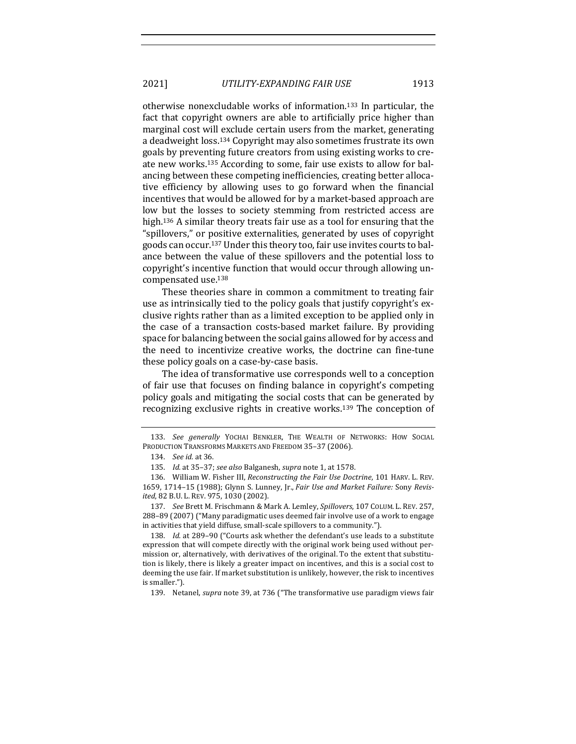otherwise nonexcludable works of information.[133] In particular, the fact that copyright owners are able to artificially price higher than marginal cost will exclude certain users from the market, generating a deadweight loss.[134] Copyright may also sometimes frustrate its own goals by preventing future creators from using existing works to create new works.[135] According to some, fair use exists to allow for balancing between these competing inefficiencies, creating better allocative efficiency by allowing uses to go forward when the financial incentives that would be allowed for by a market-based approach are low but the losses to society stemming from restricted access are high.[136] A similar theory treats fair use as a tool for ensuring that the "spillovers," or positive externalities, generated by uses of copyright goods can occur.[137] Under this theory too, fair use invites courts to balance between the value of these spillovers and the potential loss to copyright's incentive function that would occur through allowing uncompensated use.[138]

These theories share in common a commitment to treating fair use as intrinsically tied to the policy goals that justify copyright's exclusive rights rather than as a limited exception to be applied only in the case of a transaction costs-based market failure. By providing space for balancing between the social gains allowed for by access and the need to incentivize creative works, the doctrine can fine-tune these policy goals on a case-by-case basis.

The idea of transformative use corresponds well to a conception of fair use that focuses on finding balance in copyright's competing policy goals and mitigating the social costs that can be generated by recognizing exclusive rights in creative works.[139] The conception of

133. *See generally* YOCHAI BENKLER, THE WEALTH OF NETWORKS: HOW SOCIAL PRODUCTION TRANSFORMS MARKETS AND FREEDOM 35–37 (2006).

134. *See id.* at 36.

135. *Id.* at 35–37; *see also* Balganesh, *supra* note 1, at 1578.

136. William W. Fisher III, *Reconstructing the Fair Use Doctrine*, 101 HARV. L. REV. 1659, 1714–15 (1988); Glynn S. Lunney, Jr., *Fair Use and Market Failure:* Sony *Revisited*, 82 B.U. L. REV. 975, 1030 (2002).

137. *See* Brett M. Frischmann & Mark A. Lemley, *Spillovers*, 107 COLUM. L. REV. 257, 288–89 (2007) ("Many paradigmatic uses deemed fair involve use of a work to engage in activities that yield diffuse, small-scale spillovers to a community.").

138. *Id.* at 289–90 ("Courts ask whether the defendant's use leads to a substitute expression that will compete directly with the original work being used without permission or, alternatively, with derivatives of the original. To the extent that substitution is likely, there is likely a greater impact on incentives, and this is a social cost to deeming the use fair. If market substitution is unlikely, however, the risk to incentives is smaller.").

139. Netanel, *supra* note 39, at 736 ("The transformative use paradigm views fair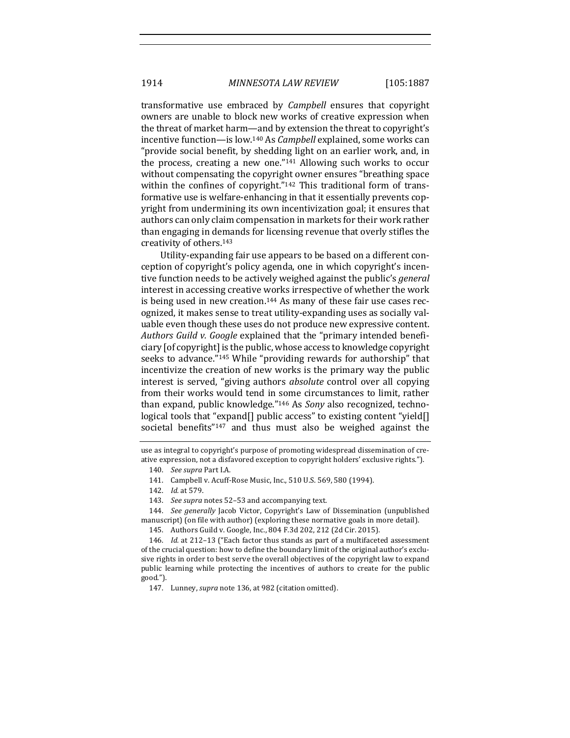transformative use embraced by *Campbell* ensures that copyright owners are unable to block new works of creative expression when the threat of market harm—and by extension the threat to copyright's incentive function—is low.[140] As *Campbell* explained, some works can "provide social benefit, by shedding light on an earlier work, and, in the process, creating a new one."[141] Allowing such works to occur without compensating the copyright owner ensures "breathing space within the confines of copyright."[142] This traditional form of transformative use is welfare-enhancing in that it essentially prevents copyright from undermining its own incentivization goal; it ensures that authors can only claim compensation in markets for their work rather than engaging in demands for licensing revenue that overly stifles the creativity of others.[143]

Utility-expanding fair use appears to be based on a different conception of copyright's policy agenda, one in which copyright's incentive function needs to be actively weighed against the public's *general* interest in accessing creative works irrespective of whether the work is being used in new creation.[144] As many of these fair use cases recognized, it makes sense to treat utility-expanding uses as socially valuable even though these uses do not produce new expressive content. *Authors Guild v. Google* explained that the "primary intended beneficiary [of copyright] is the public, whose access to knowledge copyright seeks to advance."[145] While "providing rewards for authorship" that incentivize the creation of new works is the primary way the public interest is served, "giving authors *absolute* control over all copying from their works would tend in some circumstances to limit, rather than expand, public knowledge."[146] As *Sony* also recognized, technological tools that "expand[] public access" to existing content "yield[] societal benefits"[147] and thus must also be weighed against the

use as integral to copyright's purpose of promoting widespread dissemination of creative expression, not a disfavored exception to copyright holders' exclusive rights.").

140. *See supra* Part I.A.

141. Campbell v. Acuff-Rose Music, Inc., 510 U.S. 569, 580 (1994).

142. *Id.* at 579.

143. *See supra* notes 52–53 and accompanying text.

144. *See generally* Jacob Victor, Copyright's Law of Dissemination (unpublished manuscript) (on file with author) (exploring these normative goals in more detail).

145. Authors Guild v. Google, Inc., 804 F.3d 202, 212 (2d Cir. 2015).

146. *Id.* at 212–13 ("Each factor thus stands as part of a multifaceted assessment of the crucial question: how to define the boundary limit of the original author's exclusive rights in order to best serve the overall objectives of the copyright law to expand public learning while protecting the incentives of authors to create for the public good.").

147. Lunney, *supra* note 136, at 982 (citation omitted).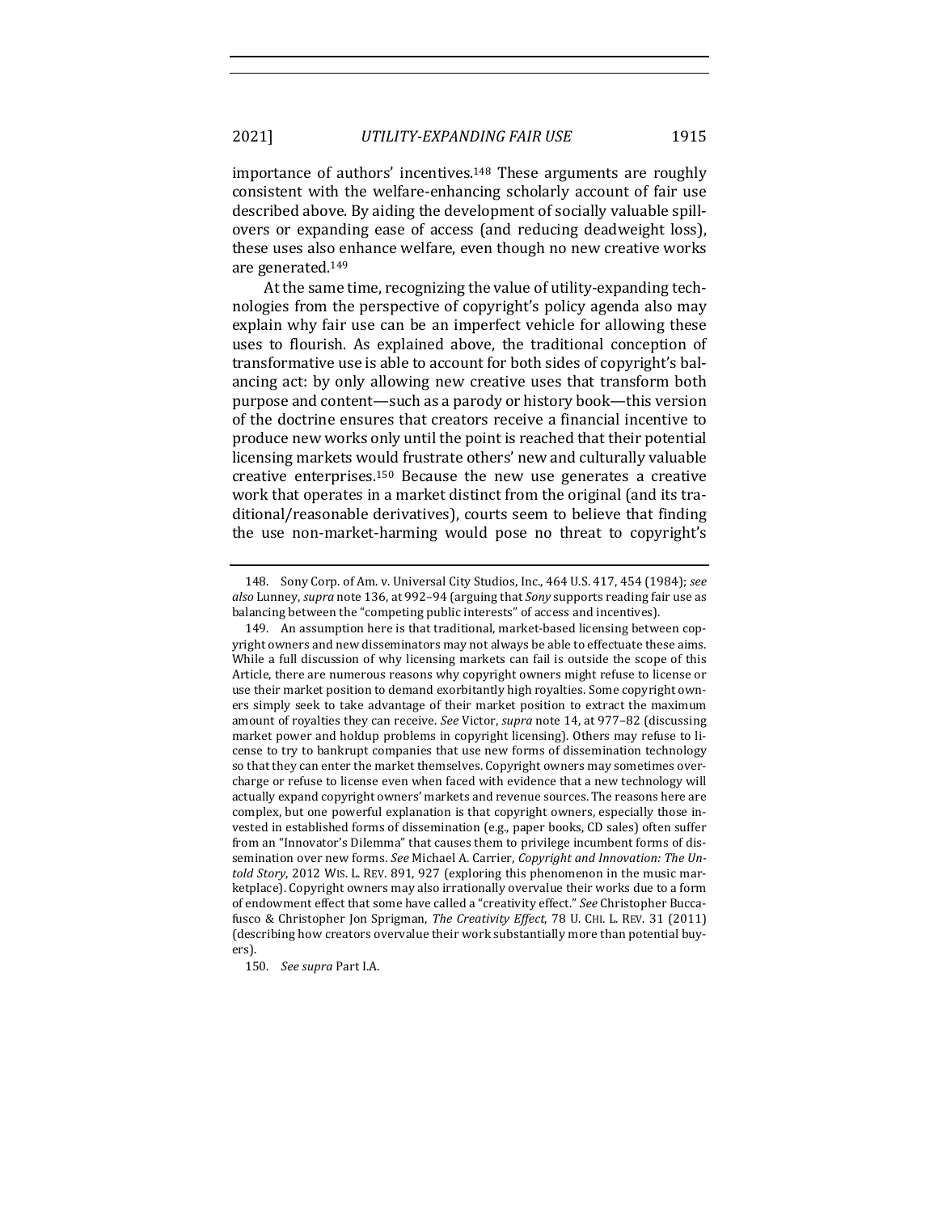importance of authors' incentives.[148] These arguments are roughly consistent with the welfare-enhancing scholarly account of fair use described above. By aiding the development of socially valuable spillovers or expanding ease of access (and reducing deadweight loss), these uses also enhance welfare, even though no new creative works are generated.[149]

At the same time, recognizing the value of utility-expanding technologies from the perspective of copyright's policy agenda also may explain why fair use can be an imperfect vehicle for allowing these uses to flourish. As explained above, the traditional conception of transformative use is able to account for both sides of copyright's balancing act: by only allowing new creative uses that transform both purpose and content—such as a parody or history book—this version of the doctrine ensures that creators receive a financial incentive to produce new works only until the point is reached that their potential licensing markets would frustrate others' new and culturally valuable creative enterprises.[150] Because the new use generates a creative work that operates in a market distinct from the original (and its traditional/reasonable derivatives), courts seem to believe that finding the use non-market-harming would pose no threat to copyright's

---

148. Sony Corp. of Am. v. Universal City Studios, Inc., 464 U.S. 417, 454 (1984); *see also* Lunney, *supra* note 136, at 992–94 (arguing that *Sony* supports reading fair use as balancing between the "competing public interests" of access and incentives).

149. An assumption here is that traditional, market-based licensing between copyright owners and new disseminators may not always be able to effectuate these aims. While a full discussion of why licensing markets can fail is outside the scope of this Article, there are numerous reasons why copyright owners might refuse to license or use their market position to demand exorbitantly high royalties. Some copyright owners simply seek to take advantage of their market position to extract the maximum amount of royalties they can receive. *See* Victor, *supra* note 14, at 977–82 (discussing market power and holdup problems in copyright licensing). Others may refuse to license to try to bankrupt companies that use new forms of dissemination technology so that they can enter the market themselves. Copyright owners may sometimes overcharge or refuse to license even when faced with evidence that a new technology will actually expand copyright owners' markets and revenue sources. The reasons here are complex, but one powerful explanation is that copyright owners, especially those invested in established forms of dissemination (e.g., paper books, CD sales) often suffer from an "Innovator's Dilemma" that causes them to privilege incumbent forms of dissemination over new forms. *See* Michael A. Carrier, *Copyright and Innovation: The Untold Story*, 2012 WIS. L. REV. 891, 927 (exploring this phenomenon in the music marketplace). Copyright owners may also irrationally overvalue their works due to a form of endowment effect that some have called a "creativity effect." *See* Christopher Buccafusco & Christopher Jon Sprigman, *The Creativity Effect*, 78 U. CHI. L. REV. 31 (2011) (describing how creators overvalue their work substantially more than potential buyers).

150. *See supra* Part I.A.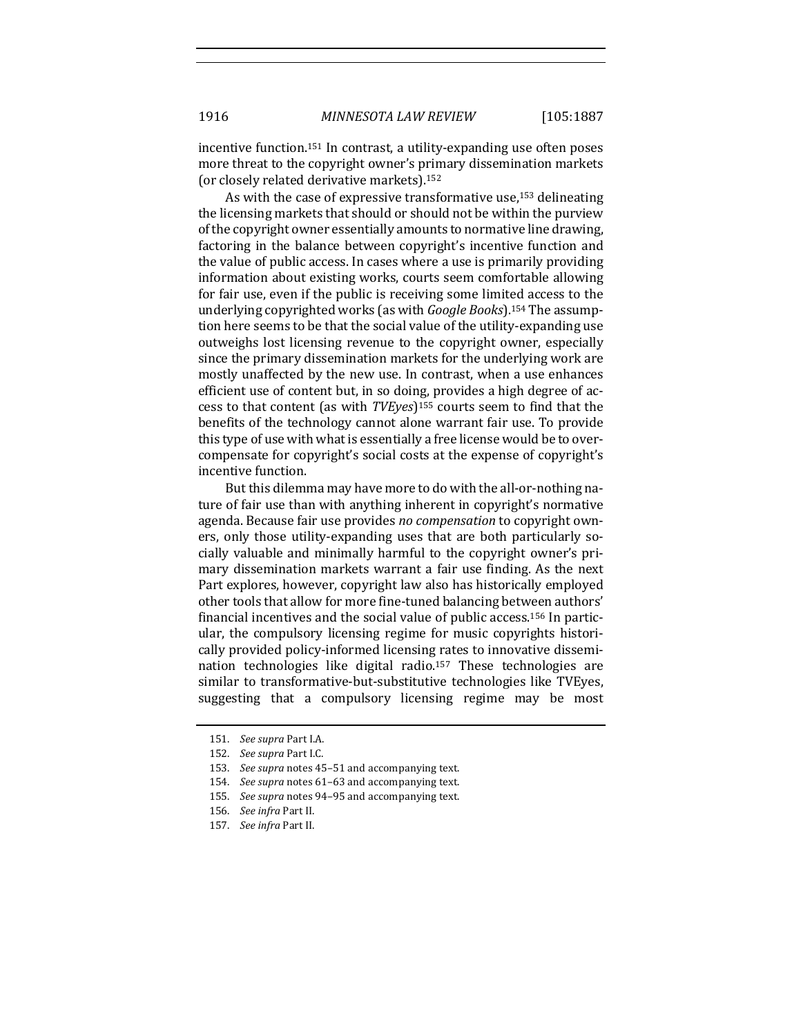incentive function.[151] In contrast, a utility-expanding use often poses more threat to the copyright owner's primary dissemination markets (or closely related derivative markets).[152]

As with the case of expressive transformative use,[153] delineating the licensing markets that should or should not be within the purview of the copyright owner essentially amounts to normative line drawing, factoring in the balance between copyright's incentive function and the value of public access. In cases where a use is primarily providing information about existing works, courts seem comfortable allowing for fair use, even if the public is receiving some limited access to the underlying copyrighted works (as with *Google Books*).[154] The assumption here seems to be that the social value of the utility-expanding use outweighs lost licensing revenue to the copyright owner, especially since the primary dissemination markets for the underlying work are mostly unaffected by the new use. In contrast, when a use enhances efficient use of content but, in so doing, provides a high degree of access to that content (as with *TVEyes*)[155] courts seem to find that the benefits of the technology cannot alone warrant fair use. To provide this type of use with what is essentially a free license would be to overcompensate for copyright's social costs at the expense of copyright's incentive function.

But this dilemma may have more to do with the all-or-nothing nature of fair use than with anything inherent in copyright's normative agenda. Because fair use provides *no compensation* to copyright owners, only those utility-expanding uses that are both particularly socially valuable and minimally harmful to the copyright owner's primary dissemination markets warrant a fair use finding. As the next Part explores, however, copyright law also has historically employed other tools that allow for more fine-tuned balancing between authors' financial incentives and the social value of public access.[156] In particular, the compulsory licensing regime for music copyrights historically provided policy-informed licensing rates to innovative dissemination technologies like digital radio.[157] These technologies are similar to transformative-but-substitutive technologies like TVEyes, suggesting that a compulsory licensing regime may be most

---

151. *See supra* Part I.A.

152. *See supra* Part I.C.

153. *See supra* notes 45–51 and accompanying text.

154. *See supra* notes 61–63 and accompanying text.

155. *See supra* notes 94–95 and accompanying text.

156. *See infra* Part II.

157. *See infra* Part II.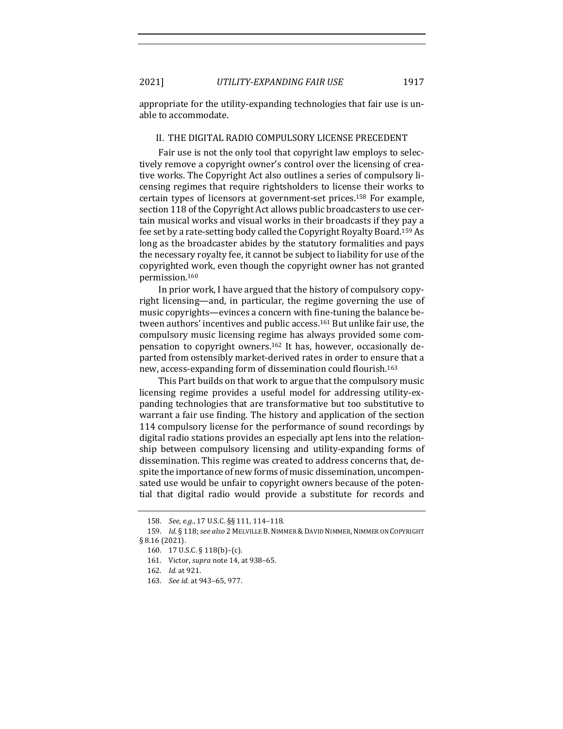appropriate for the utility-expanding technologies that fair use is unable to accommodate.

## II. THE DIGITAL RADIO COMPULSORY LICENSE PRECEDENT

Fair use is not the only tool that copyright law employs to selectively remove a copyright owner's control over the licensing of creative works. The Copyright Act also outlines a series of compulsory licensing regimes that require rightsholders to license their works to certain types of licensors at government-set prices.[158] For example, section 118 of the Copyright Act allows public broadcasters to use certain musical works and visual works in their broadcasts if they pay a fee set by a rate-setting body called the Copyright Royalty Board.[159] As long as the broadcaster abides by the statutory formalities and pays the necessary royalty fee, it cannot be subject to liability for use of the copyrighted work, even though the copyright owner has not granted permission.[160]

In prior work, I have argued that the history of compulsory copyright licensing—and, in particular, the regime governing the use of music copyrights—evinces a concern with fine-tuning the balance between authors' incentives and public access.[161] But unlike fair use, the compulsory music licensing regime has always provided some compensation to copyright owners.[162] It has, however, occasionally departed from ostensibly market-derived rates in order to ensure that a new, access-expanding form of dissemination could flourish.[163]

This Part builds on that work to argue that the compulsory music licensing regime provides a useful model for addressing utility-expanding technologies that are transformative but too substitutive to warrant a fair use finding. The history and application of the section 114 compulsory license for the performance of sound recordings by digital radio stations provides an especially apt lens into the relationship between compulsory licensing and utility-expanding forms of dissemination. This regime was created to address concerns that, despite the importance of new forms of music dissemination, uncompensated use would be unfair to copyright owners because of the potential that digital radio would provide a substitute for records and

---

158. *See, e.g.*, 17 U.S.C. §§ 111, 114–118.

159. *Id.* § 118; *see also* 2 MELVILLE B. NIMMER & DAVID NIMMER, NIMMER ON COPYRIGHT § 8.16 (2021).

160. 17 U.S.C. § 118(b)–(c).

161. Victor, *supra* note 14, at 938–65.

162. *Id.* at 921.

163. *See id.* at 943–65, 977.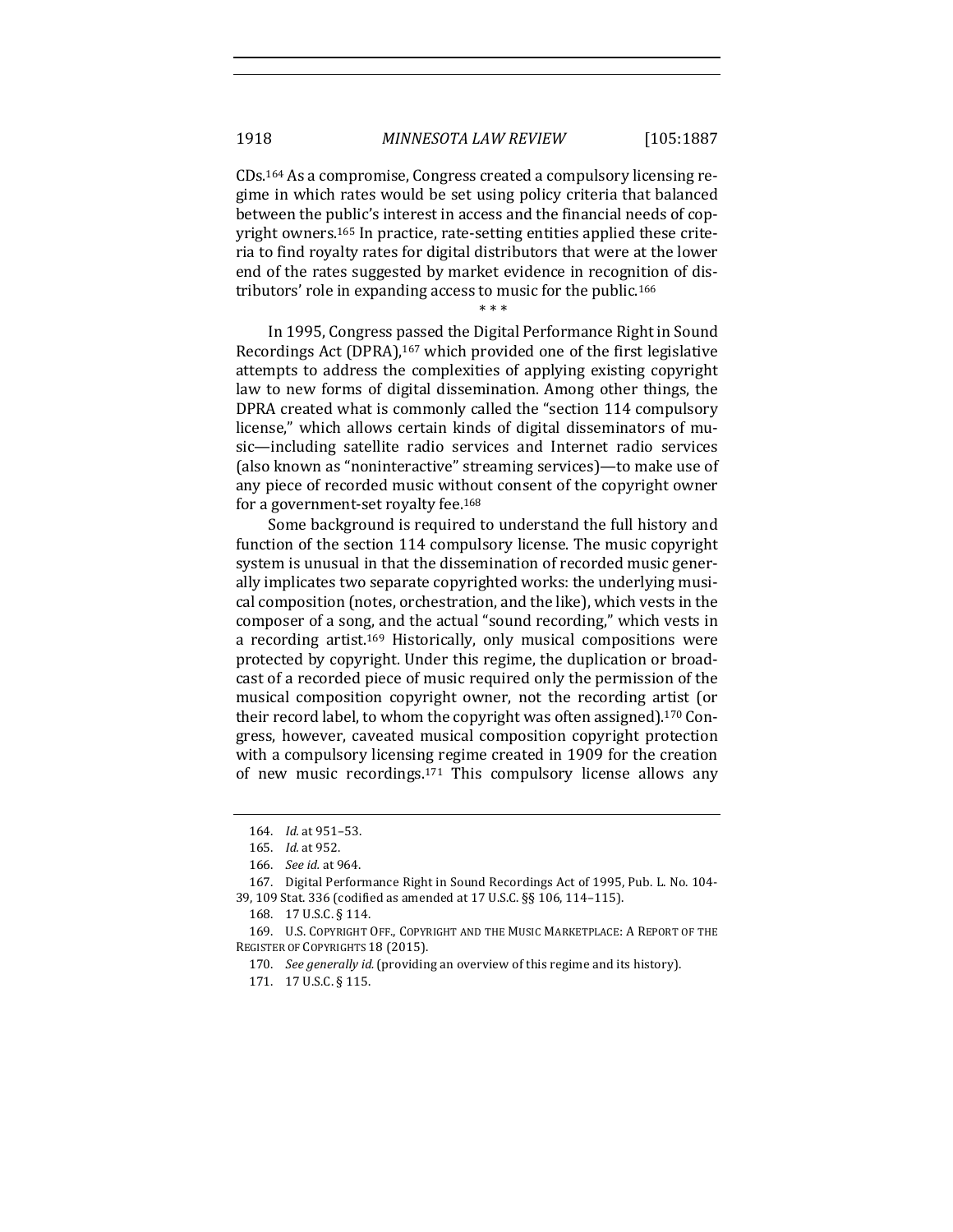CDs.[164] As a compromise, Congress created a compulsory licensing regime in which rates would be set using policy criteria that balanced between the public's interest in access and the financial needs of copyright owners.[165] In practice, rate-setting entities applied these criteria to find royalty rates for digital distributors that were at the lower end of the rates suggested by market evidence in recognition of distributors' role in expanding access to music for the public.[166]

\* \* \*

In 1995, Congress passed the Digital Performance Right in Sound Recordings Act (DPRA),[167] which provided one of the first legislative attempts to address the complexities of applying existing copyright law to new forms of digital dissemination. Among other things, the DPRA created what is commonly called the "section 114 compulsory license," which allows certain kinds of digital disseminators of music—including satellite radio services and Internet radio services (also known as "noninteractive" streaming services)—to make use of any piece of recorded music without consent of the copyright owner for a government-set royalty fee.[168]

Some background is required to understand the full history and function of the section 114 compulsory license. The music copyright system is unusual in that the dissemination of recorded music generally implicates two separate copyrighted works: the underlying musical composition (notes, orchestration, and the like), which vests in the composer of a song, and the actual "sound recording," which vests in a recording artist.[169] Historically, only musical compositions were protected by copyright. Under this regime, the duplication or broadcast of a recorded piece of music required only the permission of the musical composition copyright owner, not the recording artist (or their record label, to whom the copyright was often assigned).[170] Congress, however, caveated musical composition copyright protection with a compulsory licensing regime created in 1909 for the creation of new music recordings.[171] This compulsory license allows any

---

164. *Id.* at 951–53.

165. *Id.* at 952.

166. *See id.* at 964.

167. Digital Performance Right in Sound Recordings Act of 1995, Pub. L. No. 104-39, 109 Stat. 336 (codified as amended at 17 U.S.C. §§ 106, 114–115).

168. 17 U.S.C. § 114.

169. U.S. COPYRIGHT OFF., COPYRIGHT AND THE MUSIC MARKETPLACE: A REPORT OF THE REGISTER OF COPYRIGHTS 18 (2015).

170. *See generally id.* (providing an overview of this regime and its history).

171. 17 U.S.C. § 115.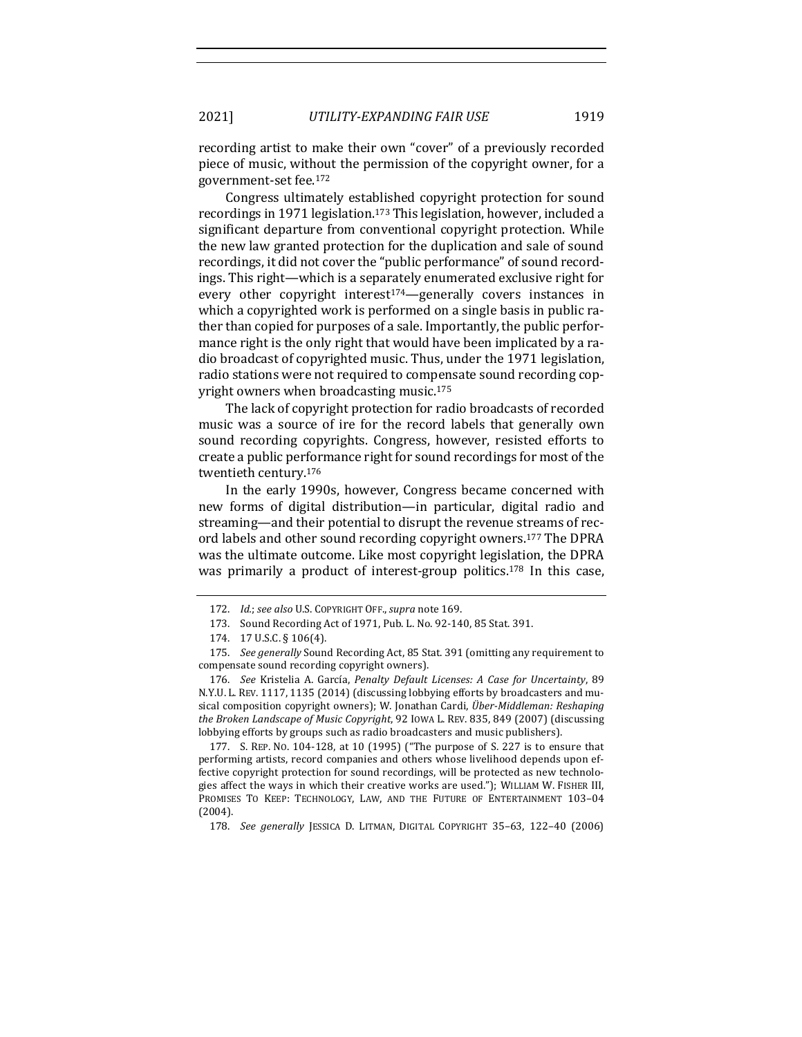recording artist to make their own "cover" of a previously recorded piece of music, without the permission of the copyright owner, for a government-set fee.[172]

Congress ultimately established copyright protection for sound recordings in 1971 legislation.[173] This legislation, however, included a significant departure from conventional copyright protection. While the new law granted protection for the duplication and sale of sound recordings, it did not cover the "public performance" of sound recordings. This right—which is a separately enumerated exclusive right for every other copyright interest[174]—generally covers instances in which a copyrighted work is performed on a single basis in public rather than copied for purposes of a sale. Importantly, the public performance right is the only right that would have been implicated by a radio broadcast of copyrighted music. Thus, under the 1971 legislation, radio stations were not required to compensate sound recording copyright owners when broadcasting music.[175]

The lack of copyright protection for radio broadcasts of recorded music was a source of ire for the record labels that generally own sound recording copyrights. Congress, however, resisted efforts to create a public performance right for sound recordings for most of the twentieth century.[176]

In the early 1990s, however, Congress became concerned with new forms of digital distribution—in particular, digital radio and streaming—and their potential to disrupt the revenue streams of record labels and other sound recording copyright owners.[177] The DPRA was the ultimate outcome. Like most copyright legislation, the DPRA was primarily a product of interest-group politics.[178] In this case,

---

172. *Id.*; *see also* U.S. COPYRIGHT OFF., *supra* note 169.

173. Sound Recording Act of 1971, Pub. L. No. 92-140, 85 Stat. 391.

174. 17 U.S.C. § 106(4).

175. *See generally* Sound Recording Act, 85 Stat. 391 (omitting any requirement to compensate sound recording copyright owners).

176. *See* Kristelia A. García, *Penalty Default Licenses: A Case for Uncertainty*, 89 N.Y.U. L. REV. 1117, 1135 (2014) (discussing lobbying efforts by broadcasters and musical composition copyright owners); W. Jonathan Cardi, *Über-Middleman: Reshaping the Broken Landscape of Music Copyright*, 92 IOWA L. REV. 835, 849 (2007) (discussing lobbying efforts by groups such as radio broadcasters and music publishers).

177. S. REP. NO. 104-128, at 10 (1995) ("The purpose of S. 227 is to ensure that performing artists, record companies and others whose livelihood depends upon effective copyright protection for sound recordings, will be protected as new technologies affect the ways in which their creative works are used."); WILLIAM W. FISHER III, PROMISES TO KEEP: TECHNOLOGY, LAW, AND THE FUTURE OF ENTERTAINMENT 103–04 (2004).

178. *See generally* JESSICA D. LITMAN, DIGITAL COPYRIGHT 35–63, 122–40 (2006)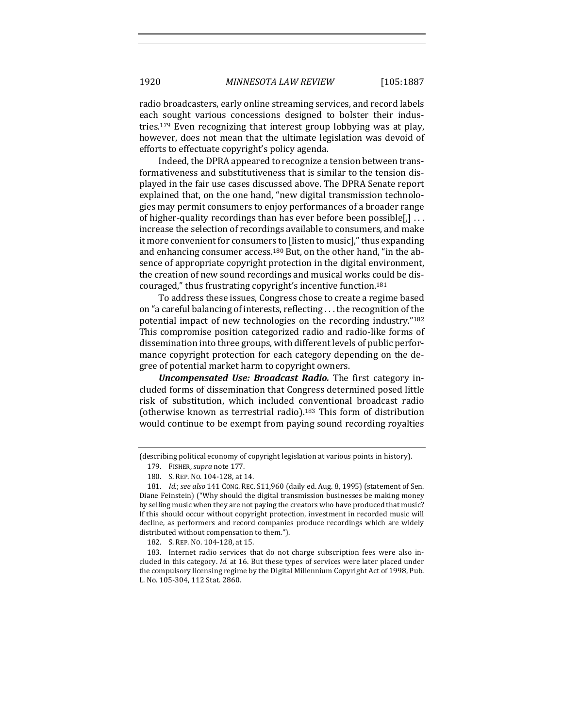radio broadcasters, early online streaming services, and record labels each sought various concessions designed to bolster their industries.[179] Even recognizing that interest group lobbying was at play, however, does not mean that the ultimate legislation was devoid of efforts to effectuate copyright's policy agenda.

Indeed, the DPRA appeared to recognize a tension between transformativeness and substitutiveness that is similar to the tension displayed in the fair use cases discussed above. The DPRA Senate report explained that, on the one hand, "new digital transmission technologies may permit consumers to enjoy performances of a broader range of higher-quality recordings than has ever before been possible[,] . . . increase the selection of recordings available to consumers, and make it more convenient for consumers to [listen to music]," thus expanding and enhancing consumer access.[180] But, on the other hand, "in the absence of appropriate copyright protection in the digital environment, the creation of new sound recordings and musical works could be discouraged," thus frustrating copyright's incentive function.[181]

To address these issues, Congress chose to create a regime based on "a careful balancing of interests, reflecting . . . the recognition of the potential impact of new technologies on the recording industry."[182] This compromise position categorized radio and radio-like forms of dissemination into three groups, with different levels of public performance copyright protection for each category depending on the degree of potential market harm to copyright owners.

***Uncompensated Use: Broadcast Radio.*** The first category included forms of dissemination that Congress determined posed little risk of substitution, which included conventional broadcast radio (otherwise known as terrestrial radio).[183] This form of distribution would continue to be exempt from paying sound recording royalties

---

(describing political economy of copyright legislation at various points in history).

179. FISHER, *supra* note 177.

180. S. REP. NO. 104-128, at 14.

181. *Id.*; *see also* 141 CONG. REC. S11,960 (daily ed. Aug. 8, 1995) (statement of Sen. Diane Feinstein) ("Why should the digital transmission businesses be making money by selling music when they are not paying the creators who have produced that music? If this should occur without copyright protection, investment in recorded music will decline, as performers and record companies produce recordings which are widely distributed without compensation to them.").

182. S. REP. NO. 104-128, at 15.

183. Internet radio services that do not charge subscription fees were also included in this category. *Id.* at 16. But these types of services were later placed under the compulsory licensing regime by the Digital Millennium Copyright Act of 1998, Pub. L. No. 105-304, 112 Stat. 2860.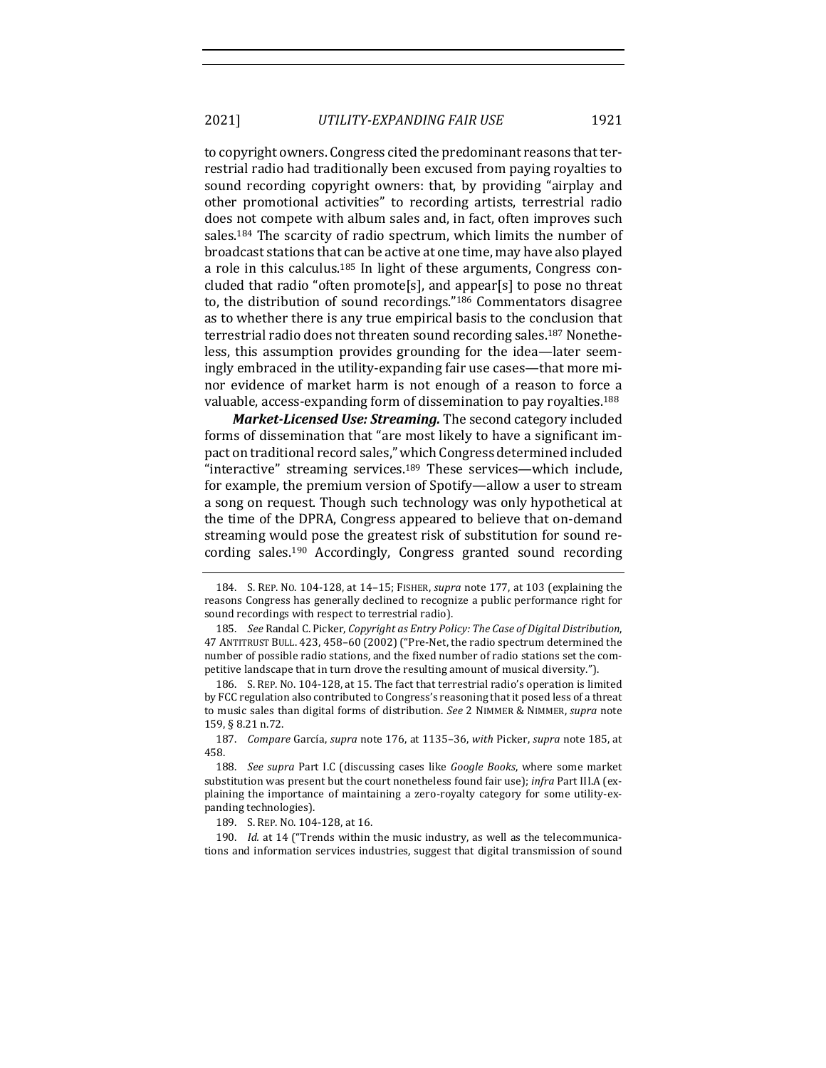to copyright owners. Congress cited the predominant reasons that terrestrial radio had traditionally been excused from paying royalties to sound recording copyright owners: that, by providing "airplay and other promotional activities" to recording artists, terrestrial radio does not compete with album sales and, in fact, often improves such sales.[184] The scarcity of radio spectrum, which limits the number of broadcast stations that can be active at one time, may have also played a role in this calculus.[185] In light of these arguments, Congress concluded that radio "often promote[s], and appear[s] to pose no threat to, the distribution of sound recordings."[186] Commentators disagree as to whether there is any true empirical basis to the conclusion that terrestrial radio does not threaten sound recording sales.[187] Nonetheless, this assumption provides grounding for the idea—later seemingly embraced in the utility-expanding fair use cases—that more minor evidence of market harm is not enough of a reason to force a valuable, access-expanding form of dissemination to pay royalties.[188]

***Market-Licensed Use: Streaming.*** The second category included forms of dissemination that "are most likely to have a significant impact on traditional record sales," which Congress determined included "interactive" streaming services.[189] These services—which include, for example, the premium version of Spotify—allow a user to stream a song on request. Though such technology was only hypothetical at the time of the DPRA, Congress appeared to believe that on-demand streaming would pose the greatest risk of substitution for sound recording sales.[190] Accordingly, Congress granted sound recording

---

184. S. REP. NO. 104-128, at 14–15; FISHER, *supra* note 177, at 103 (explaining the reasons Congress has generally declined to recognize a public performance right for sound recordings with respect to terrestrial radio).

185. *See* Randal C. Picker, *Copyright as Entry Policy: The Case of Digital Distribution*, 47 ANTITRUST BULL. 423, 458–60 (2002) ("Pre-Net, the radio spectrum determined the number of possible radio stations, and the fixed number of radio stations set the competitive landscape that in turn drove the resulting amount of musical diversity.").

186. S. REP. NO. 104-128, at 15. The fact that terrestrial radio's operation is limited by FCC regulation also contributed to Congress's reasoning that it posed less of a threat to music sales than digital forms of distribution. *See* 2 NIMMER & NIMMER, *supra* note 159, § 8.21 n.72.

187. *Compare* García, *supra* note 176, at 1135–36, *with* Picker, *supra* note 185, at 458.

188. *See supra* Part I.C (discussing cases like *Google Books*, where some market substitution was present but the court nonetheless found fair use); *infra* Part III.A (explaining the importance of maintaining a zero-royalty category for some utility-expanding technologies).

189. S. REP. NO. 104-128, at 16.

190. *Id.* at 14 ("Trends within the music industry, as well as the telecommunications and information services industries, suggest that digital transmission of sound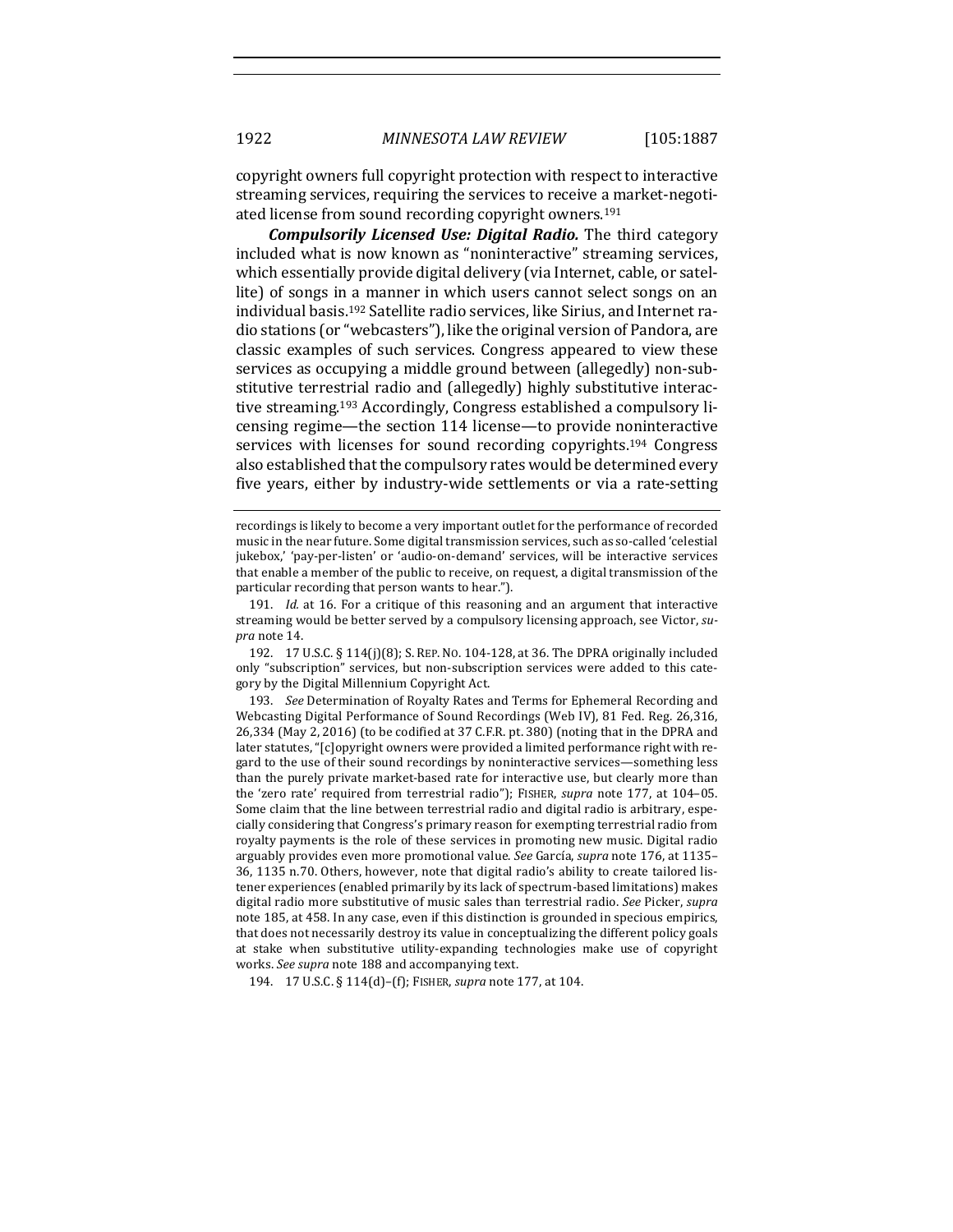copyright owners full copyright protection with respect to interactive streaming services, requiring the services to receive a market-negotiated license from sound recording copyright owners.[191]

***Compulsorily Licensed Use: Digital Radio.*** The third category included what is now known as "noninteractive" streaming services, which essentially provide digital delivery (via Internet, cable, or satellite) of songs in a manner in which users cannot select songs on an individual basis.[192] Satellite radio services, like Sirius, and Internet radio stations (or "webcasters"), like the original version of Pandora, are classic examples of such services. Congress appeared to view these services as occupying a middle ground between (allegedly) non-substitutive terrestrial radio and (allegedly) highly substitutive interactive streaming.[193] Accordingly, Congress established a compulsory licensing regime—the section 114 license—to provide noninteractive services with licenses for sound recording copyrights.[194] Congress also established that the compulsory rates would be determined every five years, either by industry-wide settlements or via a rate-setting

---

recordings is likely to become a very important outlet for the performance of recorded music in the near future. Some digital transmission services, such as so-called 'celestial jukebox,' 'pay-per-listen' or 'audio-on-demand' services, will be interactive services that enable a member of the public to receive, on request, a digital transmission of the particular recording that person wants to hear.").

191. *Id.* at 16. For a critique of this reasoning and an argument that interactive streaming would be better served by a compulsory licensing approach, see Victor, *supra* note 14.

192. 17 U.S.C. § 114(j)(8); S. REP. NO. 104-128, at 36. The DPRA originally included only "subscription" services, but non-subscription services were added to this category by the Digital Millennium Copyright Act.

193. *See* Determination of Royalty Rates and Terms for Ephemeral Recording and Webcasting Digital Performance of Sound Recordings (Web IV), 81 Fed. Reg. 26,316, 26,334 (May 2, 2016) (to be codified at 37 C.F.R. pt. 380) (noting that in the DPRA and later statutes, "[c]opyright owners were provided a limited performance right with regard to the use of their sound recordings by noninteractive services—something less than the purely private market-based rate for interactive use, but clearly more than the 'zero rate' required from terrestrial radio"); FISHER, *supra* note 177, at 104–05. Some claim that the line between terrestrial radio and digital radio is arbitrary, especially considering that Congress's primary reason for exempting terrestrial radio from royalty payments is the role of these services in promoting new music. Digital radio arguably provides even more promotional value. *See* García, *supra* note 176, at 1135–36, 1135 n.70. Others, however, note that digital radio's ability to create tailored listener experiences (enabled primarily by its lack of spectrum-based limitations) makes digital radio more substitutive of music sales than terrestrial radio. *See* Picker, *supra* note 185, at 458. In any case, even if this distinction is grounded in specious empirics, that does not necessarily destroy its value in conceptualizing the different policy goals at stake when substitutive utility-expanding technologies make use of copyright works. *See supra* note 188 and accompanying text.

194. 17 U.S.C. § 114(d)–(f); FISHER, *supra* note 177, at 104.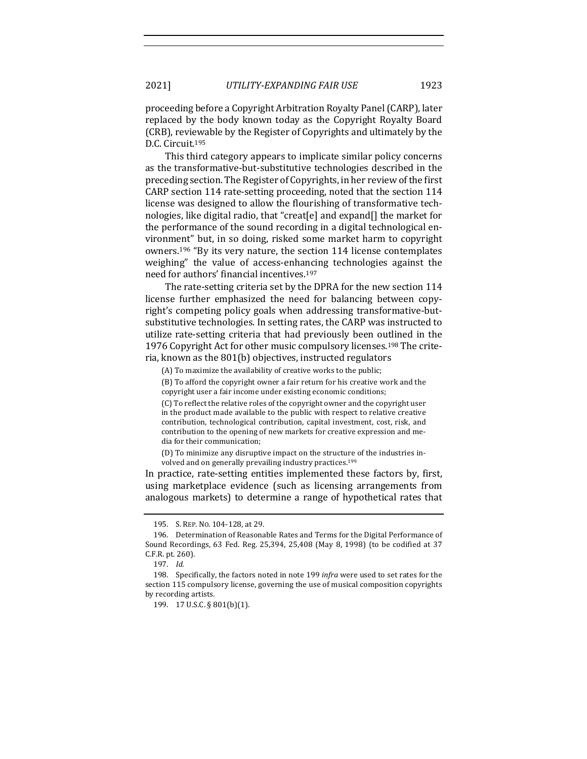proceeding before a Copyright Arbitration Royalty Panel (CARP), later replaced by the body known today as the Copyright Royalty Board (CRB), reviewable by the Register of Copyrights and ultimately by the D.C. Circuit.[195]

This third category appears to implicate similar policy concerns as the transformative-but-substitutive technologies described in the preceding section. The Register of Copyrights, in her review of the first CARP section 114 rate-setting proceeding, noted that the section 114 license was designed to allow the flourishing of transformative technologies, like digital radio, that "creat[e] and expand[] the market for the performance of the sound recording in a digital technological environment" but, in so doing, risked some market harm to copyright owners.[196] "By its very nature, the section 114 license contemplates weighing" the value of access-enhancing technologies against the need for authors' financial incentives.[197]

The rate-setting criteria set by the DPRA for the new section 114 license further emphasized the need for balancing between copyright's competing policy goals when addressing transformative-but-substitutive technologies. In setting rates, the CARP was instructed to utilize rate-setting criteria that had previously been outlined in the 1976 Copyright Act for other music compulsory licenses.[198] The criteria, known as the 801(b) objectives, instructed regulators

> (A) To maximize the availability of creative works to the public;
>
> (B) To afford the copyright owner a fair return for his creative work and the copyright user a fair income under existing economic conditions;
>
> (C) To reflect the relative roles of the copyright owner and the copyright user in the product made available to the public with respect to relative creative contribution, technological contribution, capital investment, cost, risk, and contribution to the opening of new markets for creative expression and media for their communication;
>
> (D) To minimize any disruptive impact on the structure of the industries involved and on generally prevailing industry practices.[199]

In practice, rate-setting entities implemented these factors by, first, using marketplace evidence (such as licensing arrangements from analogous markets) to determine a range of hypothetical rates that

---

195. S. REP. NO. 104-128, at 29.

196. Determination of Reasonable Rates and Terms for the Digital Performance of Sound Recordings, 63 Fed. Reg. 25,394, 25,408 (May 8, 1998) (to be codified at 37 C.F.R. pt. 260).

197. *Id.*

198. Specifically, the factors noted in note 199 *infra* were used to set rates for the section 115 compulsory license, governing the use of musical composition copyrights by recording artists.

199. 17 U.S.C. § 801(b)(1).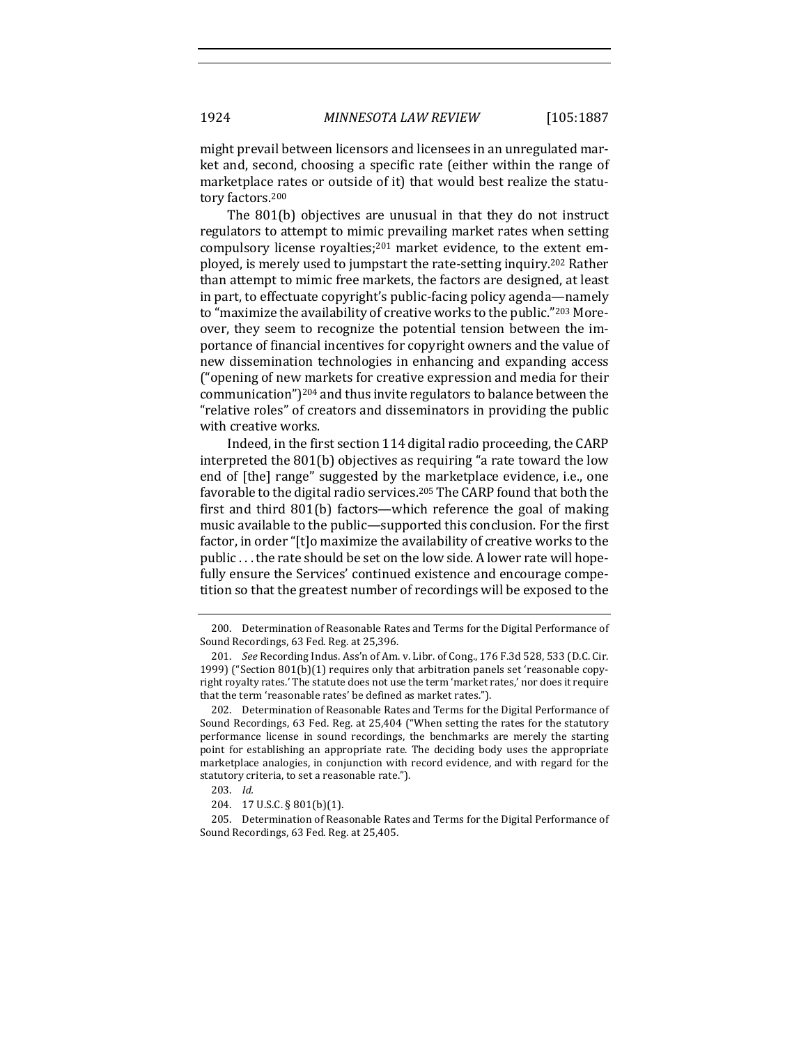might prevail between licensors and licensees in an unregulated market and, second, choosing a specific rate (either within the range of marketplace rates or outside of it) that would best realize the statutory factors.[200]

The 801(b) objectives are unusual in that they do not instruct regulators to attempt to mimic prevailing market rates when setting compulsory license royalties;[201] market evidence, to the extent employed, is merely used to jumpstart the rate-setting inquiry.[202] Rather than attempt to mimic free markets, the factors are designed, at least in part, to effectuate copyright's public-facing policy agenda—namely to "maximize the availability of creative works to the public."[203] Moreover, they seem to recognize the potential tension between the importance of financial incentives for copyright owners and the value of new dissemination technologies in enhancing and expanding access ("opening of new markets for creative expression and media for their communication")[204] and thus invite regulators to balance between the "relative roles" of creators and disseminators in providing the public with creative works.

Indeed, in the first section 114 digital radio proceeding, the CARP interpreted the 801(b) objectives as requiring "a rate toward the low end of [the] range" suggested by the marketplace evidence, i.e., one favorable to the digital radio services.[205] The CARP found that both the first and third 801(b) factors—which reference the goal of making music available to the public—supported this conclusion. For the first factor, in order "[t]o maximize the availability of creative works to the public . . . the rate should be set on the low side. A lower rate will hopefully ensure the Services' continued existence and encourage competition so that the greatest number of recordings will be exposed to the

---

200. Determination of Reasonable Rates and Terms for the Digital Performance of Sound Recordings, 63 Fed. Reg. at 25,396.

201. *See* Recording Indus. Ass'n of Am. v. Libr. of Cong., 176 F.3d 528, 533 (D.C. Cir. 1999) ("Section 801(b)(1) requires only that arbitration panels set 'reasonable copyright royalty rates.' The statute does not use the term 'market rates,' nor does it require that the term 'reasonable rates' be defined as market rates.").

202. Determination of Reasonable Rates and Terms for the Digital Performance of Sound Recordings, 63 Fed. Reg. at 25,404 ("When setting the rates for the statutory performance license in sound recordings, the benchmarks are merely the starting point for establishing an appropriate rate. The deciding body uses the appropriate marketplace analogies, in conjunction with record evidence, and with regard for the statutory criteria, to set a reasonable rate.").

203. *Id.*

204. 17 U.S.C. § 801(b)(1).

205. Determination of Reasonable Rates and Terms for the Digital Performance of Sound Recordings, 63 Fed. Reg. at 25,405.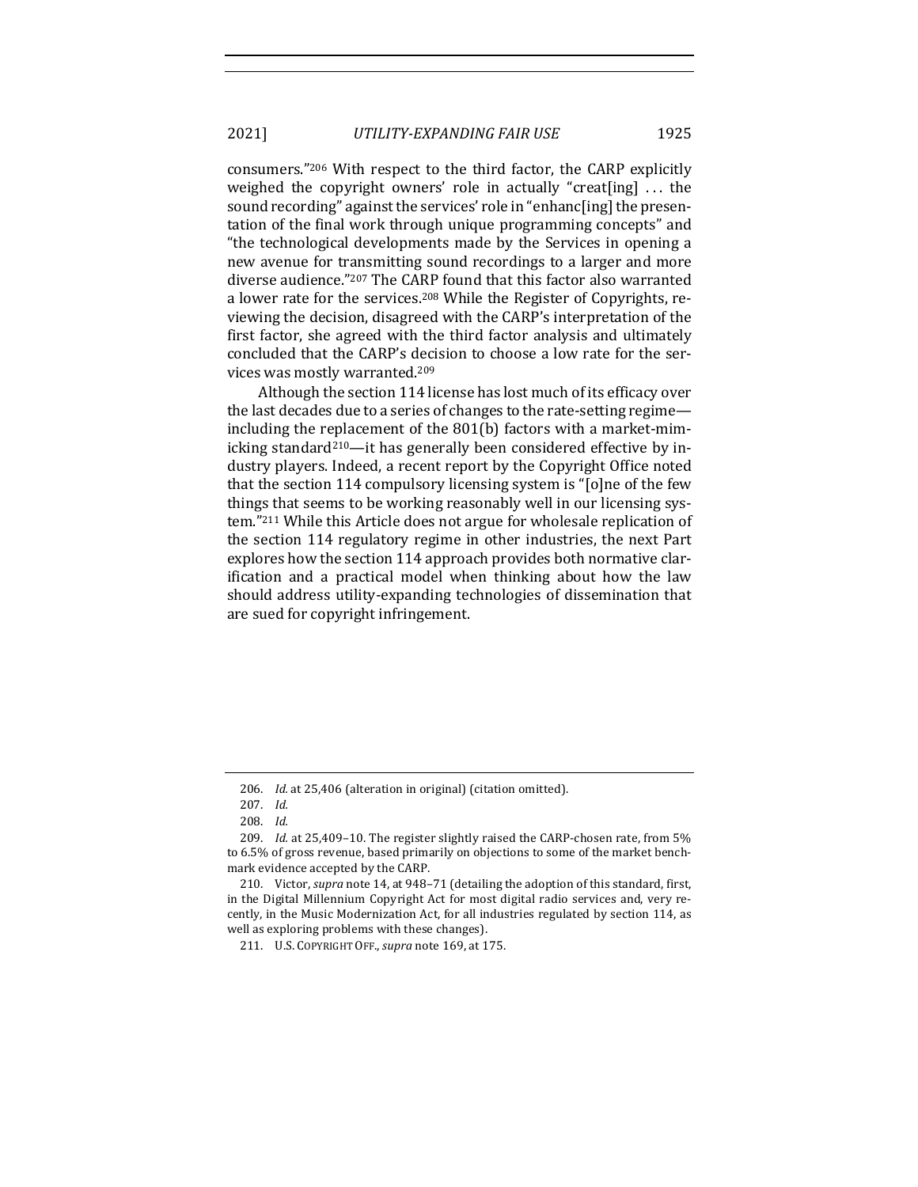consumers."[206] With respect to the third factor, the CARP explicitly weighed the copyright owners' role in actually "creat[ing] . . . the sound recording" against the services' role in "enhanc[ing] the presentation of the final work through unique programming concepts" and "the technological developments made by the Services in opening a new avenue for transmitting sound recordings to a larger and more diverse audience."[207] The CARP found that this factor also warranted a lower rate for the services.[208] While the Register of Copyrights, reviewing the decision, disagreed with the CARP's interpretation of the first factor, she agreed with the third factor analysis and ultimately concluded that the CARP's decision to choose a low rate for the services was mostly warranted.[209]

Although the section 114 license has lost much of its efficacy over the last decades due to a series of changes to the rate-setting regime—including the replacement of the 801(b) factors with a market-mimicking standard[210]—it has generally been considered effective by industry players. Indeed, a recent report by the Copyright Office noted that the section 114 compulsory licensing system is "[o]ne of the few things that seems to be working reasonably well in our licensing system."[211] While this Article does not argue for wholesale replication of the section 114 regulatory regime in other industries, the next Part explores how the section 114 approach provides both normative clarification and a practical model when thinking about how the law should address utility-expanding technologies of dissemination that are sued for copyright infringement.

---

206. *Id.* at 25,406 (alteration in original) (citation omitted).

207. *Id.*

208. *Id.*

209. *Id.* at 25,409–10. The register slightly raised the CARP-chosen rate, from 5% to 6.5% of gross revenue, based primarily on objections to some of the market benchmark evidence accepted by the CARP.

210. Victor, *supra* note 14, at 948–71 (detailing the adoption of this standard, first, in the Digital Millennium Copyright Act for most digital radio services and, very recently, in the Music Modernization Act, for all industries regulated by section 114, as well as exploring problems with these changes).

211. U.S. COPYRIGHT OFF., *supra* note 169, at 175.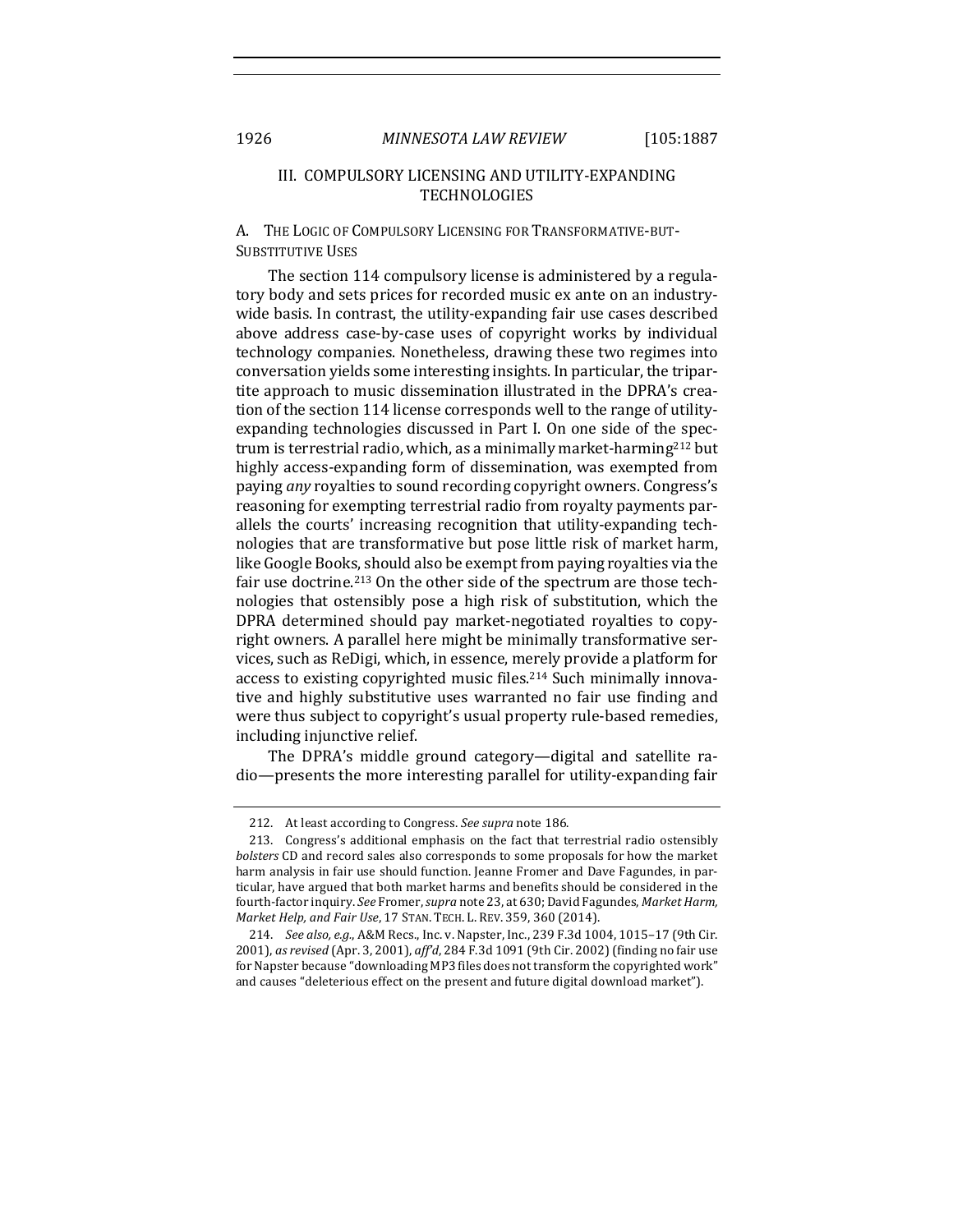## III. COMPULSORY LICENSING AND UTILITY-EXPANDING TECHNOLOGIES

### A. The Logic of Compulsory Licensing for Transformative-but-Substitutive Uses

The section 114 compulsory license is administered by a regulatory body and sets prices for recorded music ex ante on an industry-wide basis. In contrast, the utility-expanding fair use cases described above address case-by-case uses of copyright works by individual technology companies. Nonetheless, drawing these two regimes into conversation yields some interesting insights. In particular, the tripartite approach to music dissemination illustrated in the DPRA's creation of the section 114 license corresponds well to the range of utility-expanding technologies discussed in Part I. On one side of the spectrum is terrestrial radio, which, as a minimally market-harming[212] but highly access-expanding form of dissemination, was exempted from paying *any* royalties to sound recording copyright owners. Congress's reasoning for exempting terrestrial radio from royalty payments parallels the courts' increasing recognition that utility-expanding technologies that are transformative but pose little risk of market harm, like Google Books, should also be exempt from paying royalties via the fair use doctrine.[213] On the other side of the spectrum are those technologies that ostensibly pose a high risk of substitution, which the DPRA determined should pay market-negotiated royalties to copyright owners. A parallel here might be minimally transformative services, such as ReDigi, which, in essence, merely provide a platform for access to existing copyrighted music files.[214] Such minimally innovative and highly substitutive uses warranted no fair use finding and were thus subject to copyright's usual property rule-based remedies, including injunctive relief.

The DPRA's middle ground category—digital and satellite radio—presents the more interesting parallel for utility-expanding fair

---

212. At least according to Congress. *See supra* note 186.

213. Congress's additional emphasis on the fact that terrestrial radio ostensibly *bolsters* CD and record sales also corresponds to some proposals for how the market harm analysis in fair use should function. Jeanne Fromer and Dave Fagundes, in particular, have argued that both market harms and benefits should be considered in the fourth-factor inquiry. *See* Fromer, *supra* note 23, at 630; David Fagundes, *Market Harm, Market Help, and Fair Use*, 17 STAN. TECH. L. REV. 359, 360 (2014).

214. *See also, e.g.*, A&M Recs., Inc. v. Napster, Inc., 239 F.3d 1004, 1015–17 (9th Cir. 2001), *as revised* (Apr. 3, 2001), *aff'd*, 284 F.3d 1091 (9th Cir. 2002) (finding no fair use for Napster because "downloading MP3 files does not transform the copyrighted work" and causes "deleterious effect on the present and future digital download market").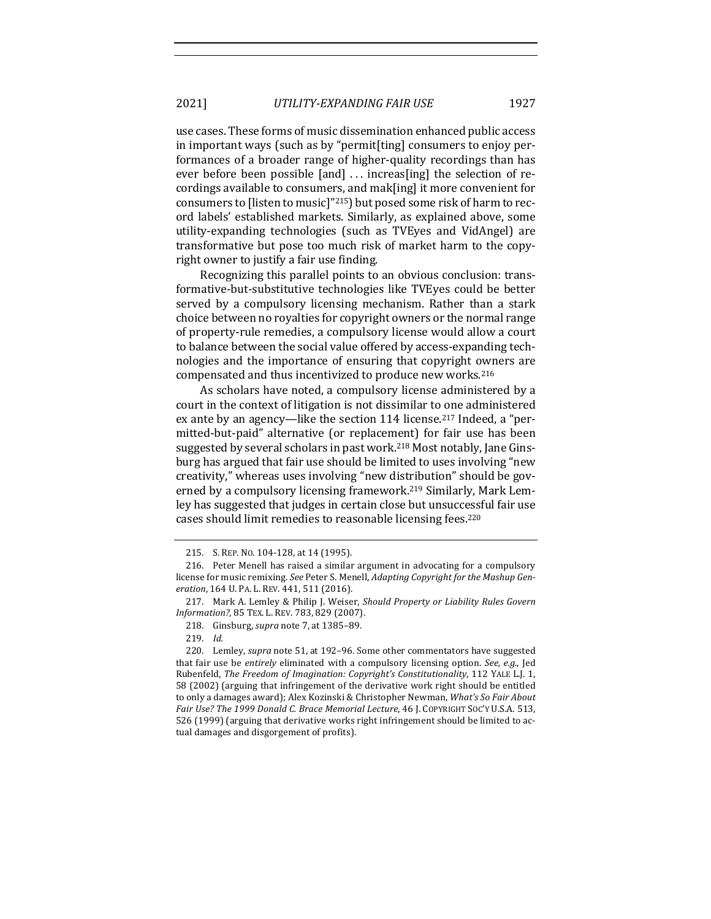use cases. These forms of music dissemination enhanced public access in important ways (such as by "permit[ting] consumers to enjoy performances of a broader range of higher-quality recordings than has ever been possible [and] . . . increas[ing] the selection of recordings available to consumers, and mak[ing] it more convenient for consumers to [listen to music]"[215]) but posed some risk of harm to record labels' established markets. Similarly, as explained above, some utility-expanding technologies (such as TVEyes and VidAngel) are transformative but pose too much risk of market harm to the copyright owner to justify a fair use finding.

Recognizing this parallel points to an obvious conclusion: transformative-but-substitutive technologies like TVEyes could be better served by a compulsory licensing mechanism. Rather than a stark choice between no royalties for copyright owners or the normal range of property-rule remedies, a compulsory license would allow a court to balance between the social value offered by access-expanding technologies and the importance of ensuring that copyright owners are compensated and thus incentivized to produce new works.[216]

As scholars have noted, a compulsory license administered by a court in the context of litigation is not dissimilar to one administered ex ante by an agency—like the section 114 license.[217] Indeed, a "permitted-but-paid" alternative (or replacement) for fair use has been suggested by several scholars in past work.[218] Most notably, Jane Ginsburg has argued that fair use should be limited to uses involving "new creativity," whereas uses involving "new distribution" should be governed by a compulsory licensing framework.[219] Similarly, Mark Lemley has suggested that judges in certain close but unsuccessful fair use cases should limit remedies to reasonable licensing fees.[220]

215. S. REP. NO. 104-128, at 14 (1995).

216. Peter Menell has raised a similar argument in advocating for a compulsory license for music remixing. *See* Peter S. Menell, *Adapting Copyright for the Mashup Generation*, 164 U. PA. L. REV. 441, 511 (2016).

217. Mark A. Lemley & Philip J. Weiser, *Should Property or Liability Rules Govern Information?*, 85 TEX. L. REV. 783, 829 (2007).

218. Ginsburg, *supra* note 7, at 1385–89.

219. *Id.*

220. Lemley, *supra* note 51, at 192–96. Some other commentators have suggested that fair use be *entirely* eliminated with a compulsory licensing option. *See, e.g.*, Jed Rubenfeld, *The Freedom of Imagination: Copyright's Constitutionality*, 112 YALE L.J. 1, 58 (2002) (arguing that infringement of the derivative work right should be entitled to only a damages award); Alex Kozinski & Christopher Newman, *What's So Fair About Fair Use? The 1999 Donald C. Brace Memorial Lecture*, 46 J. COPYRIGHT SOC'Y U.S.A. 513, 526 (1999) (arguing that derivative works right infringement should be limited to actual damages and disgorgement of profits).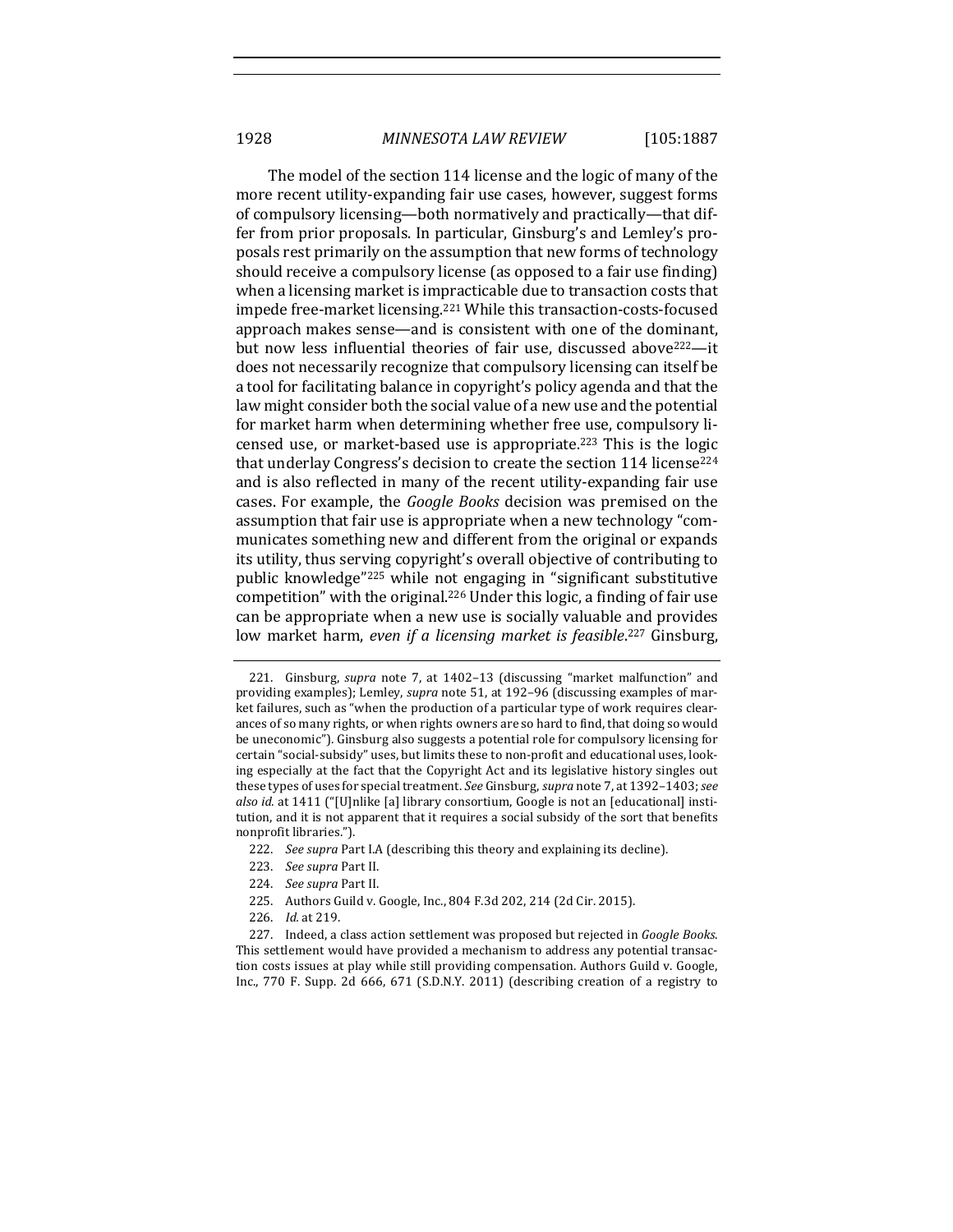The model of the section 114 license and the logic of many of the more recent utility-expanding fair use cases, however, suggest forms of compulsory licensing—both normatively and practically—that differ from prior proposals. In particular, Ginsburg's and Lemley's proposals rest primarily on the assumption that new forms of technology should receive a compulsory license (as opposed to a fair use finding) when a licensing market is impracticable due to transaction costs that impede free-market licensing.[221] While this transaction-costs-focused approach makes sense—and is consistent with one of the dominant, but now less influential theories of fair use, discussed above[222]—it does not necessarily recognize that compulsory licensing can itself be a tool for facilitating balance in copyright's policy agenda and that the law might consider both the social value of a new use and the potential for market harm when determining whether free use, compulsory licensed use, or market-based use is appropriate.[223] This is the logic that underlay Congress's decision to create the section 114 license[224] and is also reflected in many of the recent utility-expanding fair use cases. For example, the *Google Books* decision was premised on the assumption that fair use is appropriate when a new technology "communicates something new and different from the original or expands its utility, thus serving copyright's overall objective of contributing to public knowledge"[225] while not engaging in "significant substitutive competition" with the original.[226] Under this logic, a finding of fair use can be appropriate when a new use is socially valuable and provides low market harm, *even if a licensing market is feasible*.[227] Ginsburg,

---

221. Ginsburg, *supra* note 7, at 1402–13 (discussing "market malfunction" and providing examples); Lemley, *supra* note 51, at 192–96 (discussing examples of market failures, such as "when the production of a particular type of work requires clearances of so many rights, or when rights owners are so hard to find, that doing so would be uneconomic"). Ginsburg also suggests a potential role for compulsory licensing for certain "social-subsidy" uses, but limits these to non-profit and educational uses, looking especially at the fact that the Copyright Act and its legislative history singles out these types of uses for special treatment. *See* Ginsburg, *supra* note 7, at 1392–1403; *see also id.* at 1411 ("[U]nlike [a] library consortium, Google is not an [educational] institution, and it is not apparent that it requires a social subsidy of the sort that benefits nonprofit libraries.").

222. *See supra* Part I.A (describing this theory and explaining its decline).

223. *See supra* Part II.

224. *See supra* Part II.

225. Authors Guild v. Google, Inc., 804 F.3d 202, 214 (2d Cir. 2015).

226. *Id.* at 219.

227. Indeed, a class action settlement was proposed but rejected in *Google Books*. This settlement would have provided a mechanism to address any potential transaction costs issues at play while still providing compensation. Authors Guild v. Google, Inc., 770 F. Supp. 2d 666, 671 (S.D.N.Y. 2011) (describing creation of a registry to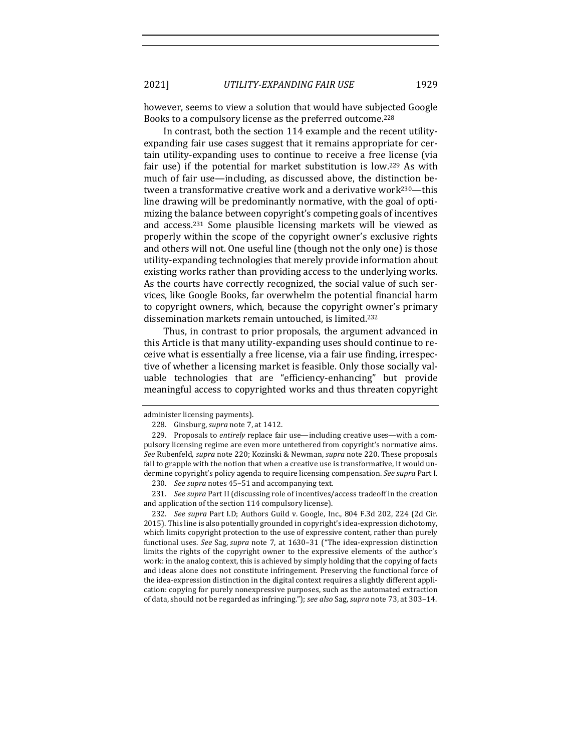however, seems to view a solution that would have subjected Google Books to a compulsory license as the preferred outcome.[228]

In contrast, both the section 114 example and the recent utility-expanding fair use cases suggest that it remains appropriate for certain utility-expanding uses to continue to receive a free license (via fair use) if the potential for market substitution is low.[229] As with much of fair use—including, as discussed above, the distinction between a transformative creative work and a derivative work[230]—this line drawing will be predominantly normative, with the goal of optimizing the balance between copyright's competing goals of incentives and access.[231] Some plausible licensing markets will be viewed as properly within the scope of the copyright owner's exclusive rights and others will not. One useful line (though not the only one) is those utility-expanding technologies that merely provide information about existing works rather than providing access to the underlying works. As the courts have correctly recognized, the social value of such services, like Google Books, far overwhelm the potential financial harm to copyright owners, which, because the copyright owner's primary dissemination markets remain untouched, is limited.[232]

Thus, in contrast to prior proposals, the argument advanced in this Article is that many utility-expanding uses should continue to receive what is essentially a free license, via a fair use finding, irrespective of whether a licensing market is feasible. Only those socially valuable technologies that are "efficiency-enhancing" but provide meaningful access to copyrighted works and thus threaten copyright

---

administer licensing payments).

228. Ginsburg, *supra* note 7, at 1412.

229. Proposals to *entirely* replace fair use—including creative uses—with a compulsory licensing regime are even more untethered from copyright's normative aims. *See* Rubenfeld, *supra* note 220; Kozinski & Newman, *supra* note 220. These proposals fail to grapple with the notion that when a creative use is transformative, it would undermine copyright's policy agenda to require licensing compensation. *See supra* Part I.

230. *See supra* notes 45–51 and accompanying text.

231. *See supra* Part II (discussing role of incentives/access tradeoff in the creation and application of the section 114 compulsory license).

232. *See supra* Part I.D; Authors Guild v. Google, Inc., 804 F.3d 202, 224 (2d Cir. 2015). This line is also potentially grounded in copyright's idea-expression dichotomy, which limits copyright protection to the use of expressive content, rather than purely functional uses. *See* Sag, *supra* note 7, at 1630–31 ("The idea-expression distinction limits the rights of the copyright owner to the expressive elements of the author's work: in the analog context, this is achieved by simply holding that the copying of facts and ideas alone does not constitute infringement. Preserving the functional force of the idea-expression distinction in the digital context requires a slightly different application: copying for purely nonexpressive purposes, such as the automated extraction of data, should not be regarded as infringing."); *see also* Sag, *supra* note 73, at 303–14.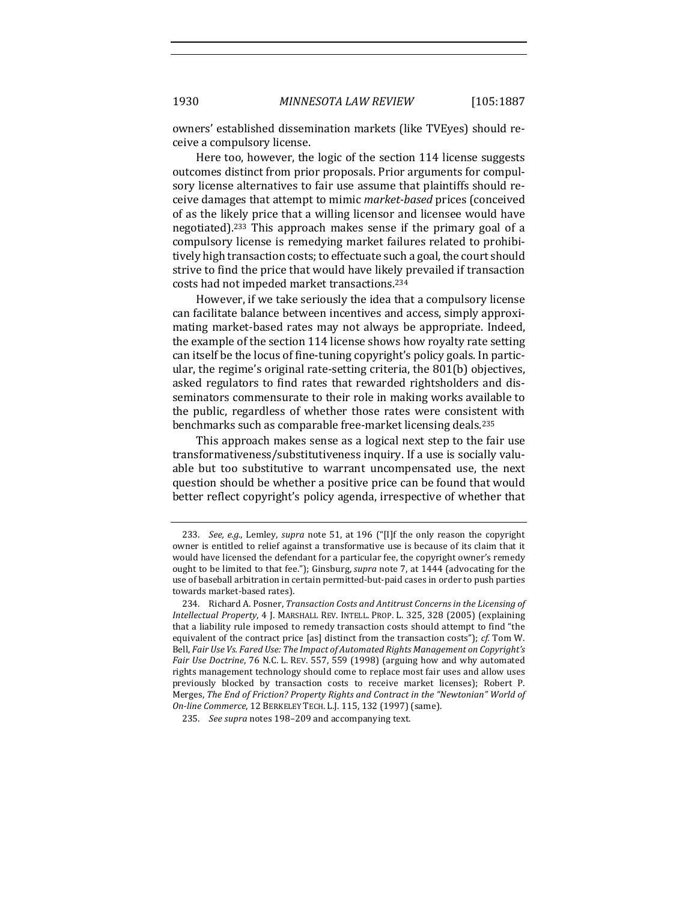owners' established dissemination markets (like TVEyes) should receive a compulsory license.

Here too, however, the logic of the section 114 license suggests outcomes distinct from prior proposals. Prior arguments for compulsory license alternatives to fair use assume that plaintiffs should receive damages that attempt to mimic *market-based* prices (conceived of as the likely price that a willing licensor and licensee would have negotiated).[233] This approach makes sense if the primary goal of a compulsory license is remedying market failures related to prohibitively high transaction costs; to effectuate such a goal, the court should strive to find the price that would have likely prevailed if transaction costs had not impeded market transactions.[234]

However, if we take seriously the idea that a compulsory license can facilitate balance between incentives and access, simply approximating market-based rates may not always be appropriate. Indeed, the example of the section 114 license shows how royalty rate setting can itself be the locus of fine-tuning copyright's policy goals. In particular, the regime's original rate-setting criteria, the 801(b) objectives, asked regulators to find rates that rewarded rightsholders and disseminators commensurate to their role in making works available to the public, regardless of whether those rates were consistent with benchmarks such as comparable free-market licensing deals.[235]

This approach makes sense as a logical next step to the fair use transformativeness/substitutiveness inquiry. If a use is socially valuable but too substitutive to warrant uncompensated use, the next question should be whether a positive price can be found that would better reflect copyright's policy agenda, irrespective of whether that

---

233. *See, e.g.*, Lemley, *supra* note 51, at 196 ("[I]f the only reason the copyright owner is entitled to relief against a transformative use is because of its claim that it would have licensed the defendant for a particular fee, the copyright owner's remedy ought to be limited to that fee."); Ginsburg, *supra* note 7, at 1444 (advocating for the use of baseball arbitration in certain permitted-but-paid cases in order to push parties towards market-based rates).

234. Richard A. Posner, *Transaction Costs and Antitrust Concerns in the Licensing of Intellectual Property*, 4 J. MARSHALL REV. INTELL. PROP. L. 325, 328 (2005) (explaining that a liability rule imposed to remedy transaction costs should attempt to find "the equivalent of the contract price [as] distinct from the transaction costs"); *cf.* Tom W. Bell, *Fair Use Vs. Fared Use: The Impact of Automated Rights Management on Copyright's Fair Use Doctrine*, 76 N.C. L. REV. 557, 559 (1998) (arguing how and why automated rights management technology should come to replace most fair uses and allow uses previously blocked by transaction costs to receive market licenses); Robert P. Merges, *The End of Friction? Property Rights and Contract in the "Newtonian" World of On-line Commerce*, 12 BERKELEY TECH. L.J. 115, 132 (1997) (same).

235. *See supra* notes 198–209 and accompanying text.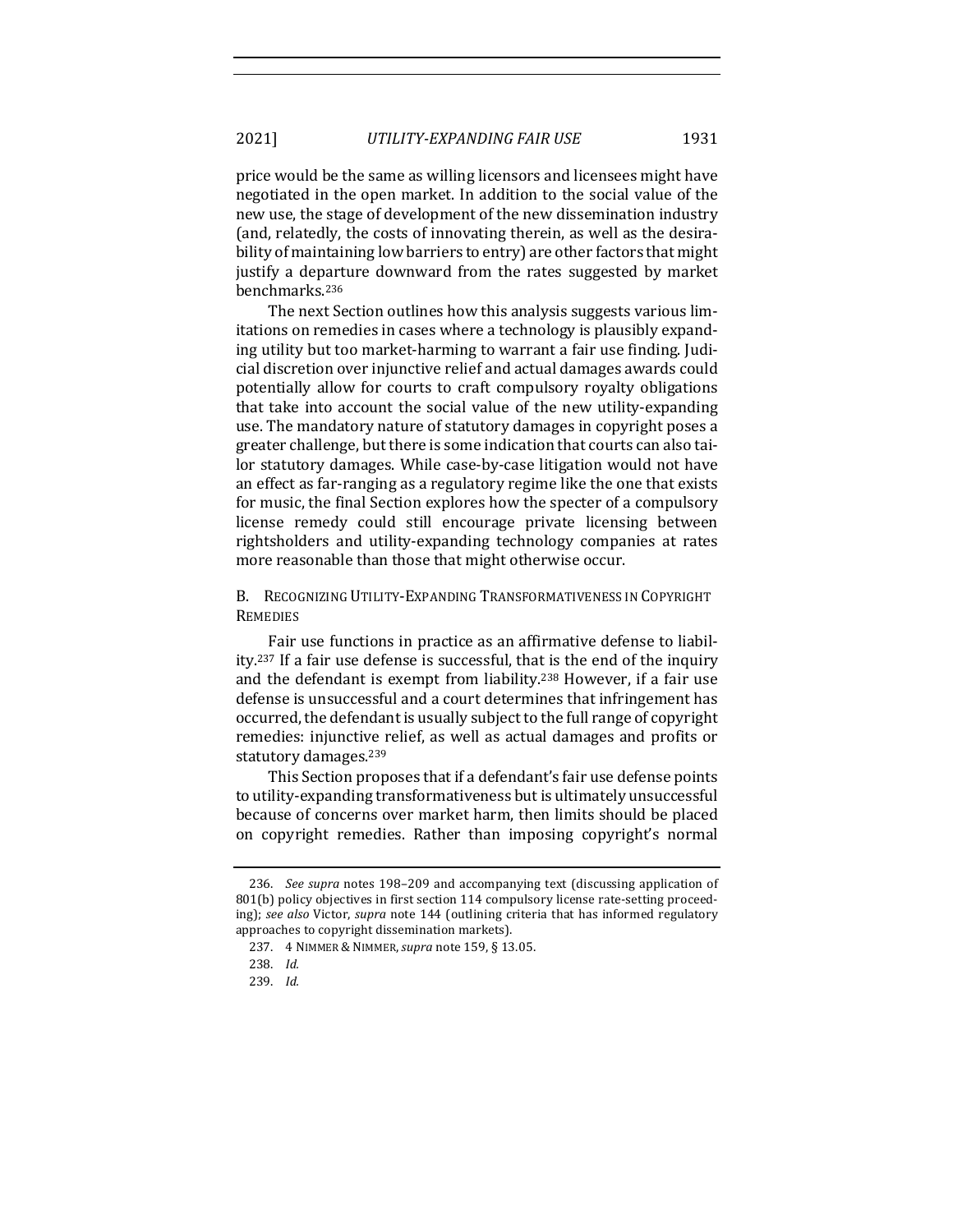price would be the same as willing licensors and licensees might have negotiated in the open market. In addition to the social value of the new use, the stage of development of the new dissemination industry (and, relatedly, the costs of innovating therein, as well as the desirability of maintaining low barriers to entry) are other factors that might justify a departure downward from the rates suggested by market benchmarks.[236]

The next Section outlines how this analysis suggests various limitations on remedies in cases where a technology is plausibly expanding utility but too market-harming to warrant a fair use finding. Judicial discretion over injunctive relief and actual damages awards could potentially allow for courts to craft compulsory royalty obligations that take into account the social value of the new utility-expanding use. The mandatory nature of statutory damages in copyright poses a greater challenge, but there is some indication that courts can also tailor statutory damages. While case-by-case litigation would not have an effect as far-ranging as a regulatory regime like the one that exists for music, the final Section explores how the specter of a compulsory license remedy could still encourage private licensing between rightsholders and utility-expanding technology companies at rates more reasonable than those that might otherwise occur.

### B. Recognizing Utility-Expanding Transformativeness in Copyright Remedies

Fair use functions in practice as an affirmative defense to liability.[237] If a fair use defense is successful, that is the end of the inquiry and the defendant is exempt from liability.[238] However, if a fair use defense is unsuccessful and a court determines that infringement has occurred, the defendant is usually subject to the full range of copyright remedies: injunctive relief, as well as actual damages and profits or statutory damages.[239]

This Section proposes that if a defendant's fair use defense points to utility-expanding transformativeness but is ultimately unsuccessful because of concerns over market harm, then limits should be placed on copyright remedies. Rather than imposing copyright's normal

---

236. *See supra* notes 198–209 and accompanying text (discussing application of 801(b) policy objectives in first section 114 compulsory license rate-setting proceeding); *see also* Victor, *supra* note 144 (outlining criteria that has informed regulatory approaches to copyright dissemination markets).

237. 4 NIMMER & NIMMER, *supra* note 159, § 13.05.

238. *Id.*

239. *Id.*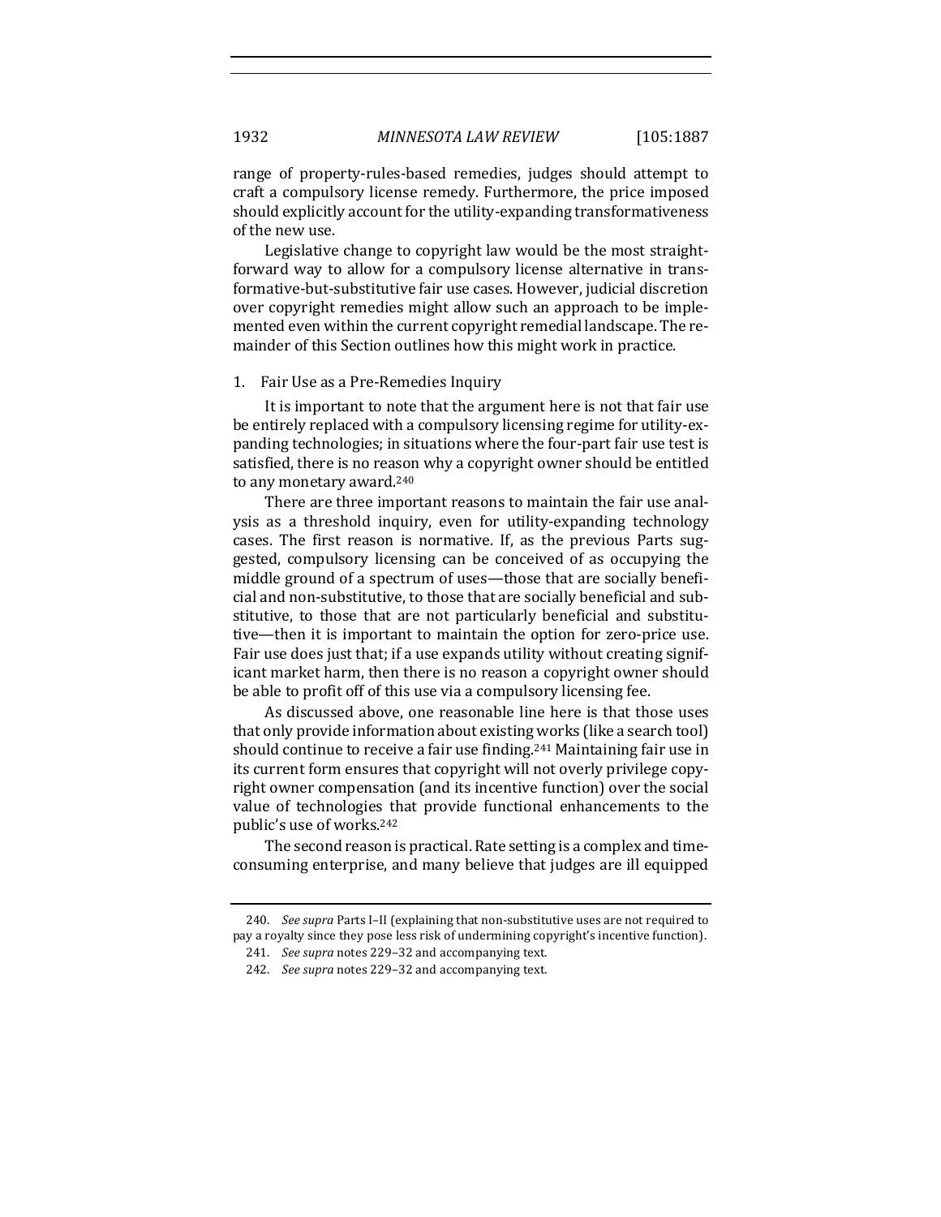range of property-rules-based remedies, judges should attempt to craft a compulsory license remedy. Furthermore, the price imposed should explicitly account for the utility-expanding transformativeness of the new use.

Legislative change to copyright law would be the most straightforward way to allow for a compulsory license alternative in transformative-but-substitutive fair use cases. However, judicial discretion over copyright remedies might allow such an approach to be implemented even within the current copyright remedial landscape. The remainder of this Section outlines how this might work in practice.

### 1. Fair Use as a Pre-Remedies Inquiry

It is important to note that the argument here is not that fair use be entirely replaced with a compulsory licensing regime for utility-expanding technologies; in situations where the four-part fair use test is satisfied, there is no reason why a copyright owner should be entitled to any monetary award.[240]

There are three important reasons to maintain the fair use analysis as a threshold inquiry, even for utility-expanding technology cases. The first reason is normative. If, as the previous Parts suggested, compulsory licensing can be conceived of as occupying the middle ground of a spectrum of uses—those that are socially beneficial and non-substitutive, to those that are socially beneficial and substitutive, to those that are not particularly beneficial and substitutive—then it is important to maintain the option for zero-price use. Fair use does just that; if a use expands utility without creating significant market harm, then there is no reason a copyright owner should be able to profit off of this use via a compulsory licensing fee.

As discussed above, one reasonable line here is that those uses that only provide information about existing works (like a search tool) should continue to receive a fair use finding.[241] Maintaining fair use in its current form ensures that copyright will not overly privilege copyright owner compensation (and its incentive function) over the social value of technologies that provide functional enhancements to the public's use of works.[242]

The second reason is practical. Rate setting is a complex and time-consuming enterprise, and many believe that judges are ill equipped

---

240. *See supra* Parts I–II (explaining that non-substitutive uses are not required to pay a royalty since they pose less risk of undermining copyright's incentive function).

241. *See supra* notes 229–32 and accompanying text.

242. *See supra* notes 229–32 and accompanying text.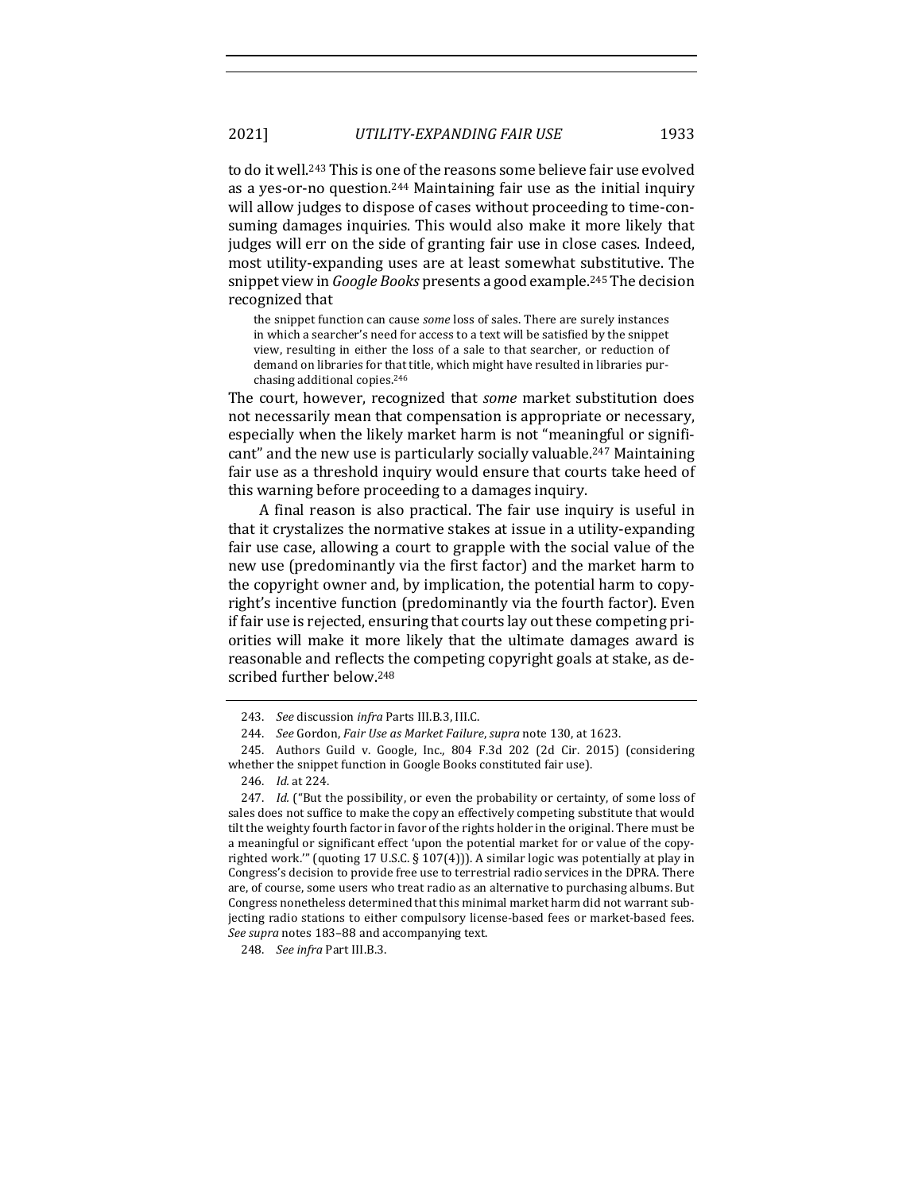to do it well.[243] This is one of the reasons some believe fair use evolved as a yes-or-no question.[244] Maintaining fair use as the initial inquiry will allow judges to dispose of cases without proceeding to time-consuming damages inquiries. This would also make it more likely that judges will err on the side of granting fair use in close cases. Indeed, most utility-expanding uses are at least somewhat substitutive. The snippet view in *Google Books* presents a good example.[245] The decision recognized that

> the snippet function can cause *some* loss of sales. There are surely instances in which a searcher's need for access to a text will be satisfied by the snippet view, resulting in either the loss of a sale to that searcher, or reduction of demand on libraries for that title, which might have resulted in libraries purchasing additional copies.[246]

The court, however, recognized that *some* market substitution does not necessarily mean that compensation is appropriate or necessary, especially when the likely market harm is not "meaningful or significant" and the new use is particularly socially valuable.[247] Maintaining fair use as a threshold inquiry would ensure that courts take heed of this warning before proceeding to a damages inquiry.

A final reason is also practical. The fair use inquiry is useful in that it crystalizes the normative stakes at issue in a utility-expanding fair use case, allowing a court to grapple with the social value of the new use (predominantly via the first factor) and the market harm to the copyright owner and, by implication, the potential harm to copyright's incentive function (predominantly via the fourth factor). Even if fair use is rejected, ensuring that courts lay out these competing priorities will make it more likely that the ultimate damages award is reasonable and reflects the competing copyright goals at stake, as described further below.[248]

---

243. *See* discussion *infra* Parts III.B.3, III.C.

244. *See* Gordon, *Fair Use as Market Failure*, *supra* note 130, at 1623.

245. Authors Guild v. Google, Inc., 804 F.3d 202 (2d Cir. 2015) (considering whether the snippet function in Google Books constituted fair use).

246. *Id.* at 224.

247. *Id.* ("But the possibility, or even the probability or certainty, of some loss of sales does not suffice to make the copy an effectively competing substitute that would tilt the weighty fourth factor in favor of the rights holder in the original. There must be a meaningful or significant effect 'upon the potential market for or value of the copyrighted work.'" (quoting 17 U.S.C. § 107(4))). A similar logic was potentially at play in Congress's decision to provide free use to terrestrial radio services in the DPRA. There are, of course, some users who treat radio as an alternative to purchasing albums. But Congress nonetheless determined that this minimal market harm did not warrant subjecting radio stations to either compulsory license-based fees or market-based fees. *See supra* notes 183–88 and accompanying text.

248. *See infra* Part III.B.3.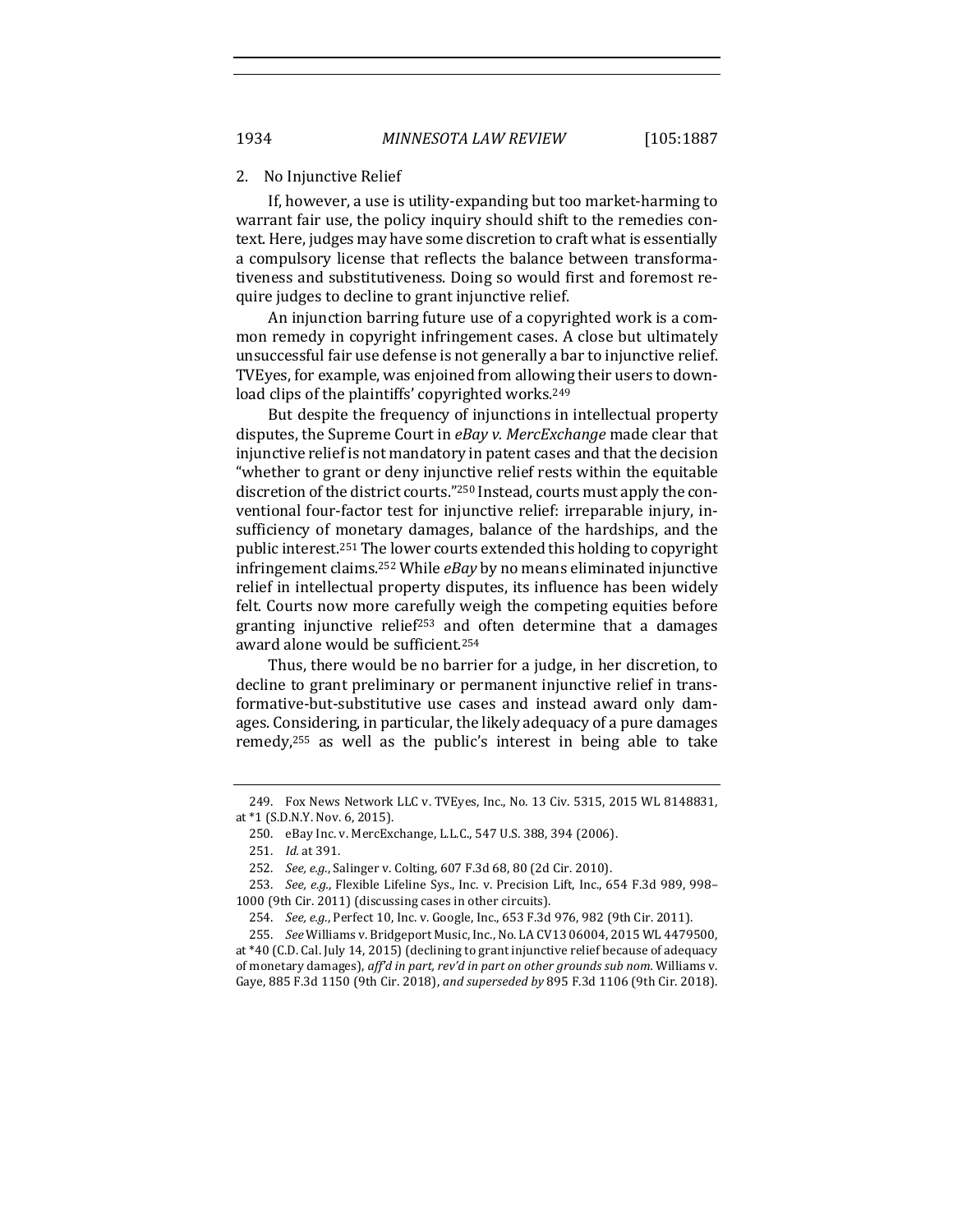### 2. No Injunctive Relief

If, however, a use is utility-expanding but too market-harming to warrant fair use, the policy inquiry should shift to the remedies context. Here, judges may have some discretion to craft what is essentially a compulsory license that reflects the balance between transformativeness and substitutiveness. Doing so would first and foremost require judges to decline to grant injunctive relief.

An injunction barring future use of a copyrighted work is a common remedy in copyright infringement cases. A close but ultimately unsuccessful fair use defense is not generally a bar to injunctive relief. TVEyes, for example, was enjoined from allowing their users to download clips of the plaintiffs' copyrighted works.[249]

But despite the frequency of injunctions in intellectual property disputes, the Supreme Court in *eBay v. MercExchange* made clear that injunctive relief is not mandatory in patent cases and that the decision "whether to grant or deny injunctive relief rests within the equitable discretion of the district courts."[250] Instead, courts must apply the conventional four-factor test for injunctive relief: irreparable injury, insufficiency of monetary damages, balance of the hardships, and the public interest.[251] The lower courts extended this holding to copyright infringement claims.[252] While *eBay* by no means eliminated injunctive relief in intellectual property disputes, its influence has been widely felt. Courts now more carefully weigh the competing equities before granting injunctive relief[253] and often determine that a damages award alone would be sufficient.[254]

Thus, there would be no barrier for a judge, in her discretion, to decline to grant preliminary or permanent injunctive relief in transformative-but-substitutive use cases and instead award only damages. Considering, in particular, the likely adequacy of a pure damages remedy,[255] as well as the public's interest in being able to take

---

249. Fox News Network LLC v. TVEyes, Inc., No. 13 Civ. 5315, 2015 WL 8148831, at *1 (S.D.N.Y. Nov. 6, 2015).

250. eBay Inc. v. MercExchange, L.L.C., 547 U.S. 388, 394 (2006).

251. *Id.* at 391.

252. *See, e.g.*, Salinger v. Colting, 607 F.3d 68, 80 (2d Cir. 2010).

253. *See, e.g.*, Flexible Lifeline Sys., Inc. v. Precision Lift, Inc., 654 F.3d 989, 998–1000 (9th Cir. 2011) (discussing cases in other circuits).

254. *See, e.g.*, Perfect 10, Inc. v. Google, Inc., 653 F.3d 976, 982 (9th Cir. 2011).

255. *See* Williams v. Bridgeport Music, Inc., No. LA CV13 06004, 2015 WL 4479500, at *40 (C.D. Cal. July 14, 2015) (declining to grant injunctive relief because of adequacy of monetary damages), *aff'd in part, rev'd in part on other grounds sub nom.* Williams v. Gaye, 885 F.3d 1150 (9th Cir. 2018), *and superseded by* 895 F.3d 1106 (9th Cir. 2018).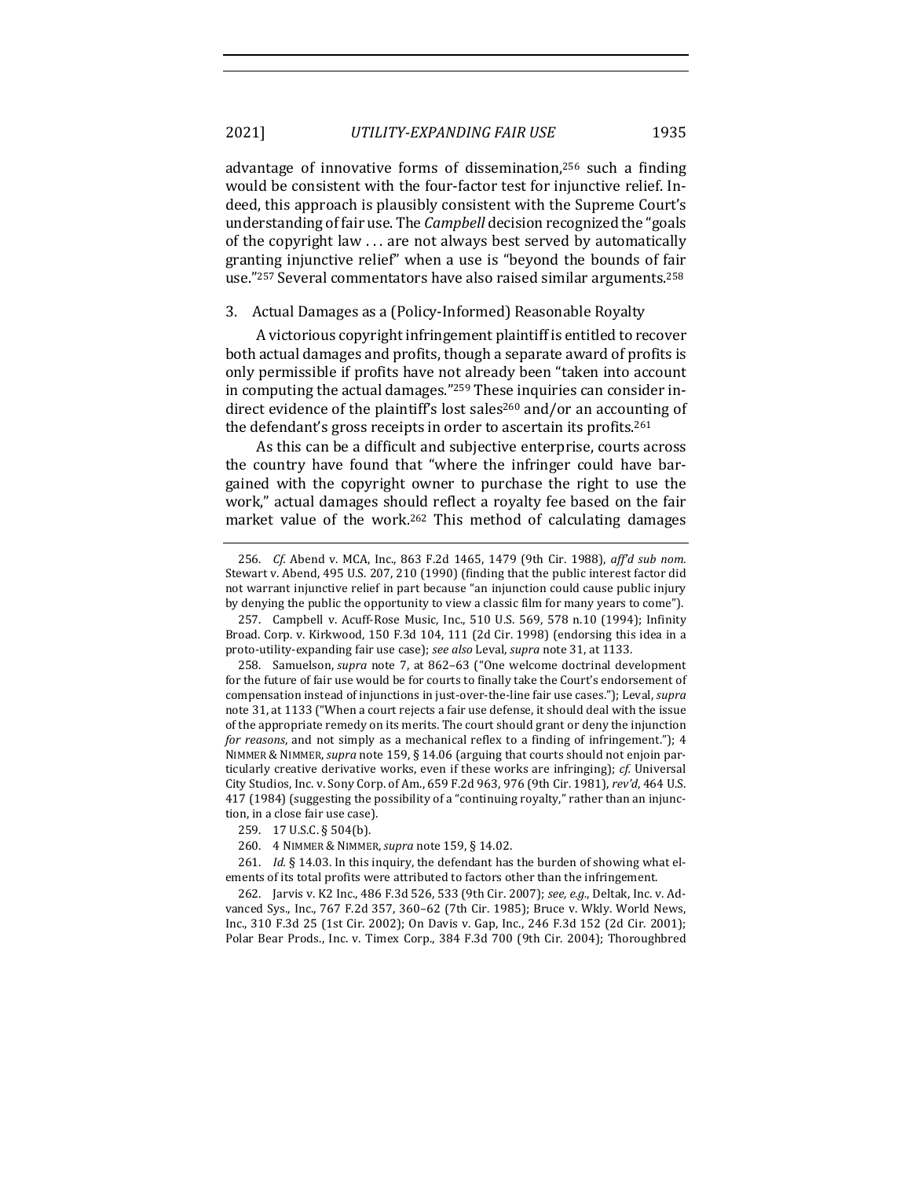advantage of innovative forms of dissemination,[256] such a finding would be consistent with the four-factor test for injunctive relief. Indeed, this approach is plausibly consistent with the Supreme Court's understanding of fair use. The *Campbell* decision recognized the "goals of the copyright law . . . are not always best served by automatically granting injunctive relief" when a use is "beyond the bounds of fair use."[257] Several commentators have also raised similar arguments.[258]

### 3. Actual Damages as a (Policy-Informed) Reasonable Royalty

A victorious copyright infringement plaintiff is entitled to recover both actual damages and profits, though a separate award of profits is only permissible if profits have not already been "taken into account in computing the actual damages."[259] These inquiries can consider indirect evidence of the plaintiff's lost sales[260] and/or an accounting of the defendant's gross receipts in order to ascertain its profits.[261]

As this can be a difficult and subjective enterprise, courts across the country have found that "where the infringer could have bargained with the copyright owner to purchase the right to use the work," actual damages should reflect a royalty fee based on the fair market value of the work.[262] This method of calculating damages

---

256. *Cf.* Abend v. MCA, Inc., 863 F.2d 1465, 1479 (9th Cir. 1988), *aff'd sub nom.* Stewart v. Abend, 495 U.S. 207, 210 (1990) (finding that the public interest factor did not warrant injunctive relief in part because "an injunction could cause public injury by denying the public the opportunity to view a classic film for many years to come").

257. Campbell v. Acuff-Rose Music, Inc., 510 U.S. 569, 578 n.10 (1994); Infinity Broad. Corp. v. Kirkwood, 150 F.3d 104, 111 (2d Cir. 1998) (endorsing this idea in a proto-utility-expanding fair use case); *see also* Leval, *supra* note 31, at 1133.

258. Samuelson, *supra* note 7, at 862–63 ("One welcome doctrinal development for the future of fair use would be for courts to finally take the Court's endorsement of compensation instead of injunctions in just-over-the-line fair use cases."); Leval, *supra* note 31, at 1133 ("When a court rejects a fair use defense, it should deal with the issue of the appropriate remedy on its merits. The court should grant or deny the injunction *for reasons*, and not simply as a mechanical reflex to a finding of infringement."); 4 NIMMER & NIMMER, *supra* note 159, § 14.06 (arguing that courts should not enjoin particularly creative derivative works, even if these works are infringing); *cf.* Universal City Studios, Inc. v. Sony Corp. of Am., 659 F.2d 963, 976 (9th Cir. 1981), *rev'd*, 464 U.S. 417 (1984) (suggesting the possibility of a "continuing royalty," rather than an injunction, in a close fair use case).

259. 17 U.S.C. § 504(b).

260. 4 NIMMER & NIMMER, *supra* note 159, § 14.02.

261. *Id.* § 14.03. In this inquiry, the defendant has the burden of showing what elements of its total profits were attributed to factors other than the infringement.

262. Jarvis v. K2 Inc., 486 F.3d 526, 533 (9th Cir. 2007); *see, e.g.*, Deltak, Inc. v. Advanced Sys., Inc., 767 F.2d 357, 360–62 (7th Cir. 1985); Bruce v. Wkly. World News, Inc., 310 F.3d 25 (1st Cir. 2002); On Davis v. Gap, Inc., 246 F.3d 152 (2d Cir. 2001); Polar Bear Prods., Inc. v. Timex Corp., 384 F.3d 700 (9th Cir. 2004); Thoroughbred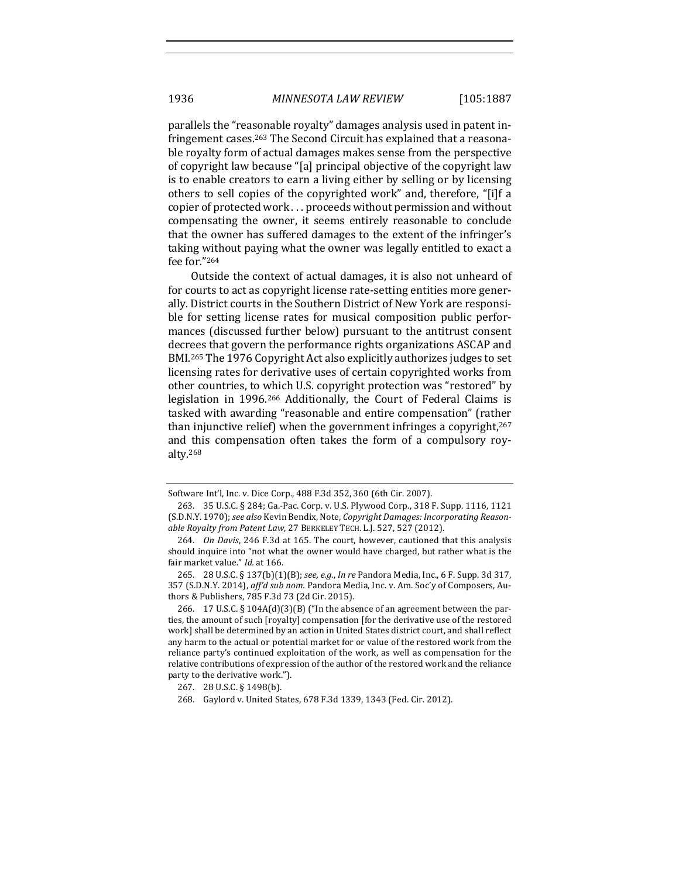parallels the "reasonable royalty" damages analysis used in patent infringement cases.[263] The Second Circuit has explained that a reasonable royalty form of actual damages makes sense from the perspective of copyright law because "[a] principal objective of the copyright law is to enable creators to earn a living either by selling or by licensing others to sell copies of the copyrighted work" and, therefore, "[i]f a copier of protected work . . . proceeds without permission and without compensating the owner, it seems entirely reasonable to conclude that the owner has suffered damages to the extent of the infringer's taking without paying what the owner was legally entitled to exact a fee for."[264]

Outside the context of actual damages, it is also not unheard of for courts to act as copyright license rate-setting entities more generally. District courts in the Southern District of New York are responsible for setting license rates for musical composition public performances (discussed further below) pursuant to the antitrust consent decrees that govern the performance rights organizations ASCAP and BMI.[265] The 1976 Copyright Act also explicitly authorizes judges to set licensing rates for derivative uses of certain copyrighted works from other countries, to which U.S. copyright protection was "restored" by legislation in 1996.[266] Additionally, the Court of Federal Claims is tasked with awarding "reasonable and entire compensation" (rather than injunctive relief) when the government infringes a copyright,[267] and this compensation often takes the form of a compulsory royalty.[268]

---

Software Int'l, Inc. v. Dice Corp., 488 F.3d 352, 360 (6th Cir. 2007).

263. 35 U.S.C. § 284; Ga.-Pac. Corp. v. U.S. Plywood Corp., 318 F. Supp. 1116, 1121 (S.D.N.Y. 1970); *see also* Kevin Bendix, Note, *Copyright Damages: Incorporating Reasonable Royalty from Patent Law*, 27 BERKELEY TECH. L.J. 527, 527 (2012).

264. *On Davis*, 246 F.3d at 165. The court, however, cautioned that this analysis should inquire into "not what the owner would have charged, but rather what is the fair market value." *Id.* at 166.

265. 28 U.S.C. § 137(b)(1)(B); *see, e.g.*, *In re* Pandora Media, Inc., 6 F. Supp. 3d 317, 357 (S.D.N.Y. 2014), *aff'd sub nom.* Pandora Media, Inc. v. Am. Soc'y of Composers, Authors & Publishers, 785 F.3d 73 (2d Cir. 2015).

266. 17 U.S.C. § 104A(d)(3)(B) ("In the absence of an agreement between the parties, the amount of such [royalty] compensation [for the derivative use of the restored work] shall be determined by an action in United States district court, and shall reflect any harm to the actual or potential market for or value of the restored work from the reliance party's continued exploitation of the work, as well as compensation for the relative contributions of expression of the author of the restored work and the reliance party to the derivative work.").

267. 28 U.S.C. § 1498(b).

268. Gaylord v. United States, 678 F.3d 1339, 1343 (Fed. Cir. 2012).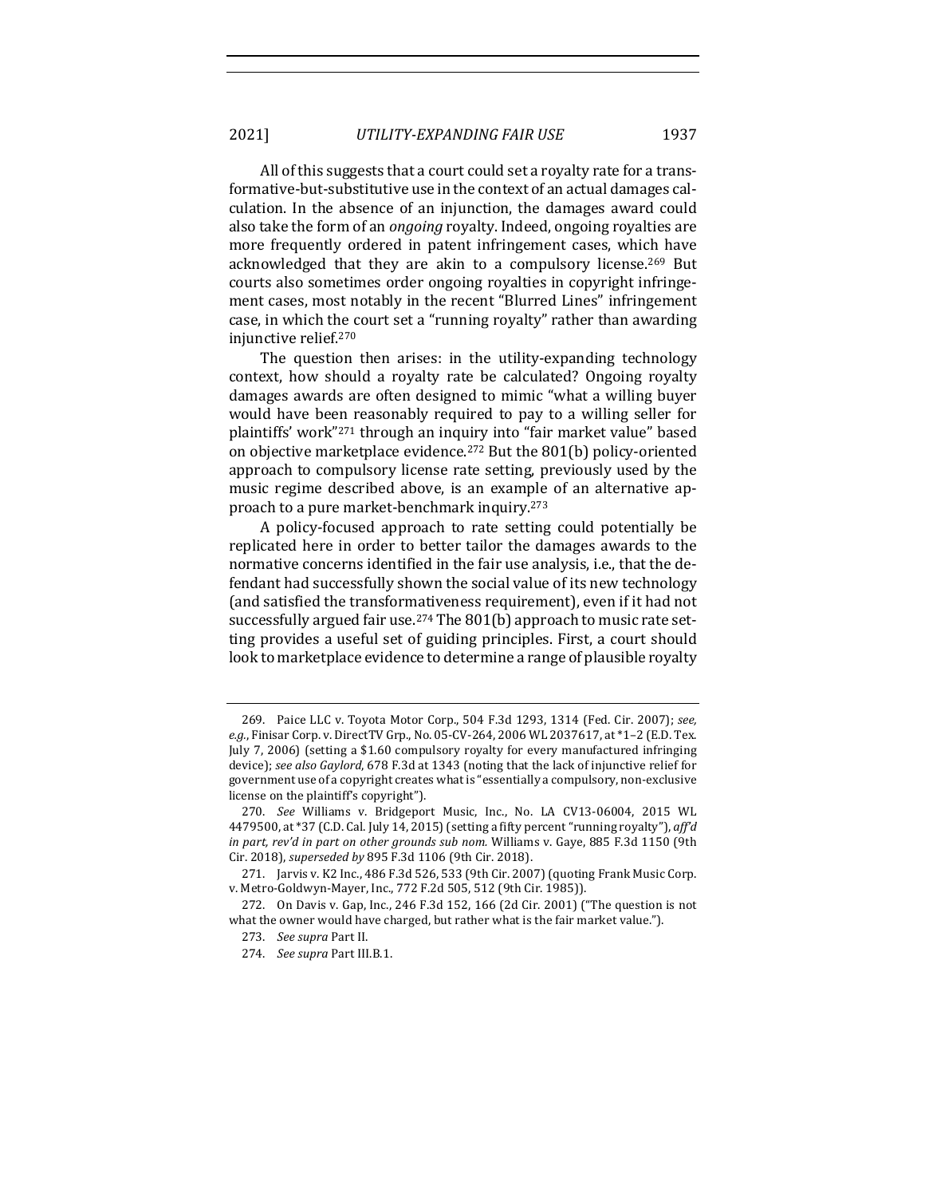All of this suggests that a court could set a royalty rate for a transformative-but-substitutive use in the context of an actual damages calculation. In the absence of an injunction, the damages award could also take the form of an *ongoing* royalty. Indeed, ongoing royalties are more frequently ordered in patent infringement cases, which have acknowledged that they are akin to a compulsory license.[269] But courts also sometimes order ongoing royalties in copyright infringement cases, most notably in the recent "Blurred Lines" infringement case, in which the court set a "running royalty" rather than awarding injunctive relief.[270]

The question then arises: in the utility-expanding technology context, how should a royalty rate be calculated? Ongoing royalty damages awards are often designed to mimic "what a willing buyer would have been reasonably required to pay to a willing seller for plaintiffs' work"[271] through an inquiry into "fair market value" based on objective marketplace evidence.[272] But the 801(b) policy-oriented approach to compulsory license rate setting, previously used by the music regime described above, is an example of an alternative approach to a pure market-benchmark inquiry.[273]

A policy-focused approach to rate setting could potentially be replicated here in order to better tailor the damages awards to the normative concerns identified in the fair use analysis, i.e., that the defendant had successfully shown the social value of its new technology (and satisfied the transformativeness requirement), even if it had not successfully argued fair use.[274] The 801(b) approach to music rate setting provides a useful set of guiding principles. First, a court should look to marketplace evidence to determine a range of plausible royalty

---

269. Paice LLC v. Toyota Motor Corp., 504 F.3d 1293, 1314 (Fed. Cir. 2007); *see, e.g.*, Finisar Corp. v. DirectTV Grp., No. 05-CV-264, 2006 WL 2037617, at *1–2 (E.D. Tex. July 7, 2006) (setting a $1.60 compulsory royalty for every manufactured infringing device); *see also Gaylord*, 678 F.3d at 1343 (noting that the lack of injunctive relief for government use of a copyright creates what is "essentially a compulsory, non-exclusive license on the plaintiff's copyright").

270. *See* Williams v. Bridgeport Music, Inc., No. LA CV13-06004, 2015 WL 4479500, at *37 (C.D. Cal. July 14, 2015) (setting a fifty percent "running royalty"), *aff'd in part, rev'd in part on other grounds sub nom.* Williams v. Gaye, 885 F.3d 1150 (9th Cir. 2018), *superseded by* 895 F.3d 1106 (9th Cir. 2018).

271. Jarvis v. K2 Inc., 486 F.3d 526, 533 (9th Cir. 2007) (quoting Frank Music Corp. v. Metro-Goldwyn-Mayer, Inc., 772 F.2d 505, 512 (9th Cir. 1985)).

272. On Davis v. Gap, Inc., 246 F.3d 152, 166 (2d Cir. 2001) ("The question is not what the owner would have charged, but rather what is the fair market value.").

273. *See supra* Part II.

274. *See supra* Part III.B.1.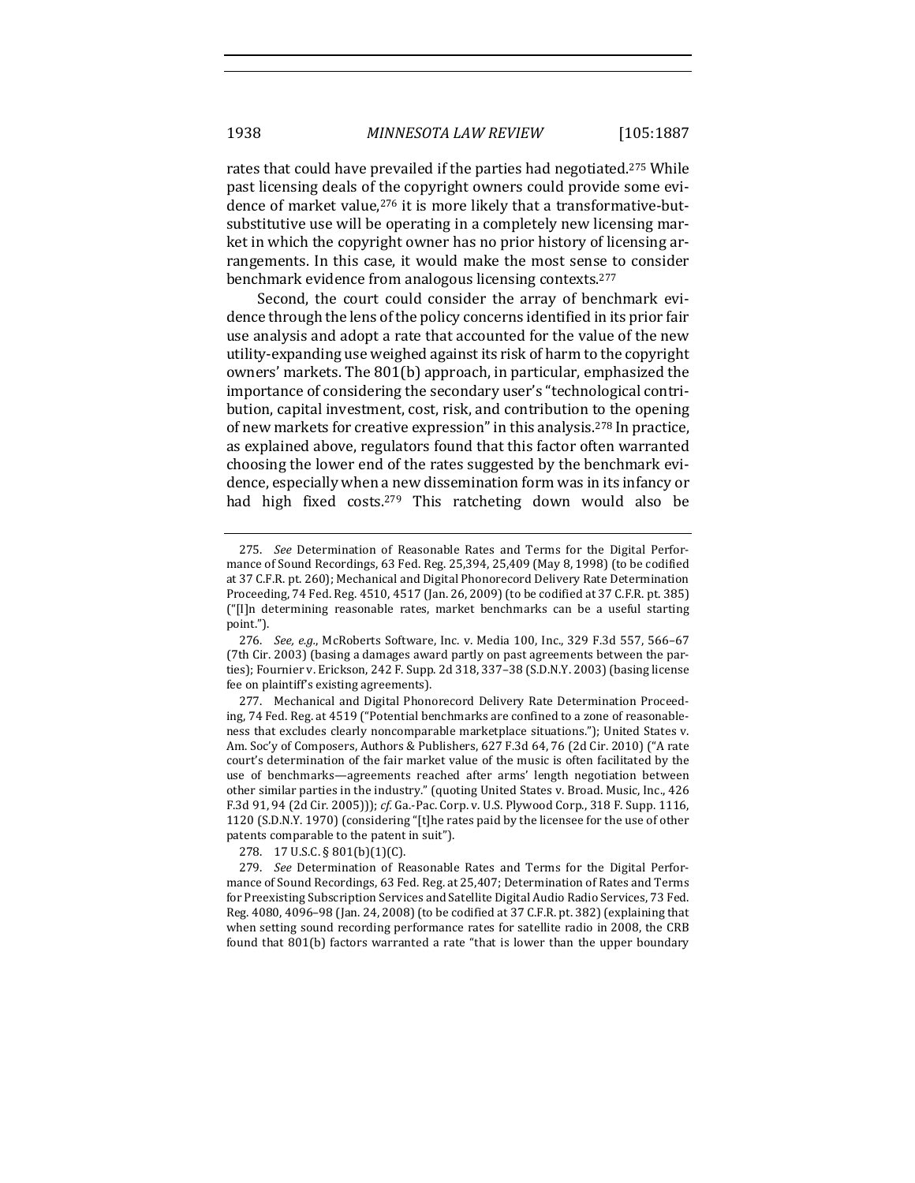rates that could have prevailed if the parties had negotiated.[275] While past licensing deals of the copyright owners could provide some evidence of market value,[276] it is more likely that a transformative-but-substitutive use will be operating in a completely new licensing market in which the copyright owner has no prior history of licensing arrangements. In this case, it would make the most sense to consider benchmark evidence from analogous licensing contexts.[277]

Second, the court could consider the array of benchmark evidence through the lens of the policy concerns identified in its prior fair use analysis and adopt a rate that accounted for the value of the new utility-expanding use weighed against its risk of harm to the copyright owners' markets. The 801(b) approach, in particular, emphasized the importance of considering the secondary user's "technological contribution, capital investment, cost, risk, and contribution to the opening of new markets for creative expression" in this analysis.[278] In practice, as explained above, regulators found that this factor often warranted choosing the lower end of the rates suggested by the benchmark evidence, especially when a new dissemination form was in its infancy or had high fixed costs.[279] This ratcheting down would also be

---

275. *See* Determination of Reasonable Rates and Terms for the Digital Performance of Sound Recordings, 63 Fed. Reg. 25,394, 25,409 (May 8, 1998) (to be codified at 37 C.F.R. pt. 260); Mechanical and Digital Phonorecord Delivery Rate Determination Proceeding, 74 Fed. Reg. 4510, 4517 (Jan. 26, 2009) (to be codified at 37 C.F.R. pt. 385) ("[I]n determining reasonable rates, market benchmarks can be a useful starting point.").

276. *See, e.g.*, McRoberts Software, Inc. v. Media 100, Inc., 329 F.3d 557, 566–67 (7th Cir. 2003) (basing a damages award partly on past agreements between the parties); Fournier v. Erickson, 242 F. Supp. 2d 318, 337–38 (S.D.N.Y. 2003) (basing license fee on plaintiff's existing agreements).

277. Mechanical and Digital Phonorecord Delivery Rate Determination Proceeding, 74 Fed. Reg. at 4519 ("Potential benchmarks are confined to a zone of reasonableness that excludes clearly noncomparable marketplace situations."); United States v. Am. Soc'y of Composers, Authors & Publishers, 627 F.3d 64, 76 (2d Cir. 2010) ("A rate court's determination of the fair market value of the music is often facilitated by the use of benchmarks—agreements reached after arms' length negotiation between other similar parties in the industry." (quoting United States v. Broad. Music, Inc., 426 F.3d 91, 94 (2d Cir. 2005))); *cf.* Ga.-Pac. Corp. v. U.S. Plywood Corp., 318 F. Supp. 1116, 1120 (S.D.N.Y. 1970) (considering "[t]he rates paid by the licensee for the use of other patents comparable to the patent in suit").

278. 17 U.S.C. § 801(b)(1)(C).

279. *See* Determination of Reasonable Rates and Terms for the Digital Performance of Sound Recordings, 63 Fed. Reg. at 25,407; Determination of Rates and Terms for Preexisting Subscription Services and Satellite Digital Audio Radio Services, 73 Fed. Reg. 4080, 4096–98 (Jan. 24, 2008) (to be codified at 37 C.F.R. pt. 382) (explaining that when setting sound recording performance rates for satellite radio in 2008, the CRB found that 801(b) factors warranted a rate "that is lower than the upper boundary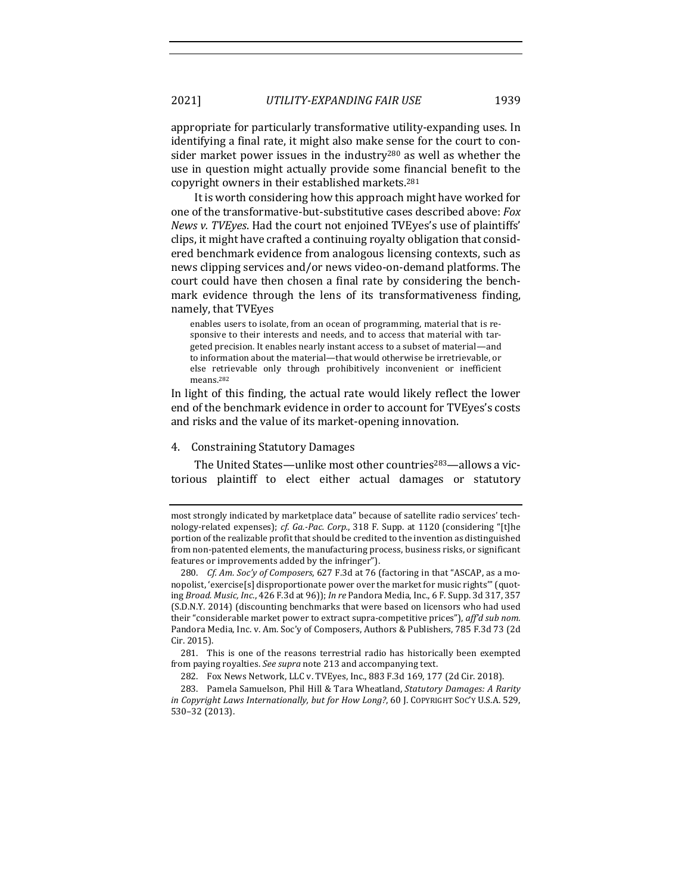appropriate for particularly transformative utility-expanding uses. In identifying a final rate, it might also make sense for the court to consider market power issues in the industry[280] as well as whether the use in question might actually provide some financial benefit to the copyright owners in their established markets.[281]

It is worth considering how this approach might have worked for one of the transformative-but-substitutive cases described above: *Fox News v. TVEyes*. Had the court not enjoined TVEyes's use of plaintiffs' clips, it might have crafted a continuing royalty obligation that considered benchmark evidence from analogous licensing contexts, such as news clipping services and/or news video-on-demand platforms. The court could have then chosen a final rate by considering the benchmark evidence through the lens of its transformativeness finding, namely, that TVEyes

> enables users to isolate, from an ocean of programming, material that is responsive to their interests and needs, and to access that material with targeted precision. It enables nearly instant access to a subset of material—and to information about the material—that would otherwise be irretrievable, or else retrievable only through prohibitively inconvenient or inefficient means.[282]

In light of this finding, the actual rate would likely reflect the lower end of the benchmark evidence in order to account for TVEyes's costs and risks and the value of its market-opening innovation.

#### 4. Constraining Statutory Damages

The United States—unlike most other countries[283]—allows a victorious plaintiff to elect either actual damages or statutory

---

most strongly indicated by marketplace data" because of satellite radio services' technology-related expenses); *cf. Ga.-Pac. Corp.*, 318 F. Supp. at 1120 (considering "[t]he portion of the realizable profit that should be credited to the invention as distinguished from non-patented elements, the manufacturing process, business risks, or significant features or improvements added by the infringer").

280. *Cf. Am. Soc'y of Composers*, 627 F.3d at 76 (factoring in that "ASCAP, as a monopolist, 'exercise[s] disproportionate power over the market for music rights'" (quoting *Broad. Music, Inc.*, 426 F.3d at 96)); *In re* Pandora Media, Inc., 6 F. Supp. 3d 317, 357 (S.D.N.Y. 2014) (discounting benchmarks that were based on licensors who had used their "considerable market power to extract supra-competitive prices"), *aff'd sub nom.* Pandora Media, Inc. v. Am. Soc'y of Composers, Authors & Publishers, 785 F.3d 73 (2d Cir. 2015).

281. This is one of the reasons terrestrial radio has historically been exempted from paying royalties. *See supra* note 213 and accompanying text.

282. Fox News Network, LLC v. TVEyes, Inc., 883 F.3d 169, 177 (2d Cir. 2018).

283. Pamela Samuelson, Phil Hill & Tara Wheatland, *Statutory Damages: A Rarity in Copyright Laws Internationally, but for How Long?*, 60 J. COPYRIGHT SOC'Y U.S.A. 529, 530–32 (2013).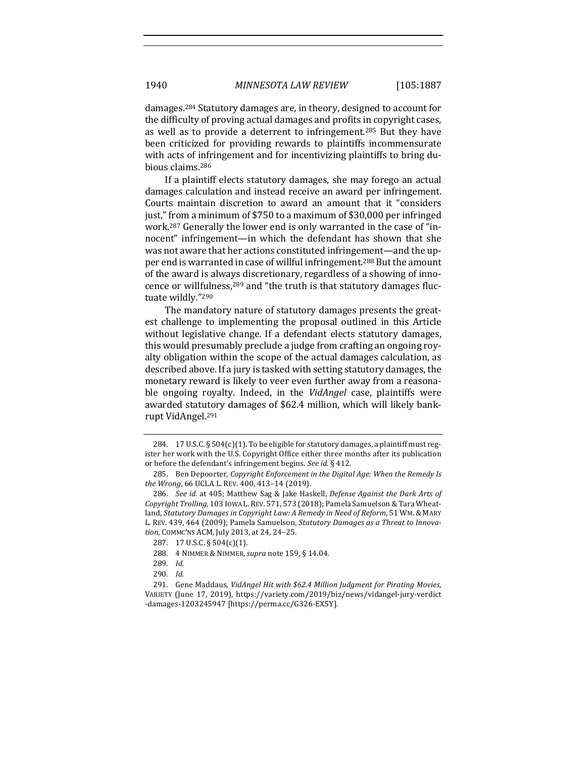damages.[284] Statutory damages are, in theory, designed to account for the difficulty of proving actual damages and profits in copyright cases, as well as to provide a deterrent to infringement.[285] But they have been criticized for providing rewards to plaintiffs incommensurate with acts of infringement and for incentivizing plaintiffs to bring dubious claims.[286]

If a plaintiff elects statutory damages, she may forego an actual damages calculation and instead receive an award per infringement. Courts maintain discretion to award an amount that it "considers just," from a minimum of $750 to a maximum of $30,000 per infringed work.[287] Generally the lower end is only warranted in the case of "innocent" infringement—in which the defendant has shown that she was not aware that her actions constituted infringement—and the upper end is warranted in case of willful infringement.[288] But the amount of the award is always discretionary, regardless of a showing of innocence or willfulness,[289] and "the truth is that statutory damages fluctuate wildly."[290]

The mandatory nature of statutory damages presents the greatest challenge to implementing the proposal outlined in this Article without legislative change. If a defendant elects statutory damages, this would presumably preclude a judge from crafting an ongoing royalty obligation within the scope of the actual damages calculation, as described above. If a jury is tasked with setting statutory damages, the monetary reward is likely to veer even further away from a reasonable ongoing royalty. Indeed, in the *VidAngel* case, plaintiffs were awarded statutory damages of $62.4 million, which will likely bankrupt VidAngel.[291]

---

284. 17 U.S.C. § 504(c)(1). To be eligible for statutory damages, a plaintiff must register her work with the U.S. Copyright Office either three months after its publication or before the defendant's infringement begins. *See id.* § 412.

285. Ben Depoorter, *Copyright Enforcement in the Digital Age: When the Remedy Is the Wrong*, 66 UCLA L. REV. 400, 413–14 (2019).

286. *See id.* at 405; Matthew Sag & Jake Haskell, *Defense Against the Dark Arts of Copyright Trolling*, 103 IOWA L. REV. 571, 573 (2018); Pamela Samuelson & Tara Wheatland, *Statutory Damages in Copyright Law: A Remedy in Need of Reform*, 51 WM. & MARY L. REV. 439, 464 (2009); Pamela Samuelson, *Statutory Damages as a Threat to Innovation*, COMMC'NS ACM, July 2013, at 24, 24–25.

287. 17 U.S.C. § 504(c)(1).

288. 4 NIMMER & NIMMER, *supra* note 159, § 14.04.

289. *Id.*

290. *Id.*

291. Gene Maddaus, *VidAngel Hit with $62.4 Million Judgment for Pirating Movies*, VARIETY (June 17, 2019), https://variety.com/2019/biz/news/vidangel-jury-verdict-damages-1203245947 [https://perma.cc/G326-EX5Y].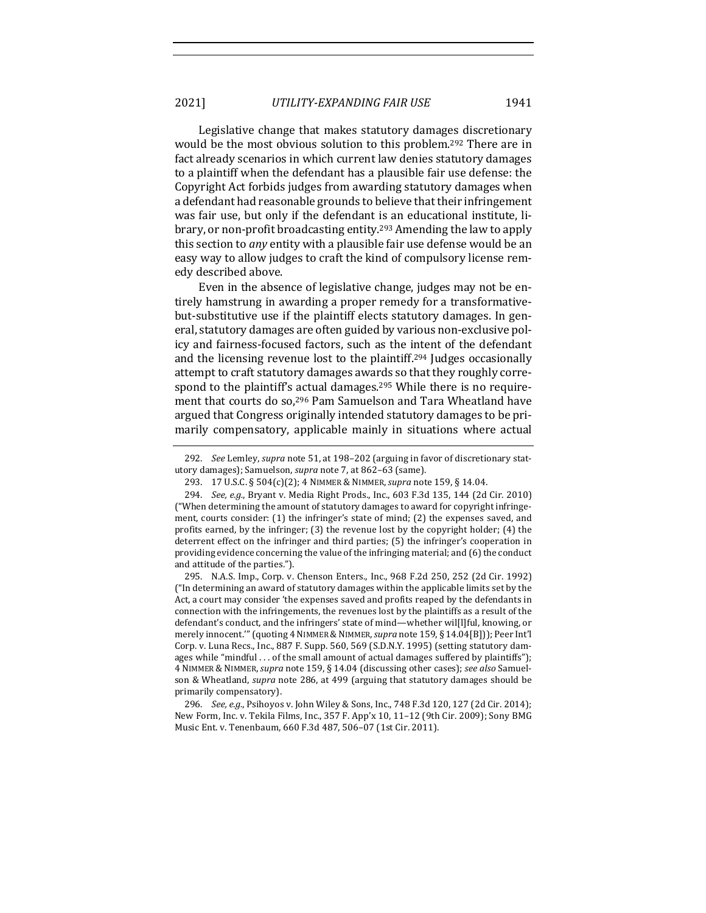Legislative change that makes statutory damages discretionary would be the most obvious solution to this problem.[292] There are in fact already scenarios in which current law denies statutory damages to a plaintiff when the defendant has a plausible fair use defense: the Copyright Act forbids judges from awarding statutory damages when a defendant had reasonable grounds to believe that their infringement was fair use, but only if the defendant is an educational institute, library, or non-profit broadcasting entity.[293] Amending the law to apply this section to *any* entity with a plausible fair use defense would be an easy way to allow judges to craft the kind of compulsory license remedy described above.

Even in the absence of legislative change, judges may not be entirely hamstrung in awarding a proper remedy for a transformative-but-substitutive use if the plaintiff elects statutory damages. In general, statutory damages are often guided by various non-exclusive policy and fairness-focused factors, such as the intent of the defendant and the licensing revenue lost to the plaintiff.[294] Judges occasionally attempt to craft statutory damages awards so that they roughly correspond to the plaintiff's actual damages.[295] While there is no requirement that courts do so,[296] Pam Samuelson and Tara Wheatland have argued that Congress originally intended statutory damages to be primarily compensatory, applicable mainly in situations where actual

---

292. *See* Lemley, *supra* note 51, at 198–202 (arguing in favor of discretionary statutory damages); Samuelson, *supra* note 7, at 862–63 (same).

293. 17 U.S.C. § 504(c)(2); 4 NIMMER & NIMMER, *supra* note 159, § 14.04.

294. *See, e.g.*, Bryant v. Media Right Prods., Inc., 603 F.3d 135, 144 (2d Cir. 2010) ("When determining the amount of statutory damages to award for copyright infringement, courts consider: (1) the infringer's state of mind; (2) the expenses saved, and profits earned, by the infringer; (3) the revenue lost by the copyright holder; (4) the deterrent effect on the infringer and third parties; (5) the infringer's cooperation in providing evidence concerning the value of the infringing material; and (6) the conduct and attitude of the parties.").

295. N.A.S. Imp., Corp. v. Chenson Enters., Inc., 968 F.2d 250, 252 (2d Cir. 1992) ("In determining an award of statutory damages within the applicable limits set by the Act, a court may consider 'the expenses saved and profits reaped by the defendants in connection with the infringements, the revenues lost by the plaintiffs as a result of the defendant's conduct, and the infringers' state of mind—whether wil[l]ful, knowing, or merely innocent.'" (quoting 4 NIMMER & NIMMER, *supra* note 159, § 14.04[B])); Peer Int'l Corp. v. Luna Recs., Inc., 887 F. Supp. 560, 569 (S.D.N.Y. 1995) (setting statutory damages while "mindful . . . of the small amount of actual damages suffered by plaintiffs"); 4 NIMMER & NIMMER, *supra* note 159, § 14.04 (discussing other cases); *see also* Samuelson & Wheatland, *supra* note 286, at 499 (arguing that statutory damages should be primarily compensatory).

296. *See, e.g.*, Psihoyos v. John Wiley & Sons, Inc., 748 F.3d 120, 127 (2d Cir. 2014); New Form, Inc. v. Tekila Films, Inc., 357 F. App'x 10, 11–12 (9th Cir. 2009); Sony BMG Music Ent. v. Tenenbaum, 660 F.3d 487, 506–07 (1st Cir. 2011).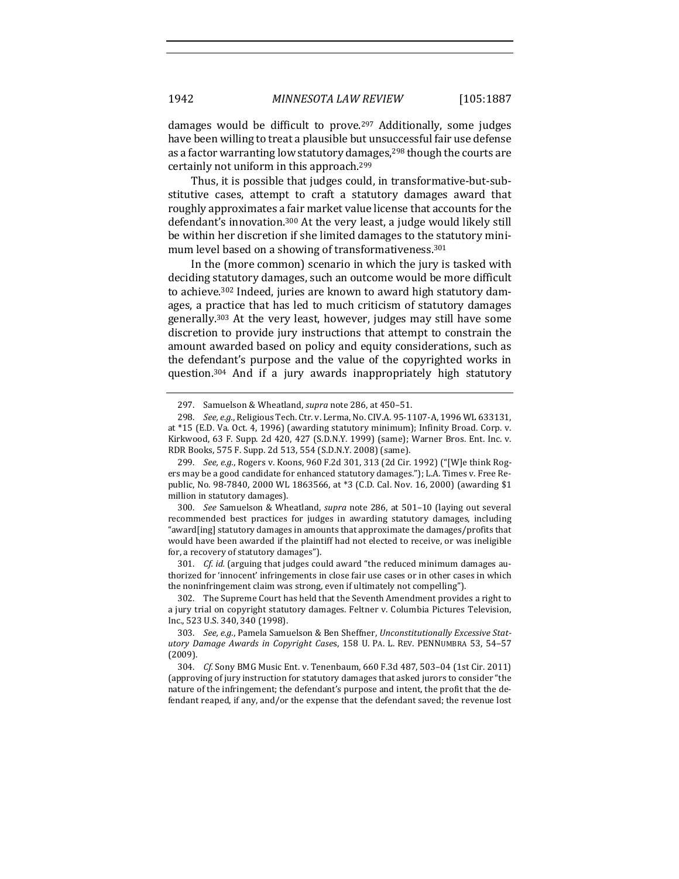damages would be difficult to prove.[297] Additionally, some judges have been willing to treat a plausible but unsuccessful fair use defense as a factor warranting low statutory damages,[298] though the courts are certainly not uniform in this approach.[299]

Thus, it is possible that judges could, in transformative-but-substitutive cases, attempt to craft a statutory damages award that roughly approximates a fair market value license that accounts for the defendant's innovation.[300] At the very least, a judge would likely still be within her discretion if she limited damages to the statutory minimum level based on a showing of transformativeness.[301]

In the (more common) scenario in which the jury is tasked with deciding statutory damages, such an outcome would be more difficult to achieve.[302] Indeed, juries are known to award high statutory damages, a practice that has led to much criticism of statutory damages generally.[303] At the very least, however, judges may still have some discretion to provide jury instructions that attempt to constrain the amount awarded based on policy and equity considerations, such as the defendant's purpose and the value of the copyrighted works in question.[304] And if a jury awards inappropriately high statutory

---

297. Samuelson & Wheatland, *supra* note 286, at 450–51.

298. *See, e.g.*, Religious Tech. Ctr. v. Lerma, No. CIV.A. 95-1107-A, 1996 WL 633131, at *15 (E.D. Va. Oct. 4, 1996) (awarding statutory minimum); Infinity Broad. Corp. v. Kirkwood, 63 F. Supp. 2d 420, 427 (S.D.N.Y. 1999) (same); Warner Bros. Ent. Inc. v. RDR Books, 575 F. Supp. 2d 513, 554 (S.D.N.Y. 2008) (same).

299. *See, e.g.*, Rogers v. Koons, 960 F.2d 301, 313 (2d Cir. 1992) ("[W]e think Rogers may be a good candidate for enhanced statutory damages."); L.A. Times v. Free Republic, No. 98-7840, 2000 WL 1863566, at *3 (C.D. Cal. Nov. 16, 2000) (awarding $1 million in statutory damages).

300. *See* Samuelson & Wheatland, *supra* note 286, at 501–10 (laying out several recommended best practices for judges in awarding statutory damages, including "award[ing] statutory damages in amounts that approximate the damages/profits that would have been awarded if the plaintiff had not elected to receive, or was ineligible for, a recovery of statutory damages").

301. *Cf. id.* (arguing that judges could award "the reduced minimum damages authorized for 'innocent' infringements in close fair use cases or in other cases in which the noninfringement claim was strong, even if ultimately not compelling").

302. The Supreme Court has held that the Seventh Amendment provides a right to a jury trial on copyright statutory damages. Feltner v. Columbia Pictures Television, Inc., 523 U.S. 340, 340 (1998).

303. *See, e.g.*, Pamela Samuelson & Ben Sheffner, *Unconstitutionally Excessive Statutory Damage Awards in Copyright Cases*, 158 U. PA. L. REV. PENNUMBRA 53, 54–57 (2009).

304. *Cf.* Sony BMG Music Ent. v. Tenenbaum, 660 F.3d 487, 503–04 (1st Cir. 2011) (approving of jury instruction for statutory damages that asked jurors to consider "the nature of the infringement; the defendant's purpose and intent, the profit that the defendant reaped, if any, and/or the expense that the defendant saved; the revenue lost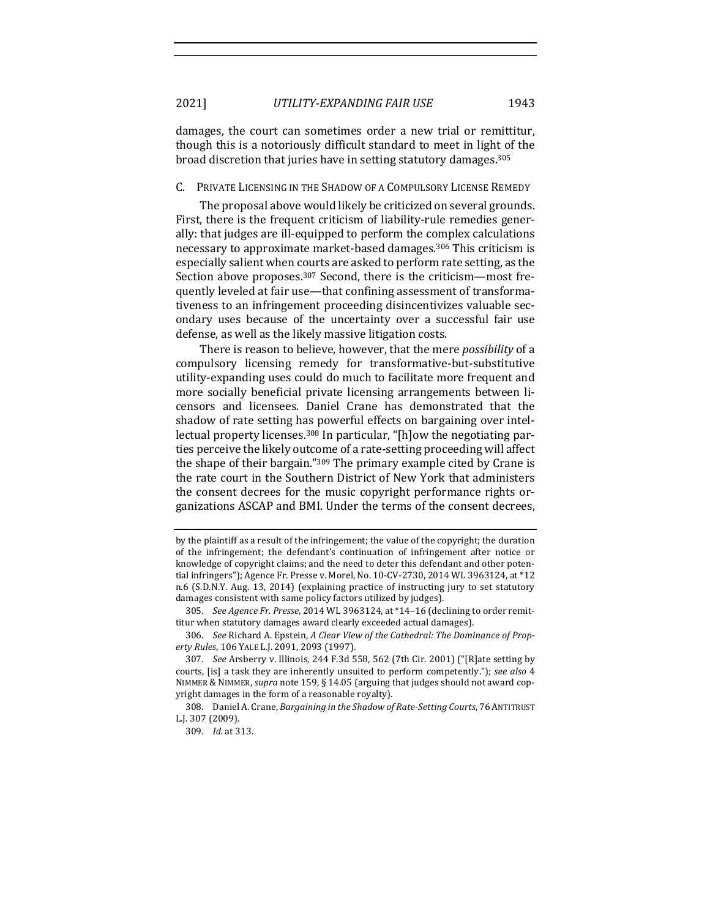damages, the court can sometimes order a new trial or remittitur, though this is a notoriously difficult standard to meet in light of the broad discretion that juries have in setting statutory damages.[305]

### C. PRIVATE LICENSING IN THE SHADOW OF A COMPULSORY LICENSE REMEDY

The proposal above would likely be criticized on several grounds. First, there is the frequent criticism of liability-rule remedies generally: that judges are ill-equipped to perform the complex calculations necessary to approximate market-based damages.[306] This criticism is especially salient when courts are asked to perform rate setting, as the Section above proposes.[307] Second, there is the criticism—most frequently leveled at fair use—that confining assessment of transformativeness to an infringement proceeding disincentivizes valuable secondary uses because of the uncertainty over a successful fair use defense, as well as the likely massive litigation costs.

There is reason to believe, however, that the mere *possibility* of a compulsory licensing remedy for transformative-but-substitutive utility-expanding uses could do much to facilitate more frequent and more socially beneficial private licensing arrangements between licensors and licensees. Daniel Crane has demonstrated that the shadow of rate setting has powerful effects on bargaining over intellectual property licenses.[308] In particular, "[h]ow the negotiating parties perceive the likely outcome of a rate-setting proceeding will affect the shape of their bargain."[309] The primary example cited by Crane is the rate court in the Southern District of New York that administers the consent decrees for the music copyright performance rights organizations ASCAP and BMI. Under the terms of the consent decrees,

---

by the plaintiff as a result of the infringement; the value of the copyright; the duration of the infringement; the defendant's continuation of infringement after notice or knowledge of copyright claims; and the need to deter this defendant and other potential infringers"); Agence Fr. Presse v. Morel, No. 10-CV-2730, 2014 WL 3963124, at *12 n.6 (S.D.N.Y. Aug. 13, 2014) (explaining practice of instructing jury to set statutory damages consistent with same policy factors utilized by judges).

305. *See Agence Fr. Presse*, 2014 WL 3963124, at *14–16 (declining to order remittitur when statutory damages award clearly exceeded actual damages).

306. *See* Richard A. Epstein, *A Clear View of the Cathedral: The Dominance of Property Rules*, 106 YALE L.J. 2091, 2093 (1997).

307. *See* Arsberry v. Illinois, 244 F.3d 558, 562 (7th Cir. 2001) ("[R]ate setting by courts, [is] a task they are inherently unsuited to perform competently."); *see also* 4 NIMMER & NIMMER, *supra* note 159, § 14.05 (arguing that judges should not award copyright damages in the form of a reasonable royalty).

308. Daniel A. Crane, *Bargaining in the Shadow of Rate-Setting Courts*, 76 ANTITRUST L.J. 307 (2009).

309. *Id.* at 313.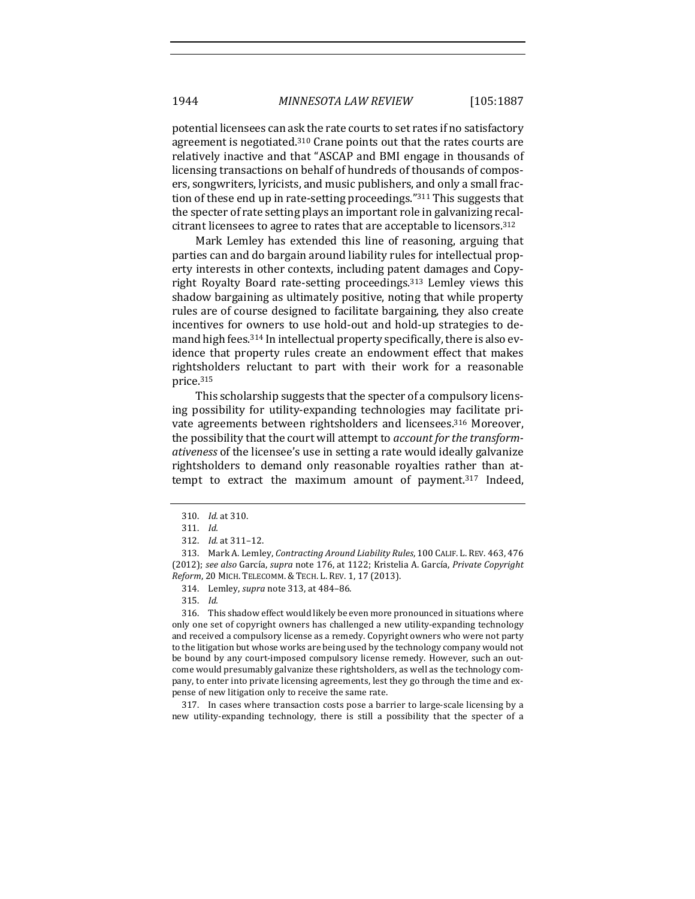potential licensees can ask the rate courts to set rates if no satisfactory agreement is negotiated.[310] Crane points out that the rates courts are relatively inactive and that "ASCAP and BMI engage in thousands of licensing transactions on behalf of hundreds of thousands of composers, songwriters, lyricists, and music publishers, and only a small fraction of these end up in rate-setting proceedings."[311] This suggests that the specter of rate setting plays an important role in galvanizing recalcitrant licensees to agree to rates that are acceptable to licensors.[312]

Mark Lemley has extended this line of reasoning, arguing that parties can and do bargain around liability rules for intellectual property interests in other contexts, including patent damages and Copyright Royalty Board rate-setting proceedings.[313] Lemley views this shadow bargaining as ultimately positive, noting that while property rules are of course designed to facilitate bargaining, they also create incentives for owners to use hold-out and hold-up strategies to demand high fees.[314] In intellectual property specifically, there is also evidence that property rules create an endowment effect that makes rightsholders reluctant to part with their work for a reasonable price.[315]

This scholarship suggests that the specter of a compulsory licensing possibility for utility-expanding technologies may facilitate private agreements between rightsholders and licensees.[316] Moreover, the possibility that the court will attempt to *account for the transformativeness* of the licensee's use in setting a rate would ideally galvanize rightsholders to demand only reasonable royalties rather than attempt to extract the maximum amount of payment.[317] Indeed,

---

310. *Id.* at 310.

311. *Id.*

312. *Id.* at 311–12.

313. Mark A. Lemley, *Contracting Around Liability Rules*, 100 CALIF. L. REV. 463, 476 (2012); *see also* García, *supra* note 176, at 1122; Kristelia A. García, *Private Copyright Reform*, 20 MICH. TELECOMM. & TECH. L. REV. 1, 17 (2013).

314. Lemley, *supra* note 313, at 484–86.

315. *Id.*

316. This shadow effect would likely be even more pronounced in situations where only one set of copyright owners has challenged a new utility-expanding technology and received a compulsory license as a remedy. Copyright owners who were not party to the litigation but whose works are being used by the technology company would not be bound by any court-imposed compulsory license remedy. However, such an outcome would presumably galvanize these rightsholders, as well as the technology company, to enter into private licensing agreements, lest they go through the time and expense of new litigation only to receive the same rate.

317. In cases where transaction costs pose a barrier to large-scale licensing by a new utility-expanding technology, there is still a possibility that the specter of a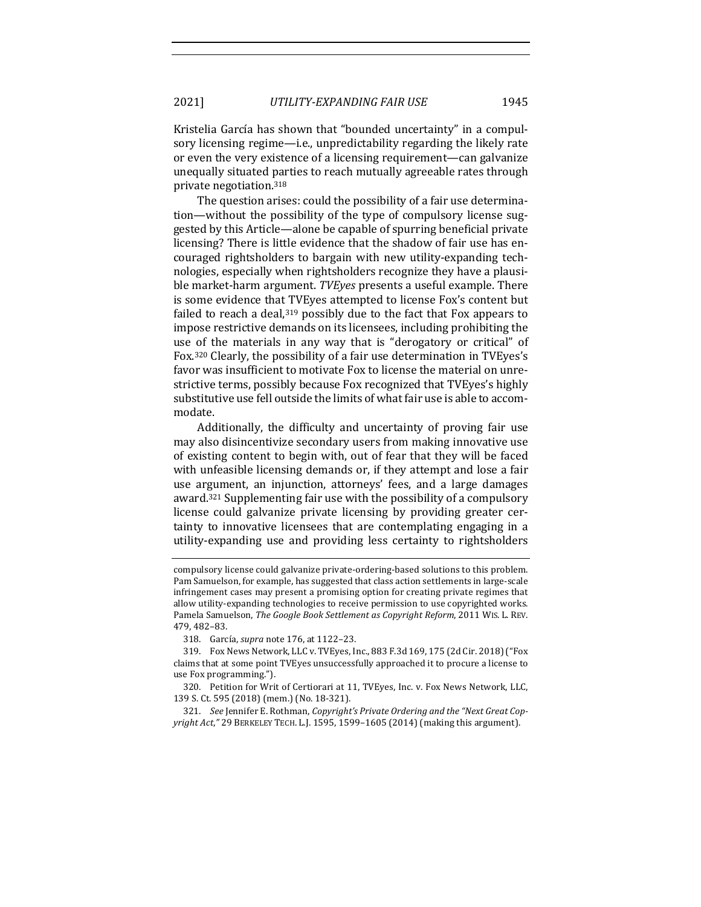Kristelia García has shown that "bounded uncertainty" in a compulsory licensing regime—i.e., unpredictability regarding the likely rate or even the very existence of a licensing requirement—can galvanize unequally situated parties to reach mutually agreeable rates through private negotiation.[318]

The question arises: could the possibility of a fair use determination—without the possibility of the type of compulsory license suggested by this Article—alone be capable of spurring beneficial private licensing? There is little evidence that the shadow of fair use has encouraged rightsholders to bargain with new utility-expanding technologies, especially when rightsholders recognize they have a plausible market-harm argument. *TVEyes* presents a useful example. There is some evidence that TVEyes attempted to license Fox's content but failed to reach a deal,[319] possibly due to the fact that Fox appears to impose restrictive demands on its licensees, including prohibiting the use of the materials in any way that is "derogatory or critical" of Fox.[320] Clearly, the possibility of a fair use determination in TVEyes's favor was insufficient to motivate Fox to license the material on unrestrictive terms, possibly because Fox recognized that TVEyes's highly substitutive use fell outside the limits of what fair use is able to accommodate.

Additionally, the difficulty and uncertainty of proving fair use may also disincentivize secondary users from making innovative use of existing content to begin with, out of fear that they will be faced with unfeasible licensing demands or, if they attempt and lose a fair use argument, an injunction, attorneys' fees, and a large damages award.[321] Supplementing fair use with the possibility of a compulsory license could galvanize private licensing by providing greater certainty to innovative licensees that are contemplating engaging in a utility-expanding use and providing less certainty to rightsholders

---

compulsory license could galvanize private-ordering-based solutions to this problem. Pam Samuelson, for example, has suggested that class action settlements in large-scale infringement cases may present a promising option for creating private regimes that allow utility-expanding technologies to receive permission to use copyrighted works. Pamela Samuelson, *The Google Book Settlement as Copyright Reform*, 2011 WIS. L. REV. 479, 482–83.

318. García, *supra* note 176, at 1122–23.

319. Fox News Network, LLC v. TVEyes, Inc., 883 F.3d 169, 175 (2d Cir. 2018) ("Fox claims that at some point TVEyes unsuccessfully approached it to procure a license to use Fox programming.").

320. Petition for Writ of Certiorari at 11, TVEyes, Inc. v. Fox News Network, LLC, 139 S. Ct. 595 (2018) (mem.) (No. 18-321).

321. *See* Jennifer E. Rothman, *Copyright's Private Ordering and the "Next Great Copyright Act,"* 29 BERKELEY TECH. L.J. 1595, 1599–1605 (2014) (making this argument).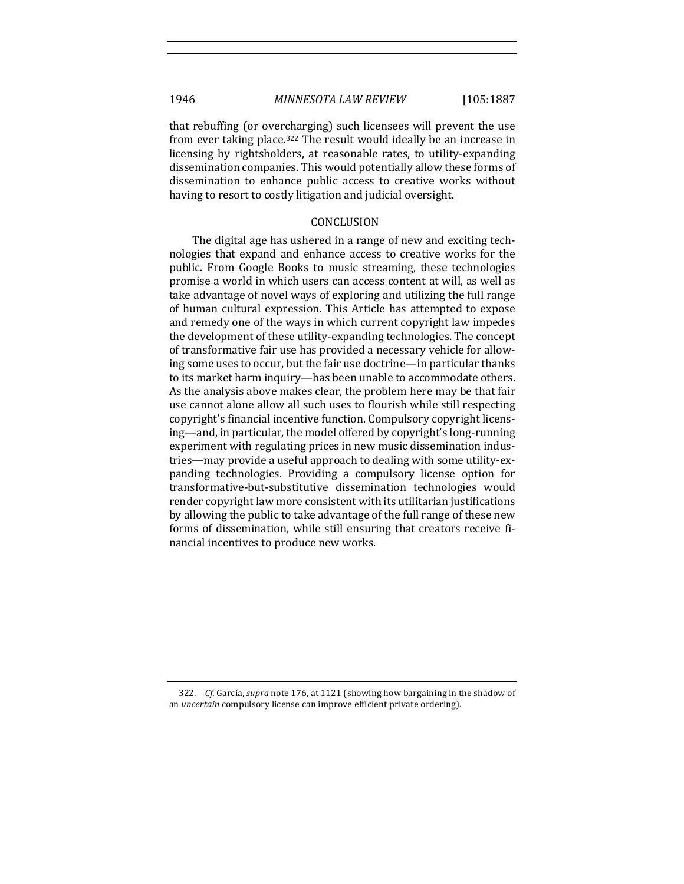that rebuffing (or overcharging) such licensees will prevent the use from ever taking place.[322] The result would ideally be an increase in licensing by rightsholders, at reasonable rates, to utility-expanding dissemination companies. This would potentially allow these forms of dissemination to enhance public access to creative works without having to resort to costly litigation and judicial oversight.

## CONCLUSION

The digital age has ushered in a range of new and exciting technologies that expand and enhance access to creative works for the public. From Google Books to music streaming, these technologies promise a world in which users can access content at will, as well as take advantage of novel ways of exploring and utilizing the full range of human cultural expression. This Article has attempted to expose and remedy one of the ways in which current copyright law impedes the development of these utility-expanding technologies. The concept of transformative fair use has provided a necessary vehicle for allowing some uses to occur, but the fair use doctrine—in particular thanks to its market harm inquiry—has been unable to accommodate others. As the analysis above makes clear, the problem here may be that fair use cannot alone allow all such uses to flourish while still respecting copyright's financial incentive function. Compulsory copyright licensing—and, in particular, the model offered by copyright's long-running experiment with regulating prices in new music dissemination industries—may provide a useful approach to dealing with some utility-expanding technologies. Providing a compulsory license option for transformative-but-substitutive dissemination technologies would render copyright law more consistent with its utilitarian justifications by allowing the public to take advantage of the full range of these new forms of dissemination, while still ensuring that creators receive financial incentives to produce new works.

322. *Cf.* García, *supra* note 176, at 1121 (showing how bargaining in the shadow of an *uncertain* compulsory license can improve efficient private ordering).